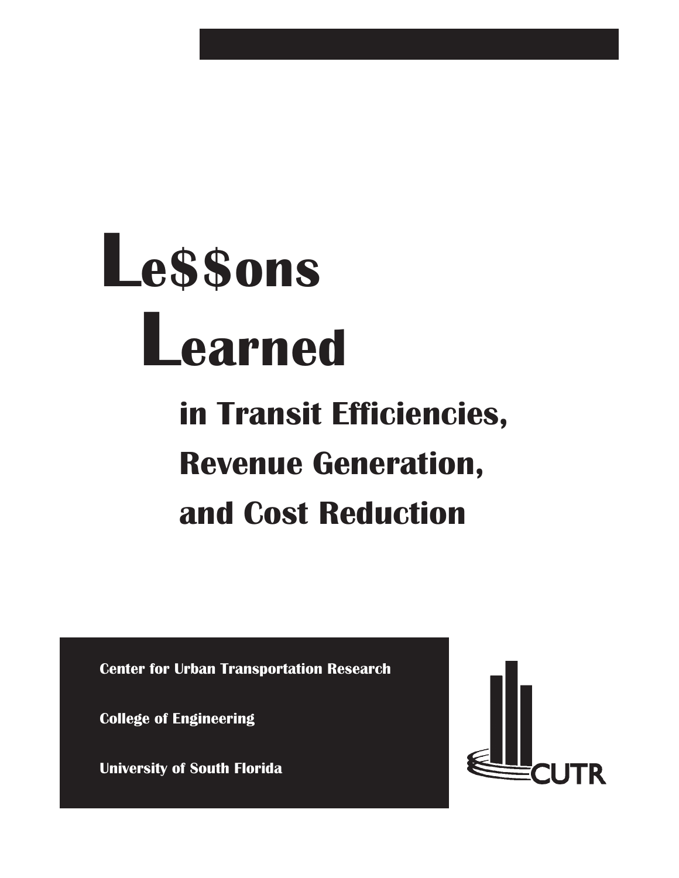# Le$$ons Learned

## in Transit Efficiencies, Revenue Generation, and Cost Reduction

**Center for Urban Transportation Research**

**College of Engineering**

**University of South Florida**

CUTR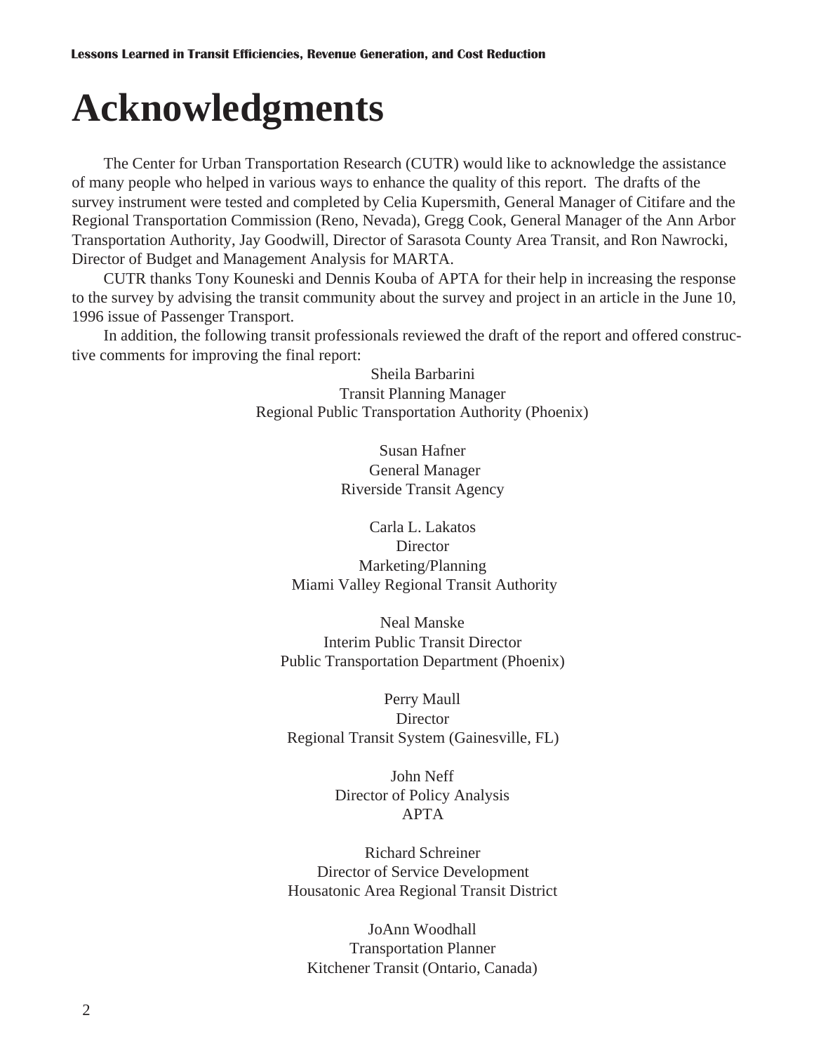# Acknowledgments

The Center for Urban Transportation Research (CUTR) would like to acknowledge the assistance of many people who helped in various ways to enhance the quality of this report. The drafts of the survey instrument were tested and completed by Celia Kupersmith, General Manager of Citifare and the Regional Transportation Commission (Reno, Nevada), Gregg Cook, General Manager of the Ann Arbor Transportation Authority, Jay Goodwill, Director of Sarasota County Area Transit, and Ron Nawrocki, Director of Budget and Management Analysis for MARTA.

CUTR thanks Tony Kouneski and Dennis Kouba of APTA for their help in increasing the response to the survey by advising the transit community about the survey and project in an article in the June 10, 1996 issue of Passenger Transport.

In addition, the following transit professionals reviewed the draft of the report and offered constructive comments for improving the final report:

Sheila Barbarini
Transit Planning Manager
Regional Public Transportation Authority (Phoenix)

Susan Hafner
General Manager
Riverside Transit Agency

Carla L. Lakatos
Director
Marketing/Planning
Miami Valley Regional Transit Authority

Neal Manske
Interim Public Transit Director
Public Transportation Department (Phoenix)

Perry Maull
Director
Regional Transit System (Gainesville, FL)

John Neff
Director of Policy Analysis
APTA

Richard Schreiner
Director of Service Development
Housatonic Area Regional Transit District

JoAnn Woodhall
Transportation Planner
Kitchener Transit (Ontario, Canada)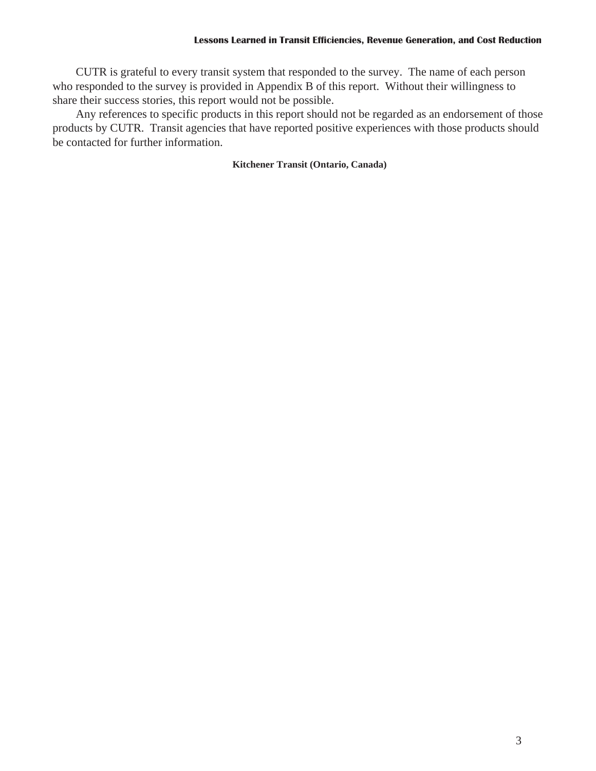CUTR is grateful to every transit system that responded to the survey. The name of each person who responded to the survey is provided in Appendix B of this report. Without their willingness to share their success stories, this report would not be possible.

Any references to specific products in this report should not be regarded as an endorsement of those products by CUTR. Transit agencies that have reported positive experiences with those products should be contacted for further information.

**Kitchener Transit (Ontario, Canada)**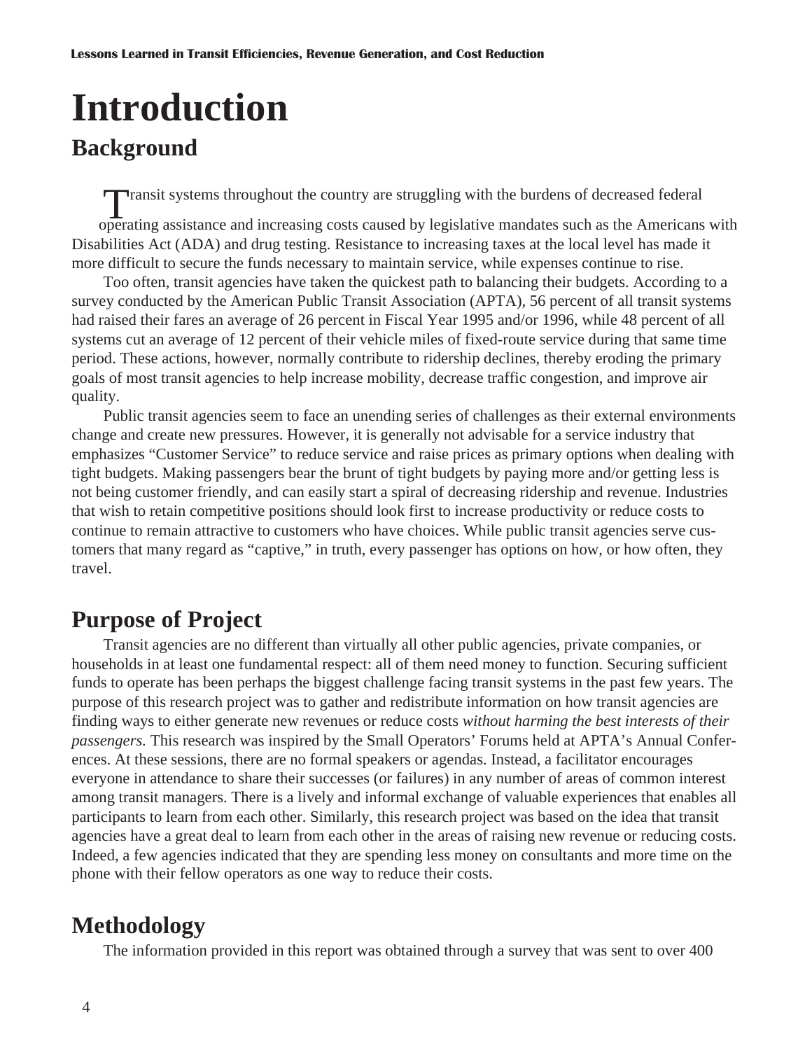# Introduction

## Background

Transit systems throughout the country are struggling with the burdens of decreased federal operating assistance and increasing costs caused by legislative mandates such as the Americans with Disabilities Act (ADA) and drug testing. Resistance to increasing taxes at the local level has made it more difficult to secure the funds necessary to maintain service, while expenses continue to rise.

Too often, transit agencies have taken the quickest path to balancing their budgets. According to a survey conducted by the American Public Transit Association (APTA), 56 percent of all transit systems had raised their fares an average of 26 percent in Fiscal Year 1995 and/or 1996, while 48 percent of all systems cut an average of 12 percent of their vehicle miles of fixed-route service during that same time period. These actions, however, normally contribute to ridership declines, thereby eroding the primary goals of most transit agencies to help increase mobility, decrease traffic congestion, and improve air quality.

Public transit agencies seem to face an unending series of challenges as their external environments change and create new pressures. However, it is generally not advisable for a service industry that emphasizes "Customer Service" to reduce service and raise prices as primary options when dealing with tight budgets. Making passengers bear the brunt of tight budgets by paying more and/or getting less is not being customer friendly, and can easily start a spiral of decreasing ridership and revenue. Industries that wish to retain competitive positions should look first to increase productivity or reduce costs to continue to remain attractive to customers who have choices. While public transit agencies serve customers that many regard as "captive," in truth, every passenger has options on how, or how often, they travel.

## Purpose of Project

Transit agencies are no different than virtually all other public agencies, private companies, or households in at least one fundamental respect: all of them need money to function. Securing sufficient funds to operate has been perhaps the biggest challenge facing transit systems in the past few years. The purpose of this research project was to gather and redistribute information on how transit agencies are finding ways to either generate new revenues or reduce costs *without harming the best interests of their passengers*. This research was inspired by the Small Operators' Forums held at APTA's Annual Conferences. At these sessions, there are no formal speakers or agendas. Instead, a facilitator encourages everyone in attendance to share their successes (or failures) in any number of areas of common interest among transit managers. There is a lively and informal exchange of valuable experiences that enables all participants to learn from each other. Similarly, this research project was based on the idea that transit agencies have a great deal to learn from each other in the areas of raising new revenue or reducing costs. Indeed, a few agencies indicated that they are spending less money on consultants and more time on the phone with their fellow operators as one way to reduce their costs.

## Methodology

The information provided in this report was obtained through a survey that was sent to over 400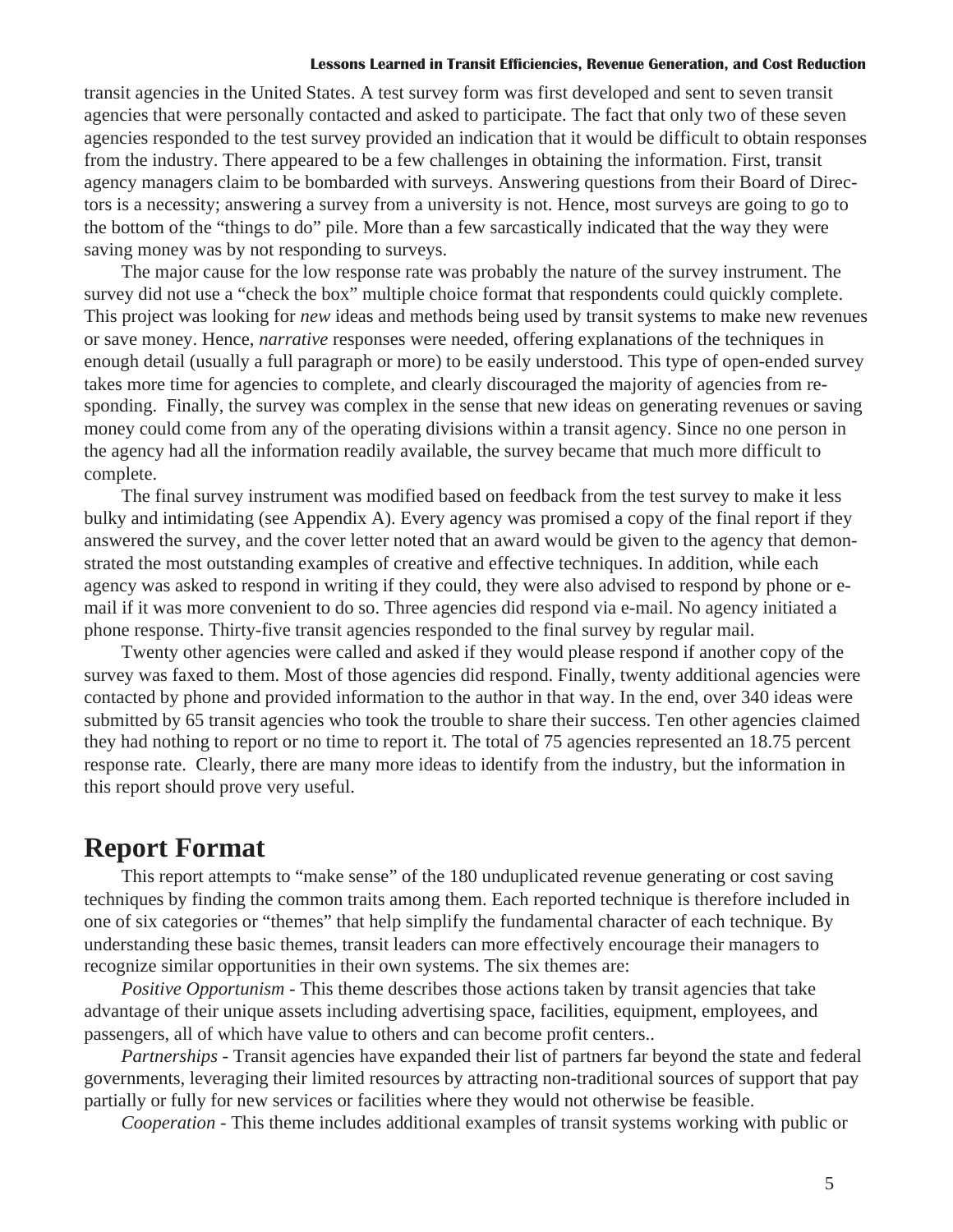transit agencies in the United States. A test survey form was first developed and sent to seven transit agencies that were personally contacted and asked to participate. The fact that only two of these seven agencies responded to the test survey provided an indication that it would be difficult to obtain responses from the industry. There appeared to be a few challenges in obtaining the information. First, transit agency managers claim to be bombarded with surveys. Answering questions from their Board of Directors is a necessity; answering a survey from a university is not. Hence, most surveys are going to go to the bottom of the "things to do" pile. More than a few sarcastically indicated that the way they were saving money was by not responding to surveys.

The major cause for the low response rate was probably the nature of the survey instrument. The survey did not use a "check the box" multiple choice format that respondents could quickly complete. This project was looking for *new* ideas and methods being used by transit systems to make new revenues or save money. Hence, *narrative* responses were needed, offering explanations of the techniques in enough detail (usually a full paragraph or more) to be easily understood. This type of open-ended survey takes more time for agencies to complete, and clearly discouraged the majority of agencies from responding. Finally, the survey was complex in the sense that new ideas on generating revenues or saving money could come from any of the operating divisions within a transit agency. Since no one person in the agency had all the information readily available, the survey became that much more difficult to complete.

The final survey instrument was modified based on feedback from the test survey to make it less bulky and intimidating (see Appendix A). Every agency was promised a copy of the final report if they answered the survey, and the cover letter noted that an award would be given to the agency that demonstrated the most outstanding examples of creative and effective techniques. In addition, while each agency was asked to respond in writing if they could, they were also advised to respond by phone or e-mail if it was more convenient to do so. Three agencies did respond via e-mail. No agency initiated a phone response. Thirty-five transit agencies responded to the final survey by regular mail.

Twenty other agencies were called and asked if they would please respond if another copy of the survey was faxed to them. Most of those agencies did respond. Finally, twenty additional agencies were contacted by phone and provided information to the author in that way. In the end, over 340 ideas were submitted by 65 transit agencies who took the trouble to share their success. Ten other agencies claimed they had nothing to report or no time to report it. The total of 75 agencies represented an 18.75 percent response rate. Clearly, there are many more ideas to identify from the industry, but the information in this report should prove very useful.

## Report Format

This report attempts to "make sense" of the 180 unduplicated revenue generating or cost saving techniques by finding the common traits among them. Each reported technique is therefore included in one of six categories or "themes" that help simplify the fundamental character of each technique. By understanding these basic themes, transit leaders can more effectively encourage their managers to recognize similar opportunities in their own systems. The six themes are:

*Positive Opportunism* - This theme describes those actions taken by transit agencies that take advantage of their unique assets including advertising space, facilities, equipment, employees, and passengers, all of which have value to others and can become profit centers..

*Partnerships* - Transit agencies have expanded their list of partners far beyond the state and federal governments, leveraging their limited resources by attracting non-traditional sources of support that pay partially or fully for new services or facilities where they would not otherwise be feasible.

*Cooperation* - This theme includes additional examples of transit systems working with public or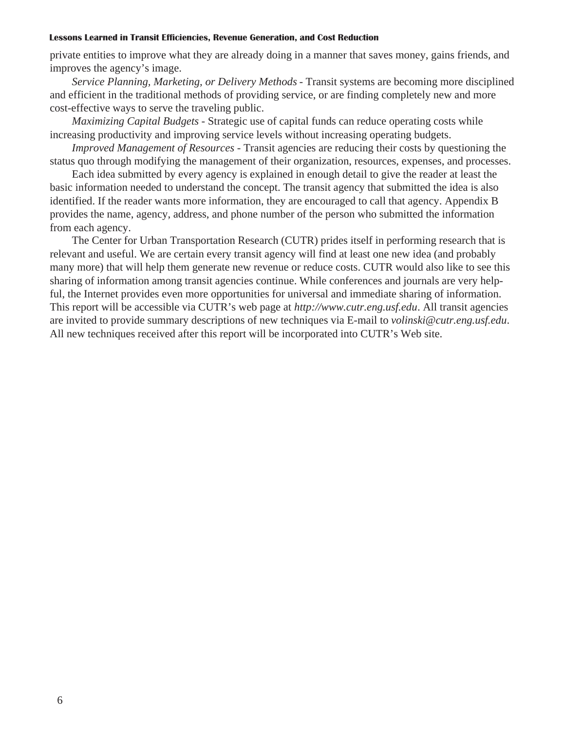private entities to improve what they are already doing in a manner that saves money, gains friends, and improves the agency's image.

*Service Planning, Marketing, or Delivery Methods* - Transit systems are becoming more disciplined and efficient in the traditional methods of providing service, or are finding completely new and more cost-effective ways to serve the traveling public.

*Maximizing Capital Budgets* - Strategic use of capital funds can reduce operating costs while increasing productivity and improving service levels without increasing operating budgets.

*Improved Management of Resources* - Transit agencies are reducing their costs by questioning the status quo through modifying the management of their organization, resources, expenses, and processes.

Each idea submitted by every agency is explained in enough detail to give the reader at least the basic information needed to understand the concept. The transit agency that submitted the idea is also identified. If the reader wants more information, they are encouraged to call that agency. Appendix B provides the name, agency, address, and phone number of the person who submitted the information from each agency.

The Center for Urban Transportation Research (CUTR) prides itself in performing research that is relevant and useful. We are certain every transit agency will find at least one new idea (and probably many more) that will help them generate new revenue or reduce costs. CUTR would also like to see this sharing of information among transit agencies continue. While conferences and journals are very helpful, the Internet provides even more opportunities for universal and immediate sharing of information. This report will be accessible via CUTR's web page at *http://www.cutr.eng.usf.edu*. All transit agencies are invited to provide summary descriptions of new techniques via E-mail to *volinski@cutr.eng.usf.edu*. All new techniques received after this report will be incorporated into CUTR's Web site.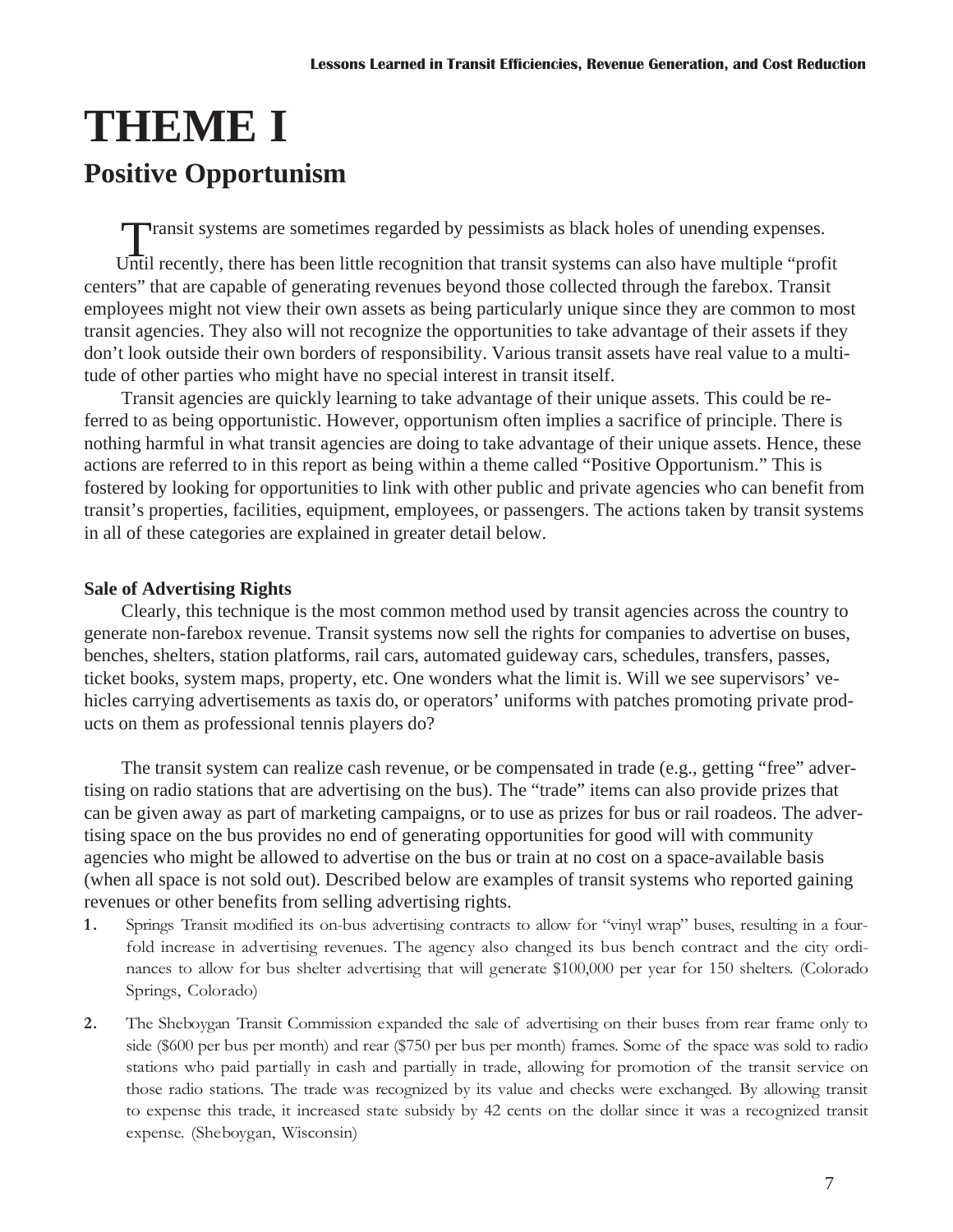# THEME I

## Positive Opportunism

Transit systems are sometimes regarded by pessimists as black holes of unending expenses. Until recently, there has been little recognition that transit systems can also have multiple "profit centers" that are capable of generating revenues beyond those collected through the farebox. Transit employees might not view their own assets as being particularly unique since they are common to most transit agencies. They also will not recognize the opportunities to take advantage of their assets if they don't look outside their own borders of responsibility. Various transit assets have real value to a multitude of other parties who might have no special interest in transit itself.

Transit agencies are quickly learning to take advantage of their unique assets. This could be referred to as being opportunistic. However, opportunism often implies a sacrifice of principle. There is nothing harmful in what transit agencies are doing to take advantage of their unique assets. Hence, these actions are referred to in this report as being within a theme called "Positive Opportunism." This is fostered by looking for opportunities to link with other public and private agencies who can benefit from transit's properties, facilities, equipment, employees, or passengers. The actions taken by transit systems in all of these categories are explained in greater detail below.

**Sale of Advertising Rights**

Clearly, this technique is the most common method used by transit agencies across the country to generate non-farebox revenue. Transit systems now sell the rights for companies to advertise on buses, benches, shelters, station platforms, rail cars, automated guideway cars, schedules, transfers, passes, ticket books, system maps, property, etc. One wonders what the limit is. Will we see supervisors' vehicles carrying advertisements as taxis do, or operators' uniforms with patches promoting private products on them as professional tennis players do?

The transit system can realize cash revenue, or be compensated in trade (e.g., getting "free" advertising on radio stations that are advertising on the bus). The "trade" items can also provide prizes that can be given away as part of marketing campaigns, or to use as prizes for bus or rail roadeos. The advertising space on the bus provides no end of generating opportunities for good will with community agencies who might be allowed to advertise on the bus or train at no cost on a space-available basis (when all space is not sold out). Described below are examples of transit systems who reported gaining revenues or other benefits from selling advertising rights.

1. Springs Transit modified its on-bus advertising contracts to allow for "vinyl wrap" buses, resulting in a four-fold increase in advertising revenues. The agency also changed its bus bench contract and the city ordinances to allow for bus shelter advertising that will generate $100,000 per year for 150 shelters. (Colorado Springs, Colorado)

2. The Sheboygan Transit Commission expanded the sale of advertising on their buses from rear frame only to side ($600 per bus per month) and rear ($750 per bus per month) frames. Some of the space was sold to radio stations who paid partially in cash and partially in trade, allowing for promotion of the transit service on those radio stations. The trade was recognized by its value and checks were exchanged. By allowing transit to expense this trade, it increased state subsidy by 42 cents on the dollar since it was a recognized transit expense. (Sheboygan, Wisconsin)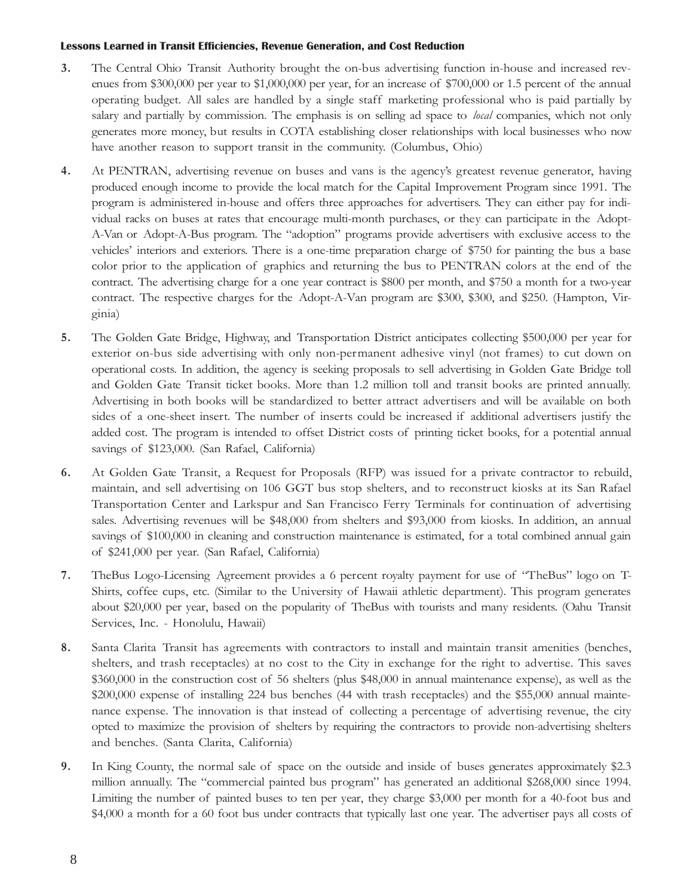3. The Central Ohio Transit Authority brought the on-bus advertising function in-house and increased revenues from $300,000 per year to $1,000,000 per year, for an increase of $700,000 or 1.5 percent of the annual operating budget. All sales are handled by a single staff marketing professional who is paid partially by salary and partially by commission. The emphasis is on selling ad space to *local* companies, which not only generates more money, but results in COTA establishing closer relationships with local businesses who now have another reason to support transit in the community. (Columbus, Ohio)

4. At PENTRAN, advertising revenue on buses and vans is the agency's greatest revenue generator, having produced enough income to provide the local match for the Capital Improvement Program since 1991. The program is administered in-house and offers three approaches for advertisers. They can either pay for individual racks on buses at rates that encourage multi-month purchases, or they can participate in the Adopt-A-Van or Adopt-A-Bus program. The "adoption" programs provide advertisers with exclusive access to the vehicles' interiors and exteriors. There is a one-time preparation charge of $750 for painting the bus a base color prior to the application of graphics and returning the bus to PENTRAN colors at the end of the contract. The advertising charge for a one year contract is $800 per month, and $750 a month for a two-year contract. The respective charges for the Adopt-A-Van program are $300, $300, and $250. (Hampton, Virginia)

5. The Golden Gate Bridge, Highway, and Transportation District anticipates collecting $500,000 per year for exterior on-bus side advertising with only non-permanent adhesive vinyl (not frames) to cut down on operational costs. In addition, the agency is seeking proposals to sell advertising in Golden Gate Bridge toll and Golden Gate Transit ticket books. More than 1.2 million toll and transit books are printed annually. Advertising in both books will be standardized to better attract advertisers and will be available on both sides of a one-sheet insert. The number of inserts could be increased if additional advertisers justify the added cost. The program is intended to offset District costs of printing ticket books, for a potential annual savings of $123,000. (San Rafael, California)

6. At Golden Gate Transit, a Request for Proposals (RFP) was issued for a private contractor to rebuild, maintain, and sell advertising on 106 GGT bus stop shelters, and to reconstruct kiosks at its San Rafael Transportation Center and Larkspur and San Francisco Ferry Terminals for continuation of advertising sales. Advertising revenues will be $48,000 from shelters and $93,000 from kiosks. In addition, an annual savings of $100,000 in cleaning and construction maintenance is estimated, for a total combined annual gain of $241,000 per year. (San Rafael, California)

7. TheBus Logo-Licensing Agreement provides a 6 percent royalty payment for use of "TheBus" logo on T-Shirts, coffee cups, etc. (Similar to the University of Hawaii athletic department). This program generates about $20,000 per year, based on the popularity of TheBus with tourists and many residents. (Oahu Transit Services, Inc. - Honolulu, Hawaii)

8. Santa Clarita Transit has agreements with contractors to install and maintain transit amenities (benches, shelters, and trash receptacles) at no cost to the City in exchange for the right to advertise. This saves $360,000 in the construction cost of 56 shelters (plus $48,000 in annual maintenance expense), as well as the $200,000 expense of installing 224 bus benches (44 with trash receptacles) and the $55,000 annual maintenance expense. The innovation is that instead of collecting a percentage of advertising revenue, the city opted to maximize the provision of shelters by requiring the contractors to provide non-advertising shelters and benches. (Santa Clarita, California)

9. In King County, the normal sale of space on the outside and inside of buses generates approximately $2.3 million annually. The "commercial painted bus program" has generated an additional $268,000 since 1994. Limiting the number of painted buses to ten per year, they charge $3,000 per month for a 40-foot bus and $4,000 a month for a 60 foot bus under contracts that typically last one year. The advertiser pays all costs of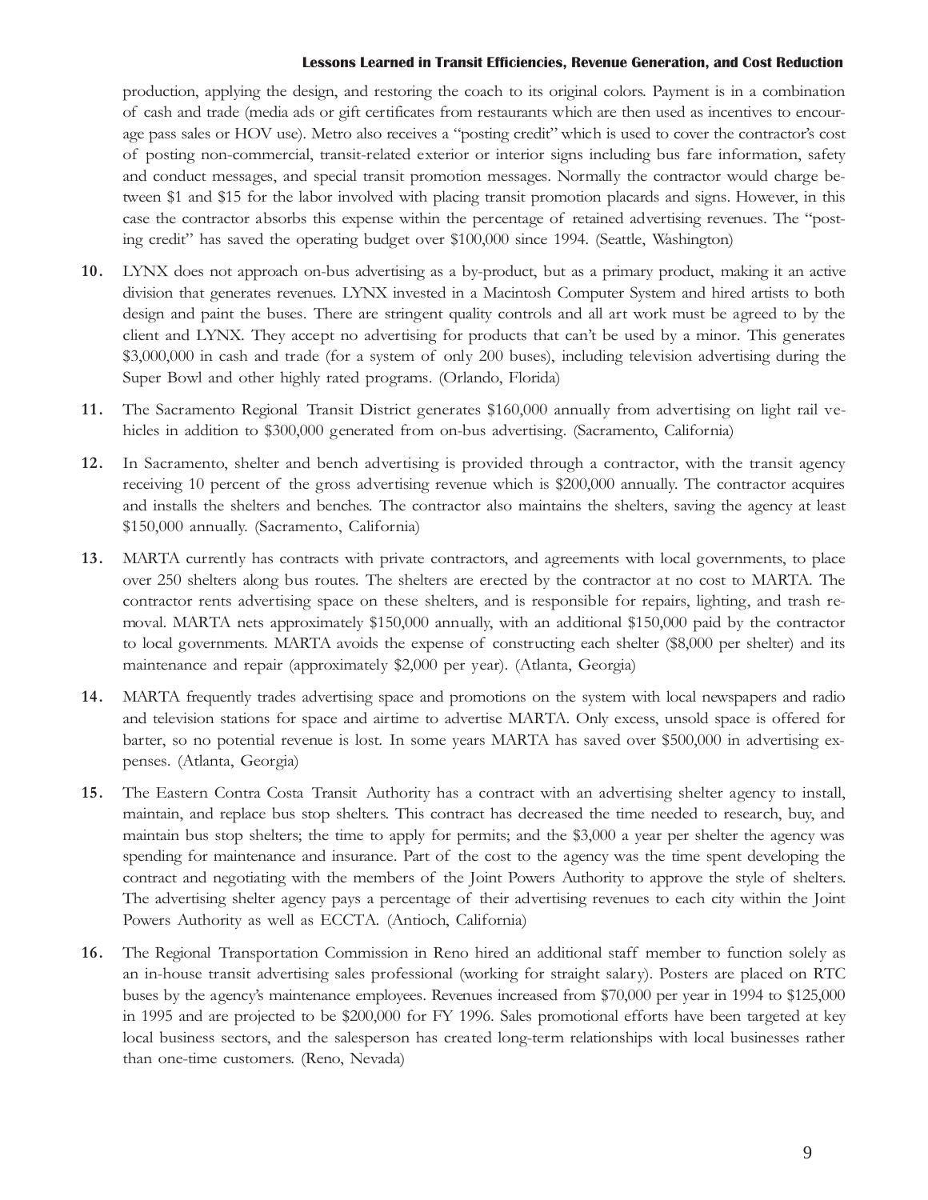production, applying the design, and restoring the coach to its original colors. Payment is in a combination of cash and trade (media ads or gift certificates from restaurants which are then used as incentives to encourage pass sales or HOV use). Metro also receives a "posting credit" which is used to cover the contractor's cost of posting non-commercial, transit-related exterior or interior signs including bus fare information, safety and conduct messages, and special transit promotion messages. Normally the contractor would charge between $1 and $15 for the labor involved with placing transit promotion placards and signs. However, in this case the contractor absorbs this expense within the percentage of retained advertising revenues. The "posting credit" has saved the operating budget over $100,000 since 1994. (Seattle, Washington)

10. LYNX does not approach on-bus advertising as a by-product, but as a primary product, making it an active division that generates revenues. LYNX invested in a Macintosh Computer System and hired artists to both design and paint the buses. There are stringent quality controls and all art work must be agreed to by the client and LYNX. They accept no advertising for products that can't be used by a minor. This generates $3,000,000 in cash and trade (for a system of only 200 buses), including television advertising during the Super Bowl and other highly rated programs. (Orlando, Florida)

11. The Sacramento Regional Transit District generates $160,000 annually from advertising on light rail vehicles in addition to $300,000 generated from on-bus advertising. (Sacramento, California)

12. In Sacramento, shelter and bench advertising is provided through a contractor, with the transit agency receiving 10 percent of the gross advertising revenue which is $200,000 annually. The contractor acquires and installs the shelters and benches. The contractor also maintains the shelters, saving the agency at least $150,000 annually. (Sacramento, California)

13. MARTA currently has contracts with private contractors, and agreements with local governments, to place over 250 shelters along bus routes. The shelters are erected by the contractor at no cost to MARTA. The contractor rents advertising space on these shelters, and is responsible for repairs, lighting, and trash removal. MARTA nets approximately $150,000 annually, with an additional $150,000 paid by the contractor to local governments. MARTA avoids the expense of constructing each shelter ($8,000 per shelter) and its maintenance and repair (approximately $2,000 per year). (Atlanta, Georgia)

14. MARTA frequently trades advertising space and promotions on the system with local newspapers and radio and television stations for space and airtime to advertise MARTA. Only excess, unsold space is offered for barter, so no potential revenue is lost. In some years MARTA has saved over $500,000 in advertising expenses. (Atlanta, Georgia)

15. The Eastern Contra Costa Transit Authority has a contract with an advertising shelter agency to install, maintain, and replace bus stop shelters. This contract has decreased the time needed to research, buy, and maintain bus stop shelters; the time to apply for permits; and the $3,000 a year per shelter the agency was spending for maintenance and insurance. Part of the cost to the agency was the time spent developing the contract and negotiating with the members of the Joint Powers Authority to approve the style of shelters. The advertising shelter agency pays a percentage of their advertising revenues to each city within the Joint Powers Authority as well as ECCTA. (Antioch, California)

16. The Regional Transportation Commission in Reno hired an additional staff member to function solely as an in-house transit advertising sales professional (working for straight salary). Posters are placed on RTC buses by the agency's maintenance employees. Revenues increased from $70,000 per year in 1994 to $125,000 in 1995 and are projected to be $200,000 for FY 1996. Sales promotional efforts have been targeted at key local business sectors, and the salesperson has created long-term relationships with local businesses rather than one-time customers. (Reno, Nevada)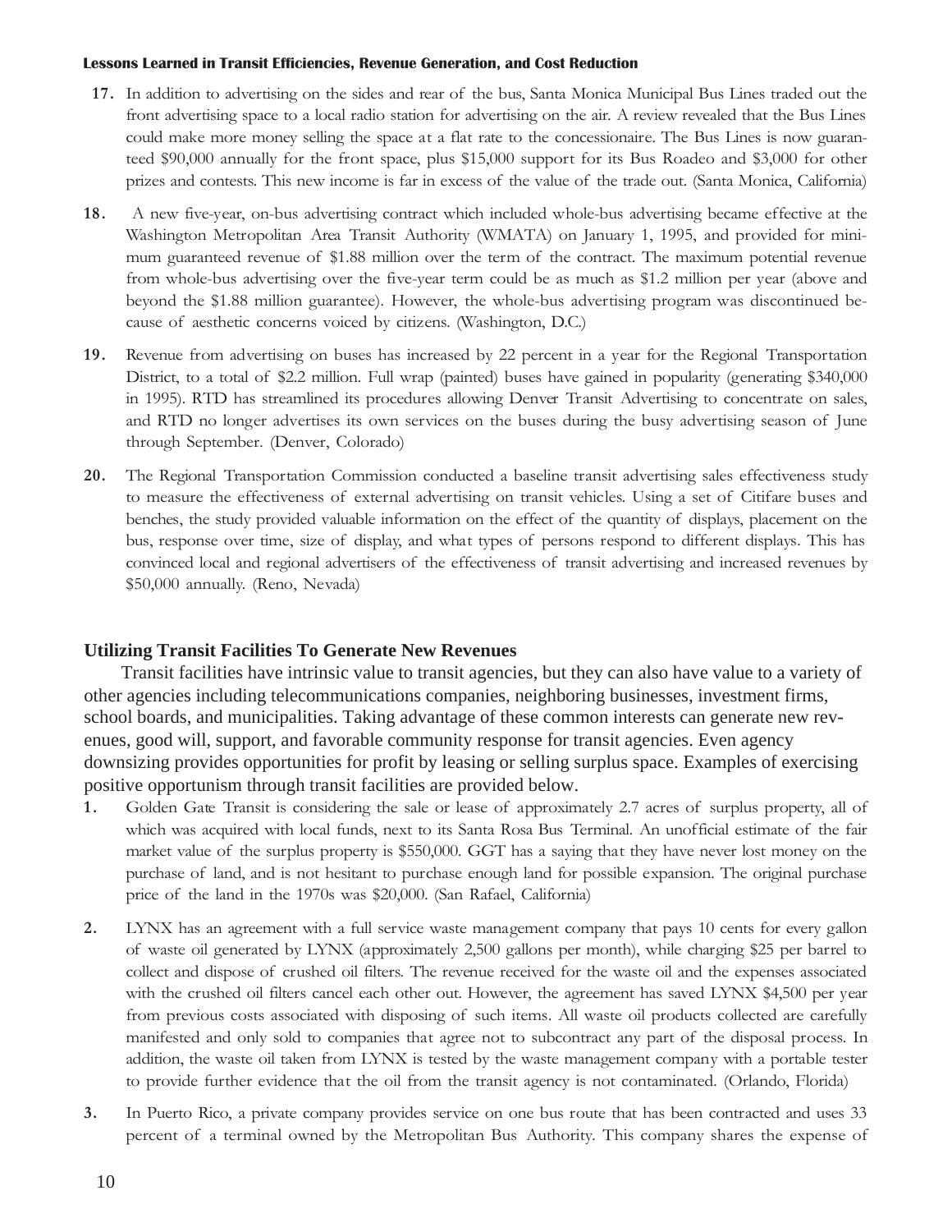17. In addition to advertising on the sides and rear of the bus, Santa Monica Municipal Bus Lines traded out the front advertising space to a local radio station for advertising on the air. A review revealed that the Bus Lines could make more money selling the space at a flat rate to the concessionaire. The Bus Lines is now guaranteed $90,000 annually for the front space, plus $15,000 support for its Bus Roadeo and $3,000 for other prizes and contests. This new income is far in excess of the value of the trade out. (Santa Monica, California)

18. A new five-year, on-bus advertising contract which included whole-bus advertising became effective at the Washington Metropolitan Area Transit Authority (WMATA) on January 1, 1995, and provided for minimum guaranteed revenue of $1.88 million over the term of the contract. The maximum potential revenue from whole-bus advertising over the five-year term could be as much as $1.2 million per year (above and beyond the $1.88 million guarantee). However, the whole-bus advertising program was discontinued because of aesthetic concerns voiced by citizens. (Washington, D.C.)

19. Revenue from advertising on buses has increased by 22 percent in a year for the Regional Transportation District, to a total of $2.2 million. Full wrap (painted) buses have gained in popularity (generating $340,000 in 1995). RTD has streamlined its procedures allowing Denver Transit Advertising to concentrate on sales, and RTD no longer advertises its own services on the buses during the busy advertising season of June through September. (Denver, Colorado)

20. The Regional Transportation Commission conducted a baseline transit advertising sales effectiveness study to measure the effectiveness of external advertising on transit vehicles. Using a set of Citifare buses and benches, the study provided valuable information on the effect of the quantity of displays, placement on the bus, response over time, size of display, and what types of persons respond to different displays. This has convinced local and regional advertisers of the effectiveness of transit advertising and increased revenues by $50,000 annually. (Reno, Nevada)

### Utilizing Transit Facilities To Generate New Revenues

Transit facilities have intrinsic value to transit agencies, but they can also have value to a variety of other agencies including telecommunications companies, neighboring businesses, investment firms, school boards, and municipalities. Taking advantage of these common interests can generate new revenues, good will, support, and favorable community response for transit agencies. Even agency downsizing provides opportunities for profit by leasing or selling surplus space. Examples of exercising positive opportunism through transit facilities are provided below.

1. Golden Gate Transit is considering the sale or lease of approximately 2.7 acres of surplus property, all of which was acquired with local funds, next to its Santa Rosa Bus Terminal. An unofficial estimate of the fair market value of the surplus property is $550,000. GGT has a saying that they have never lost money on the purchase of land, and is not hesitant to purchase enough land for possible expansion. The original purchase price of the land in the 1970s was $20,000. (San Rafael, California)

2. LYNX has an agreement with a full service waste management company that pays 10 cents for every gallon of waste oil generated by LYNX (approximately 2,500 gallons per month), while charging $25 per barrel to collect and dispose of crushed oil filters. The revenue received for the waste oil and the expenses associated with the crushed oil filters cancel each other out. However, the agreement has saved LYNX $4,500 per year from previous costs associated with disposing of such items. All waste oil products collected are carefully manifested and only sold to companies that agree not to subcontract any part of the disposal process. In addition, the waste oil taken from LYNX is tested by the waste management company with a portable tester to provide further evidence that the oil from the transit agency is not contaminated. (Orlando, Florida)

3. In Puerto Rico, a private company provides service on one bus route that has been contracted and uses 33 percent of a terminal owned by the Metropolitan Bus Authority. This company shares the expense of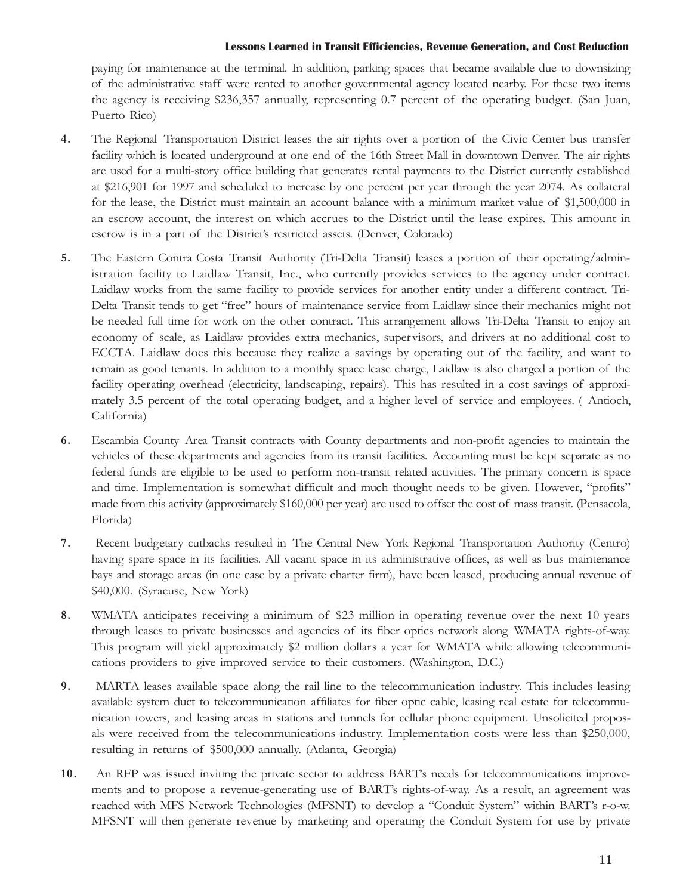paying for maintenance at the terminal. In addition, parking spaces that became available due to downsizing of the administrative staff were rented to another governmental agency located nearby. For these two items the agency is receiving $236,357 annually, representing 0.7 percent of the operating budget. (San Juan, Puerto Rico)

4. The Regional Transportation District leases the air rights over a portion of the Civic Center bus transfer facility which is located underground at one end of the 16th Street Mall in downtown Denver. The air rights are used for a multi-story office building that generates rental payments to the District currently established at $216,901 for 1997 and scheduled to increase by one percent per year through the year 2074. As collateral for the lease, the District must maintain an account balance with a minimum market value of $1,500,000 in an escrow account, the interest on which accrues to the District until the lease expires. This amount in escrow is in a part of the District's restricted assets. (Denver, Colorado)

5. The Eastern Contra Costa Transit Authority (Tri-Delta Transit) leases a portion of their operating/administration facility to Laidlaw Transit, Inc., who currently provides services to the agency under contract. Laidlaw works from the same facility to provide services for another entity under a different contract. Tri-Delta Transit tends to get "free" hours of maintenance service from Laidlaw since their mechanics might not be needed full time for work on the other contract. This arrangement allows Tri-Delta Transit to enjoy an economy of scale, as Laidlaw provides extra mechanics, supervisors, and drivers at no additional cost to ECCTA. Laidlaw does this because they realize a savings by operating out of the facility, and want to remain as good tenants. In addition to a monthly space lease charge, Laidlaw is also charged a portion of the facility operating overhead (electricity, landscaping, repairs). This has resulted in a cost savings of approximately 3.5 percent of the total operating budget, and a higher level of service and employees. ( Antioch, California)

6. Escambia County Area Transit contracts with County departments and non-profit agencies to maintain the vehicles of these departments and agencies from its transit facilities. Accounting must be kept separate as no federal funds are eligible to be used to perform non-transit related activities. The primary concern is space and time. Implementation is somewhat difficult and much thought needs to be given. However, "profits" made from this activity (approximately $160,000 per year) are used to offset the cost of mass transit. (Pensacola, Florida)

7. Recent budgetary cutbacks resulted in The Central New York Regional Transportation Authority (Centro) having spare space in its facilities. All vacant space in its administrative offices, as well as bus maintenance bays and storage areas (in one case by a private charter firm), have been leased, producing annual revenue of $40,000. (Syracuse, New York)

8. WMATA anticipates receiving a minimum of $23 million in operating revenue over the next 10 years through leases to private businesses and agencies of its fiber optics network along WMATA rights-of-way. This program will yield approximately $2 million dollars a year for WMATA while allowing telecommunications providers to give improved service to their customers. (Washington, D.C.)

9. MARTA leases available space along the rail line to the telecommunication industry. This includes leasing available system duct to telecommunication affiliates for fiber optic cable, leasing real estate for telecommunication towers, and leasing areas in stations and tunnels for cellular phone equipment. Unsolicited proposals were received from the telecommunications industry. Implementation costs were less than $250,000, resulting in returns of $500,000 annually. (Atlanta, Georgia)

10. An RFP was issued inviting the private sector to address BART's needs for telecommunications improvements and to propose a revenue-generating use of BART's rights-of-way. As a result, an agreement was reached with MFS Network Technologies (MFSNT) to develop a "Conduit System" within BART's r-o-w. MFSNT will then generate revenue by marketing and operating the Conduit System for use by private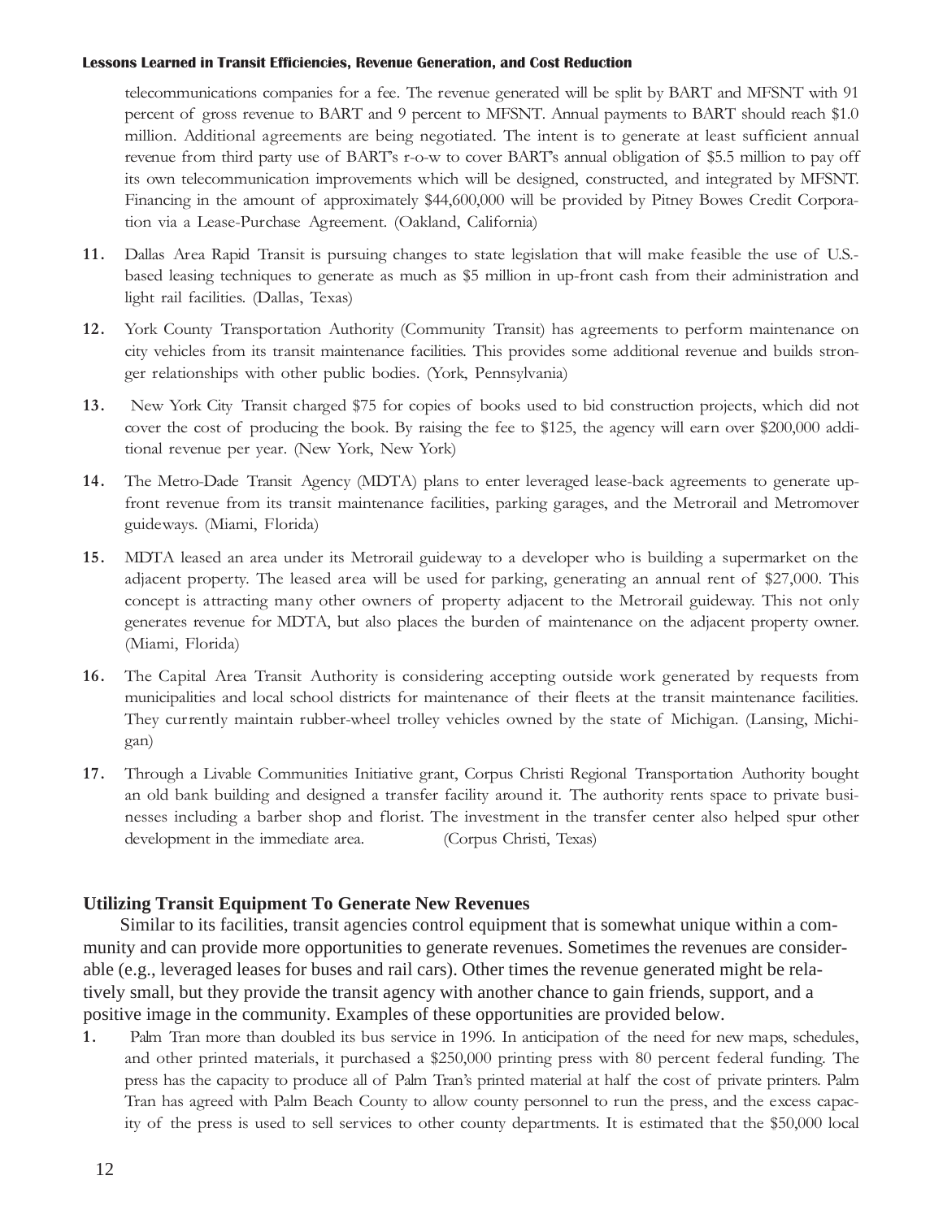telecommunications companies for a fee. The revenue generated will be split by BART and MFSNT with 91 percent of gross revenue to BART and 9 percent to MFSNT. Annual payments to BART should reach $1.0 million. Additional agreements are being negotiated. The intent is to generate at least sufficient annual revenue from third party use of BART's r-o-w to cover BART's annual obligation of $5.5 million to pay off its own telecommunication improvements which will be designed, constructed, and integrated by MFSNT. Financing in the amount of approximately $44,600,000 will be provided by Pitney Bowes Credit Corporation via a Lease-Purchase Agreement. (Oakland, California)

11. Dallas Area Rapid Transit is pursuing changes to state legislation that will make feasible the use of U.S.-based leasing techniques to generate as much as $5 million in up-front cash from their administration and light rail facilities. (Dallas, Texas)

12. York County Transportation Authority (Community Transit) has agreements to perform maintenance on city vehicles from its transit maintenance facilities. This provides some additional revenue and builds stronger relationships with other public bodies. (York, Pennsylvania)

13. New York City Transit charged $75 for copies of books used to bid construction projects, which did not cover the cost of producing the book. By raising the fee to $125, the agency will earn over $200,000 additional revenue per year. (New York, New York)

14. The Metro-Dade Transit Agency (MDTA) plans to enter leveraged lease-back agreements to generate up-front revenue from its transit maintenance facilities, parking garages, and the Metrorail and Metromover guideways. (Miami, Florida)

15. MDTA leased an area under its Metrorail guideway to a developer who is building a supermarket on the adjacent property. The leased area will be used for parking, generating an annual rent of $27,000. This concept is attracting many other owners of property adjacent to the Metrorail guideway. This not only generates revenue for MDTA, but also places the burden of maintenance on the adjacent property owner. (Miami, Florida)

16. The Capital Area Transit Authority is considering accepting outside work generated by requests from municipalities and local school districts for maintenance of their fleets at the transit maintenance facilities. They currently maintain rubber-wheel trolley vehicles owned by the state of Michigan. (Lansing, Michigan)

17. Through a Livable Communities Initiative grant, Corpus Christi Regional Transportation Authority bought an old bank building and designed a transfer facility around it. The authority rents space to private businesses including a barber shop and florist. The investment in the transfer center also helped spur other development in the immediate area. (Corpus Christi, Texas)

## Utilizing Transit Equipment To Generate New Revenues

Similar to its facilities, transit agencies control equipment that is somewhat unique within a community and can provide more opportunities to generate revenues. Sometimes the revenues are considerable (e.g., leveraged leases for buses and rail cars). Other times the revenue generated might be relatively small, but they provide the transit agency with another chance to gain friends, support, and a positive image in the community. Examples of these opportunities are provided below.

1. Palm Tran more than doubled its bus service in 1996. In anticipation of the need for new maps, schedules, and other printed materials, it purchased a $250,000 printing press with 80 percent federal funding. The press has the capacity to produce all of Palm Tran's printed material at half the cost of private printers. Palm Tran has agreed with Palm Beach County to allow county personnel to run the press, and the excess capacity of the press is used to sell services to other county departments. It is estimated that the $50,000 local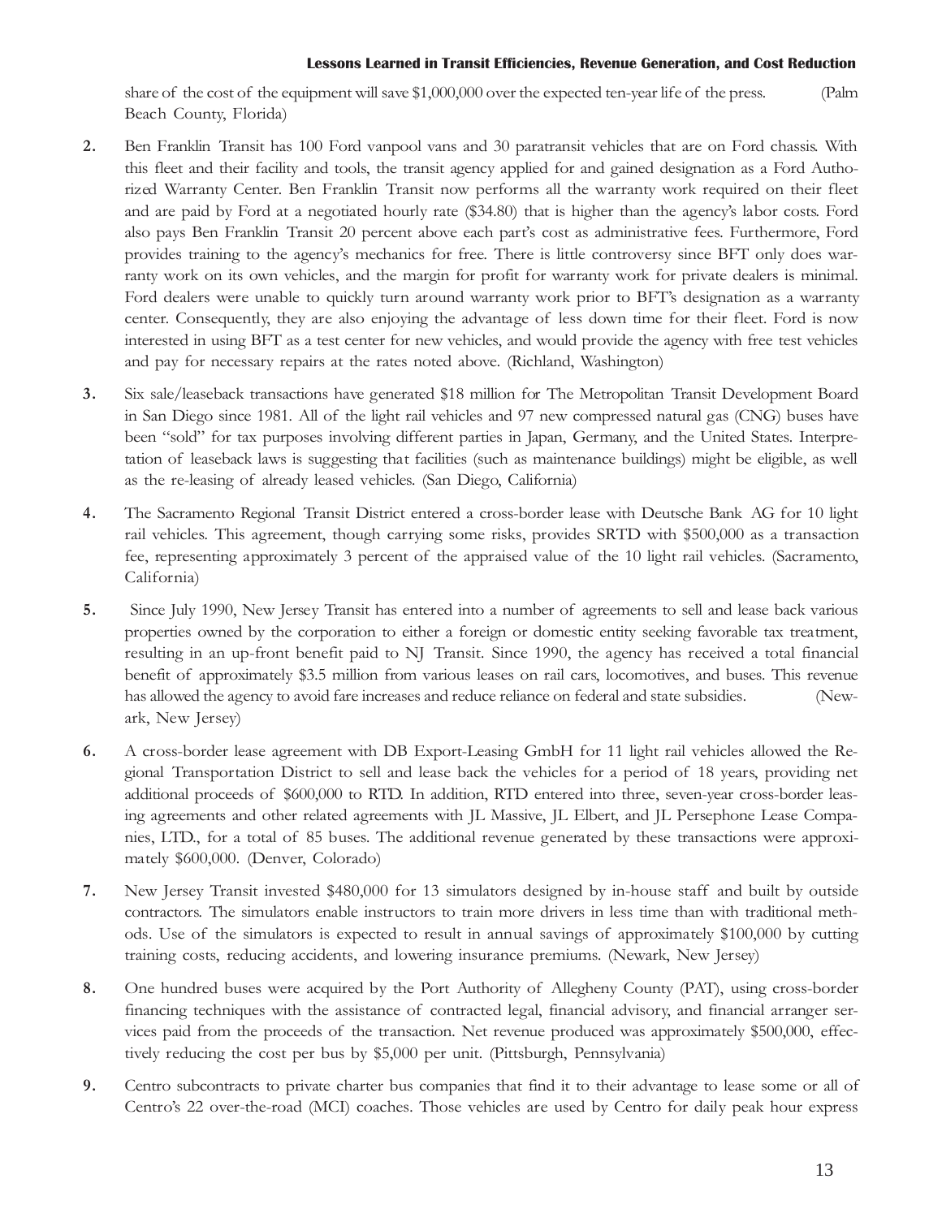share of the cost of the equipment will save $1,000,000 over the expected ten-year life of the press. (Palm Beach County, Florida)

2. Ben Franklin Transit has 100 Ford vanpool vans and 30 paratransit vehicles that are on Ford chassis. With this fleet and their facility and tools, the transit agency applied for and gained designation as a Ford Authorized Warranty Center. Ben Franklin Transit now performs all the warranty work required on their fleet and are paid by Ford at a negotiated hourly rate ($34.80) that is higher than the agency's labor costs. Ford also pays Ben Franklin Transit 20 percent above each part's cost as administrative fees. Furthermore, Ford provides training to the agency's mechanics for free. There is little controversy since BFT only does warranty work on its own vehicles, and the margin for profit for warranty work for private dealers is minimal. Ford dealers were unable to quickly turn around warranty work prior to BFT's designation as a warranty center. Consequently, they are also enjoying the advantage of less down time for their fleet. Ford is now interested in using BFT as a test center for new vehicles, and would provide the agency with free test vehicles and pay for necessary repairs at the rates noted above. (Richland, Washington)

3. Six sale/leaseback transactions have generated $18 million for The Metropolitan Transit Development Board in San Diego since 1981. All of the light rail vehicles and 97 new compressed natural gas (CNG) buses have been "sold" for tax purposes involving different parties in Japan, Germany, and the United States. Interpretation of leaseback laws is suggesting that facilities (such as maintenance buildings) might be eligible, as well as the re-leasing of already leased vehicles. (San Diego, California)

4. The Sacramento Regional Transit District entered a cross-border lease with Deutsche Bank AG for 10 light rail vehicles. This agreement, though carrying some risks, provides SRTD with $500,000 as a transaction fee, representing approximately 3 percent of the appraised value of the 10 light rail vehicles. (Sacramento, California)

5. Since July 1990, New Jersey Transit has entered into a number of agreements to sell and lease back various properties owned by the corporation to either a foreign or domestic entity seeking favorable tax treatment, resulting in an up-front benefit paid to NJ Transit. Since 1990, the agency has received a total financial benefit of approximately $3.5 million from various leases on rail cars, locomotives, and buses. This revenue has allowed the agency to avoid fare increases and reduce reliance on federal and state subsidies. (Newark, New Jersey)

6. A cross-border lease agreement with DB Export-Leasing GmbH for 11 light rail vehicles allowed the Regional Transportation District to sell and lease back the vehicles for a period of 18 years, providing net additional proceeds of $600,000 to RTD. In addition, RTD entered into three, seven-year cross-border leasing agreements and other related agreements with JL Massive, JL Elbert, and JL Persephone Lease Companies, LTD., for a total of 85 buses. The additional revenue generated by these transactions were approximately $600,000. (Denver, Colorado)

7. New Jersey Transit invested $480,000 for 13 simulators designed by in-house staff and built by outside contractors. The simulators enable instructors to train more drivers in less time than with traditional methods. Use of the simulators is expected to result in annual savings of approximately $100,000 by cutting training costs, reducing accidents, and lowering insurance premiums. (Newark, New Jersey)

8. One hundred buses were acquired by the Port Authority of Allegheny County (PAT), using cross-border financing techniques with the assistance of contracted legal, financial advisory, and financial arranger services paid from the proceeds of the transaction. Net revenue produced was approximately $500,000, effectively reducing the cost per bus by $5,000 per unit. (Pittsburgh, Pennsylvania)

9. Centro subcontracts to private charter bus companies that find it to their advantage to lease some or all of Centro's 22 over-the-road (MCI) coaches. Those vehicles are used by Centro for daily peak hour express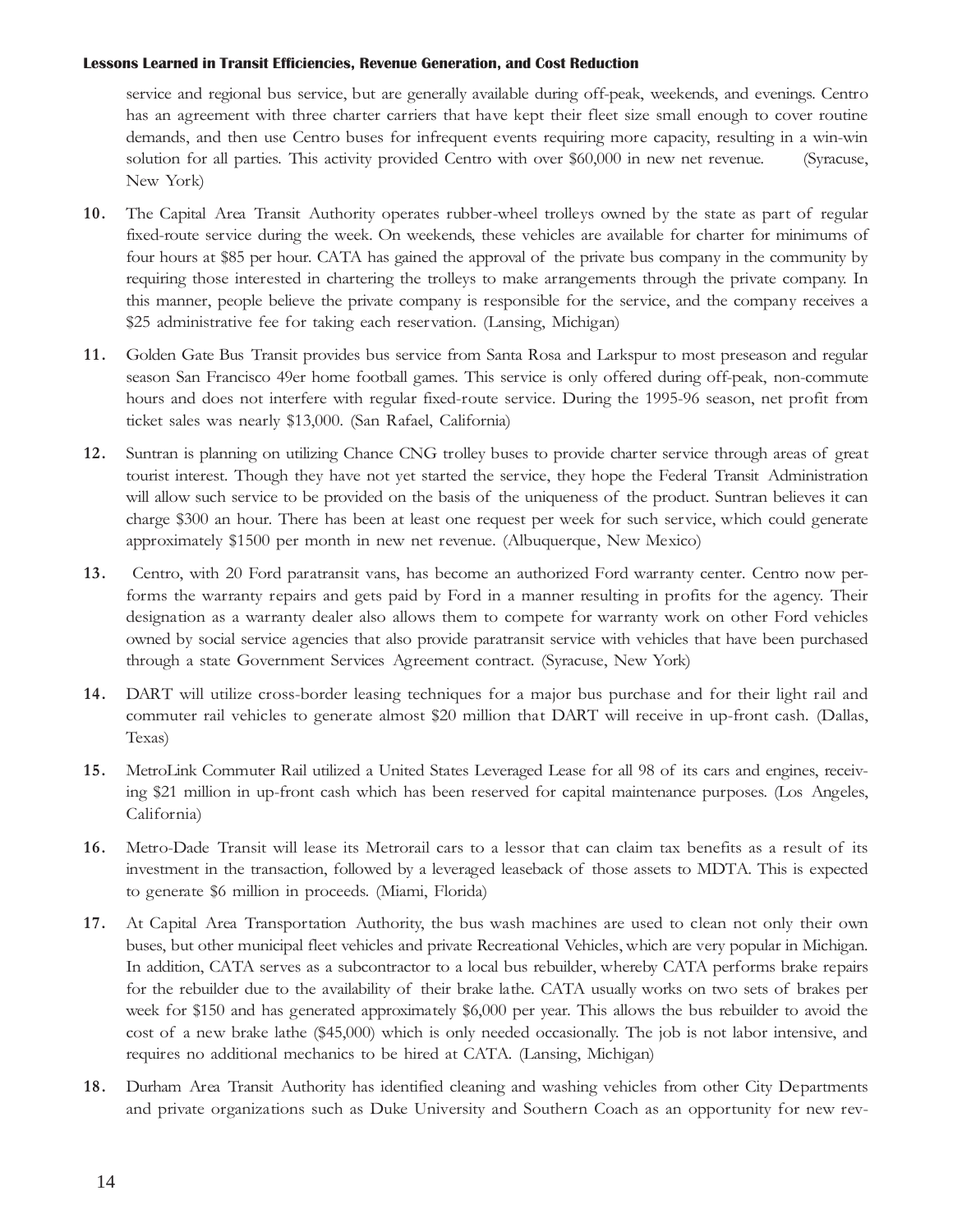service and regional bus service, but are generally available during off-peak, weekends, and evenings. Centro has an agreement with three charter carriers that have kept their fleet size small enough to cover routine demands, and then use Centro buses for infrequent events requiring more capacity, resulting in a win-win solution for all parties. This activity provided Centro with over $60,000 in new net revenue. (Syracuse, New York)

10. The Capital Area Transit Authority operates rubber-wheel trolleys owned by the state as part of regular fixed-route service during the week. On weekends, these vehicles are available for charter for minimums of four hours at $85 per hour. CATA has gained the approval of the private bus company in the community by requiring those interested in chartering the trolleys to make arrangements through the private company. In this manner, people believe the private company is responsible for the service, and the company receives a $25 administrative fee for taking each reservation. (Lansing, Michigan)

11. Golden Gate Bus Transit provides bus service from Santa Rosa and Larkspur to most preseason and regular season San Francisco 49er home football games. This service is only offered during off-peak, non-commute hours and does not interfere with regular fixed-route service. During the 1995-96 season, net profit from ticket sales was nearly $13,000. (San Rafael, California)

12. Suntran is planning on utilizing Chance CNG trolley buses to provide charter service through areas of great tourist interest. Though they have not yet started the service, they hope the Federal Transit Administration will allow such service to be provided on the basis of the uniqueness of the product. Suntran believes it can charge $300 an hour. There has been at least one request per week for such service, which could generate approximately $1500 per month in new net revenue. (Albuquerque, New Mexico)

13. Centro, with 20 Ford paratransit vans, has become an authorized Ford warranty center. Centro now performs the warranty repairs and gets paid by Ford in a manner resulting in profits for the agency. Their designation as a warranty dealer also allows them to compete for warranty work on other Ford vehicles owned by social service agencies that also provide paratransit service with vehicles that have been purchased through a state Government Services Agreement contract. (Syracuse, New York)

14. DART will utilize cross-border leasing techniques for a major bus purchase and for their light rail and commuter rail vehicles to generate almost $20 million that DART will receive in up-front cash. (Dallas, Texas)

15. MetroLink Commuter Rail utilized a United States Leveraged Lease for all 98 of its cars and engines, receiving $21 million in up-front cash which has been reserved for capital maintenance purposes. (Los Angeles, California)

16. Metro-Dade Transit will lease its Metrorail cars to a lessor that can claim tax benefits as a result of its investment in the transaction, followed by a leveraged leaseback of those assets to MDTA. This is expected to generate $6 million in proceeds. (Miami, Florida)

17. At Capital Area Transportation Authority, the bus wash machines are used to clean not only their own buses, but other municipal fleet vehicles and private Recreational Vehicles, which are very popular in Michigan. In addition, CATA serves as a subcontractor to a local bus rebuilder, whereby CATA performs brake repairs for the rebuilder due to the availability of their brake lathe. CATA usually works on two sets of brakes per week for $150 and has generated approximately $6,000 per year. This allows the bus rebuilder to avoid the cost of a new brake lathe ($45,000) which is only needed occasionally. The job is not labor intensive, and requires no additional mechanics to be hired at CATA. (Lansing, Michigan)

18. Durham Area Transit Authority has identified cleaning and washing vehicles from other City Departments and private organizations such as Duke University and Southern Coach as an opportunity for new rev-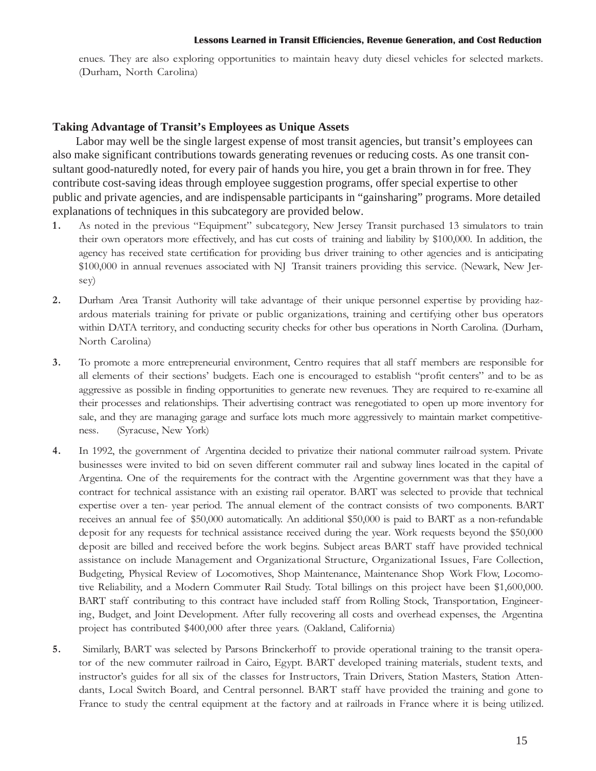enues. They are also exploring opportunities to maintain heavy duty diesel vehicles for selected markets. (Durham, North Carolina)

### Taking Advantage of Transit's Employees as Unique Assets

Labor may well be the single largest expense of most transit agencies, but transit's employees can also make significant contributions towards generating revenues or reducing costs. As one transit consultant good-naturedly noted, for every pair of hands you hire, you get a brain thrown in for free. They contribute cost-saving ideas through employee suggestion programs, offer special expertise to other public and private agencies, and are indispensable participants in "gainsharing" programs. More detailed explanations of techniques in this subcategory are provided below.

1. As noted in the previous "Equipment" subcategory, New Jersey Transit purchased 13 simulators to train their own operators more effectively, and has cut costs of training and liability by $100,000. In addition, the agency has received state certification for providing bus driver training to other agencies and is anticipating $100,000 in annual revenues associated with NJ Transit trainers providing this service. (Newark, New Jersey)

2. Durham Area Transit Authority will take advantage of their unique personnel expertise by providing hazardous materials training for private or public organizations, training and certifying other bus operators within DATA territory, and conducting security checks for other bus operations in North Carolina. (Durham, North Carolina)

3. To promote a more entrepreneurial environment, Centro requires that all staff members are responsible for all elements of their sections' budgets. Each one is encouraged to establish "profit centers" and to be as aggressive as possible in finding opportunities to generate new revenues. They are required to re-examine all their processes and relationships. Their advertising contract was renegotiated to open up more inventory for sale, and they are managing garage and surface lots much more aggressively to maintain market competitiveness. (Syracuse, New York)

4. In 1992, the government of Argentina decided to privatize their national commuter railroad system. Private businesses were invited to bid on seven different commuter rail and subway lines located in the capital of Argentina. One of the requirements for the contract with the Argentine government was that they have a contract for technical assistance with an existing rail operator. BART was selected to provide that technical expertise over a ten- year period. The annual element of the contract consists of two components. BART receives an annual fee of $50,000 automatically. An additional $50,000 is paid to BART as a non-refundable deposit for any requests for technical assistance received during the year. Work requests beyond the $50,000 deposit are billed and received before the work begins. Subject areas BART staff have provided technical assistance on include Management and Organizational Structure, Organizational Issues, Fare Collection, Budgeting, Physical Review of Locomotives, Shop Maintenance, Maintenance Shop Work Flow, Locomotive Reliability, and a Modern Commuter Rail Study. Total billings on this project have been $1,600,000. BART staff contributing to this contract have included staff from Rolling Stock, Transportation, Engineering, Budget, and Joint Development. After fully recovering all costs and overhead expenses, the Argentina project has contributed $400,000 after three years. (Oakland, California)

5. Similarly, BART was selected by Parsons Brinckerhoff to provide operational training to the transit operator of the new commuter railroad in Cairo, Egypt. BART developed training materials, student texts, and instructor's guides for all six of the classes for Instructors, Train Drivers, Station Masters, Station Attendants, Local Switch Board, and Central personnel. BART staff have provided the training and gone to France to study the central equipment at the factory and at railroads in France where it is being utilized.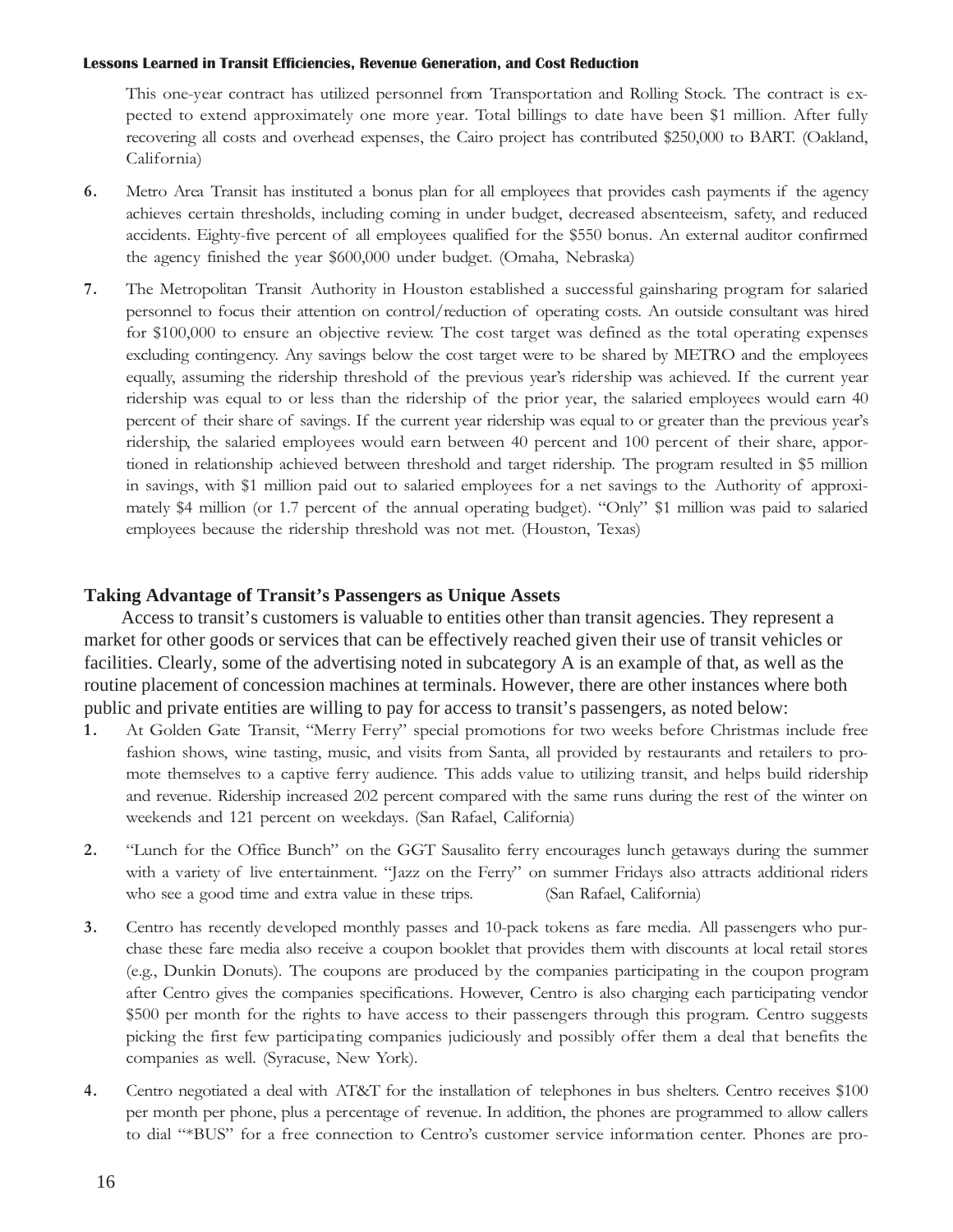This one-year contract has utilized personnel from Transportation and Rolling Stock. The contract is expected to extend approximately one more year. Total billings to date have been $1 million. After fully recovering all costs and overhead expenses, the Cairo project has contributed $250,000 to BART. (Oakland, California)

6. Metro Area Transit has instituted a bonus plan for all employees that provides cash payments if the agency achieves certain thresholds, including coming in under budget, decreased absenteeism, safety, and reduced accidents. Eighty-five percent of all employees qualified for the $550 bonus. An external auditor confirmed the agency finished the year $600,000 under budget. (Omaha, Nebraska)

7. The Metropolitan Transit Authority in Houston established a successful gainsharing program for salaried personnel to focus their attention on control/reduction of operating costs. An outside consultant was hired for $100,000 to ensure an objective review. The cost target was defined as the total operating expenses excluding contingency. Any savings below the cost target were to be shared by METRO and the employees equally, assuming the ridership threshold of the previous year's ridership was achieved. If the current year ridership was equal to or less than the ridership of the prior year, the salaried employees would earn 40 percent of their share of savings. If the current year ridership was equal to or greater than the previous year's ridership, the salaried employees would earn between 40 percent and 100 percent of their share, apportioned in relationship achieved between threshold and target ridership. The program resulted in $5 million in savings, with $1 million paid out to salaried employees for a net savings to the Authority of approximately $4 million (or 1.7 percent of the annual operating budget). "Only" $1 million was paid to salaried employees because the ridership threshold was not met. (Houston, Texas)

### Taking Advantage of Transit's Passengers as Unique Assets

Access to transit's customers is valuable to entities other than transit agencies. They represent a market for other goods or services that can be effectively reached given their use of transit vehicles or facilities. Clearly, some of the advertising noted in subcategory A is an example of that, as well as the routine placement of concession machines at terminals. However, there are other instances where both public and private entities are willing to pay for access to transit's passengers, as noted below:

1. At Golden Gate Transit, "Merry Ferry" special promotions for two weeks before Christmas include free fashion shows, wine tasting, music, and visits from Santa, all provided by restaurants and retailers to promote themselves to a captive ferry audience. This adds value to utilizing transit, and helps build ridership and revenue. Ridership increased 202 percent compared with the same runs during the rest of the winter on weekends and 121 percent on weekdays. (San Rafael, California)

2. "Lunch for the Office Bunch" on the GGT Sausalito ferry encourages lunch getaways during the summer with a variety of live entertainment. "Jazz on the Ferry" on summer Fridays also attracts additional riders who see a good time and extra value in these trips. (San Rafael, California)

3. Centro has recently developed monthly passes and 10-pack tokens as fare media. All passengers who purchase these fare media also receive a coupon booklet that provides them with discounts at local retail stores (e.g., Dunkin Donuts). The coupons are produced by the companies participating in the coupon program after Centro gives the companies specifications. However, Centro is also charging each participating vendor $500 per month for the rights to have access to their passengers through this program. Centro suggests picking the first few participating companies judiciously and possibly offer them a deal that benefits the companies as well. (Syracuse, New York).

4. Centro negotiated a deal with AT&T for the installation of telephones in bus shelters. Centro receives $100 per month per phone, plus a percentage of revenue. In addition, the phones are programmed to allow callers to dial "*BUS" for a free connection to Centro's customer service information center. Phones are pro-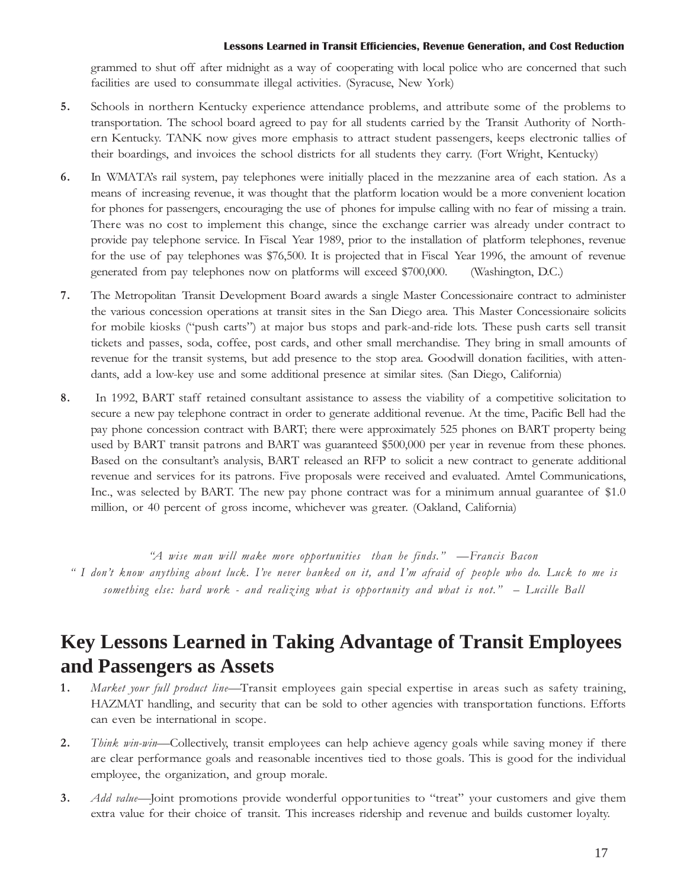grammed to shut off after midnight as a way of cooperating with local police who are concerned that such facilities are used to consummate illegal activities. (Syracuse, New York)

5. Schools in northern Kentucky experience attendance problems, and attribute some of the problems to transportation. The school board agreed to pay for all students carried by the Transit Authority of Northern Kentucky. TANK now gives more emphasis to attract student passengers, keeps electronic tallies of their boardings, and invoices the school districts for all students they carry. (Fort Wright, Kentucky)

6. In WMATA's rail system, pay telephones were initially placed in the mezzanine area of each station. As a means of increasing revenue, it was thought that the platform location would be a more convenient location for phones for passengers, encouraging the use of phones for impulse calling with no fear of missing a train. There was no cost to implement this change, since the exchange carrier was already under contract to provide pay telephone service. In Fiscal Year 1989, prior to the installation of platform telephones, revenue for the use of pay telephones was $76,500. It is projected that in Fiscal Year 1996, the amount of revenue generated from pay telephones now on platforms will exceed $700,000. (Washington, D.C.)

7. The Metropolitan Transit Development Board awards a single Master Concessionaire contract to administer the various concession operations at transit sites in the San Diego area. This Master Concessionaire solicits for mobile kiosks ("push carts") at major bus stops and park-and-ride lots. These push carts sell transit tickets and passes, soda, coffee, post cards, and other small merchandise. They bring in small amounts of revenue for the transit systems, but add presence to the stop area. Goodwill donation facilities, with attendants, add a low-key use and some additional presence at similar sites. (San Diego, California)

8. In 1992, BART staff retained consultant assistance to assess the viability of a competitive solicitation to secure a new pay telephone contract in order to generate additional revenue. At the time, Pacific Bell had the pay phone concession contract with BART; there were approximately 525 phones on BART property being used by BART transit patrons and BART was guaranteed $500,000 per year in revenue from these phones. Based on the consultant's analysis, BART released an RFP to solicit a new contract to generate additional revenue and services for its patrons. Five proposals were received and evaluated. Amtel Communications, Inc., was selected by BART. The new pay phone contract was for a minimum annual guarantee of $1.0 million, or 40 percent of gross income, whichever was greater. (Oakland, California)

*"A wise man will make more opportunities than he finds." —Francis Bacon*

*"I don't know anything about luck. I've never banked on it, and I'm afraid of people who do. Luck to me is something else: hard work - and realizing what is opportunity and what is not." – Lucille Ball*

## Key Lessons Learned in Taking Advantage of Transit Employees and Passengers as Assets

1. *Market your full product line*—Transit employees gain special expertise in areas such as safety training, HAZMAT handling, and security that can be sold to other agencies with transportation functions. Efforts can even be international in scope.

2. *Think win-win*—Collectively, transit employees can help achieve agency goals while saving money if there are clear performance goals and reasonable incentives tied to those goals. This is good for the individual employee, the organization, and group morale.

3. *Add value*—Joint promotions provide wonderful opportunities to "treat" your customers and give them extra value for their choice of transit. This increases ridership and revenue and builds customer loyalty.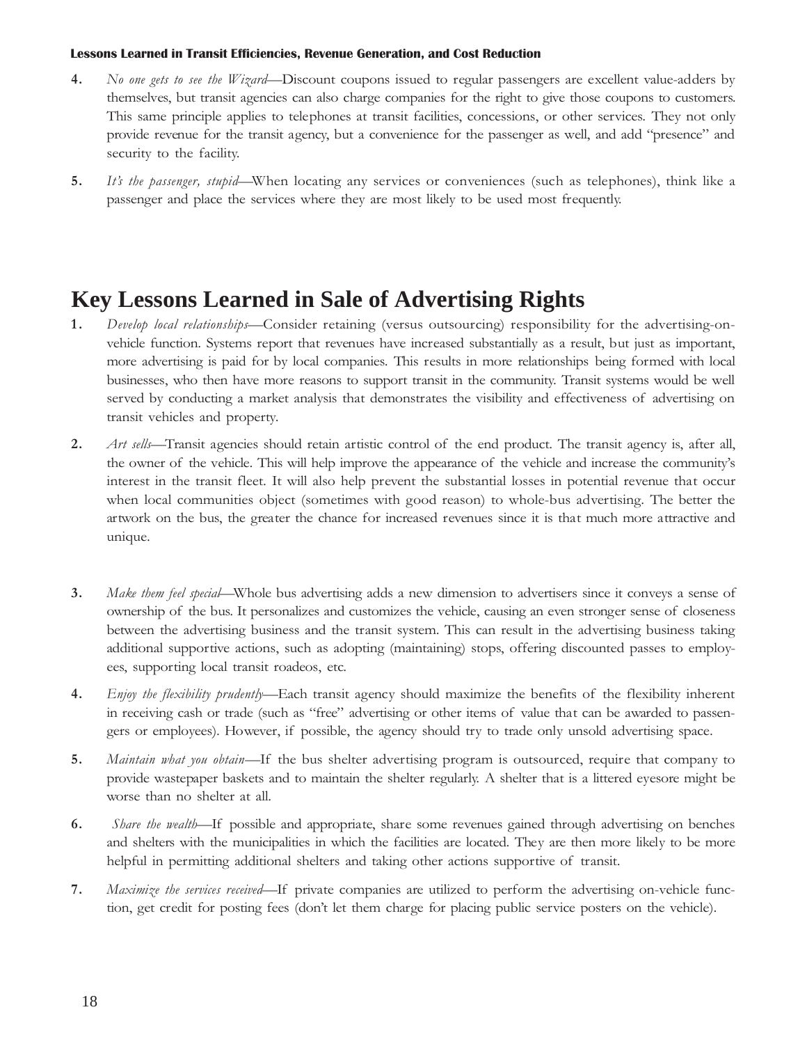4. *No one gets to see the Wizard*—Discount coupons issued to regular passengers are excellent value-adders by themselves, but transit agencies can also charge companies for the right to give those coupons to customers. This same principle applies to telephones at transit facilities, concessions, or other services. They not only provide revenue for the transit agency, but a convenience for the passenger as well, and add "presence" and security to the facility.

5. *It's the passenger, stupid*—When locating any services or conveniences (such as telephones), think like a passenger and place the services where they are most likely to be used most frequently.

# Key Lessons Learned in Sale of Advertising Rights

1. *Develop local relationships*—Consider retaining (versus outsourcing) responsibility for the advertising-on-vehicle function. Systems report that revenues have increased substantially as a result, but just as important, more advertising is paid for by local companies. This results in more relationships being formed with local businesses, who then have more reasons to support transit in the community. Transit systems would be well served by conducting a market analysis that demonstrates the visibility and effectiveness of advertising on transit vehicles and property.

2. *Art sells*—Transit agencies should retain artistic control of the end product. The transit agency is, after all, the owner of the vehicle. This will help improve the appearance of the vehicle and increase the community's interest in the transit fleet. It will also help prevent the substantial losses in potential revenue that occur when local communities object (sometimes with good reason) to whole-bus advertising. The better the artwork on the bus, the greater the chance for increased revenues since it is that much more attractive and unique.

3. *Make them feel special*—Whole bus advertising adds a new dimension to advertisers since it conveys a sense of ownership of the bus. It personalizes and customizes the vehicle, causing an even stronger sense of closeness between the advertising business and the transit system. This can result in the advertising business taking additional supportive actions, such as adopting (maintaining) stops, offering discounted passes to employees, supporting local transit roadeos, etc.

4. *Enjoy the flexibility prudently*—Each transit agency should maximize the benefits of the flexibility inherent in receiving cash or trade (such as "free" advertising or other items of value that can be awarded to passengers or employees). However, if possible, the agency should try to trade only unsold advertising space.

5. *Maintain what you obtain*—If the bus shelter advertising program is outsourced, require that company to provide wastepaper baskets and to maintain the shelter regularly. A shelter that is a littered eyesore might be worse than no shelter at all.

6. *Share the wealth*—If possible and appropriate, share some revenues gained through advertising on benches and shelters with the municipalities in which the facilities are located. They are then more likely to be more helpful in permitting additional shelters and taking other actions supportive of transit.

7. *Maximize the services received*—If private companies are utilized to perform the advertising on-vehicle function, get credit for posting fees (don't let them charge for placing public service posters on the vehicle).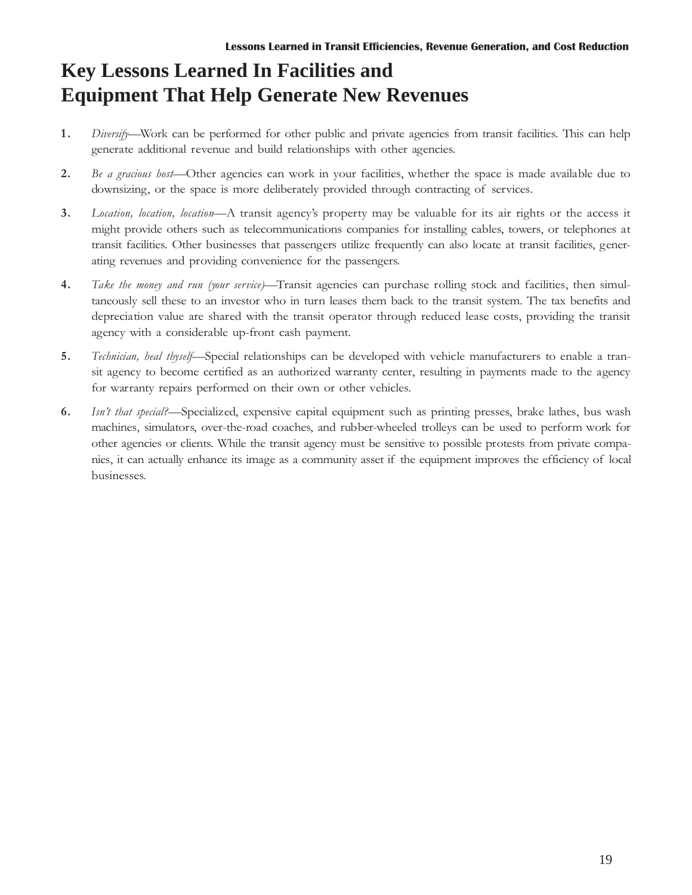# Key Lessons Learned In Facilities and Equipment That Help Generate New Revenues

1. *Diversify*—Work can be performed for other public and private agencies from transit facilities. This can help generate additional revenue and build relationships with other agencies.

2. *Be a gracious host*—Other agencies can work in your facilities, whether the space is made available due to downsizing, or the space is more deliberately provided through contracting of services.

3. *Location, location, location*—A transit agency's property may be valuable for its air rights or the access it might provide others such as telecommunications companies for installing cables, towers, or telephones at transit facilities. Other businesses that passengers utilize frequently can also locate at transit facilities, generating revenues and providing convenience for the passengers.

4. *Take the money and run (your service)*—Transit agencies can purchase rolling stock and facilities, then simultaneously sell these to an investor who in turn leases them back to the transit system. The tax benefits and depreciation value are shared with the transit operator through reduced lease costs, providing the transit agency with a considerable up-front cash payment.

5. *Technician, heal thyself*—Special relationships can be developed with vehicle manufacturers to enable a transit agency to become certified as an authorized warranty center, resulting in payments made to the agency for warranty repairs performed on their own or other vehicles.

6. *Isn't that special?*—Specialized, expensive capital equipment such as printing presses, brake lathes, bus wash machines, simulators, over-the-road coaches, and rubber-wheeled trolleys can be used to perform work for other agencies or clients. While the transit agency must be sensitive to possible protests from private companies, it can actually enhance its image as a community asset if the equipment improves the efficiency of local businesses.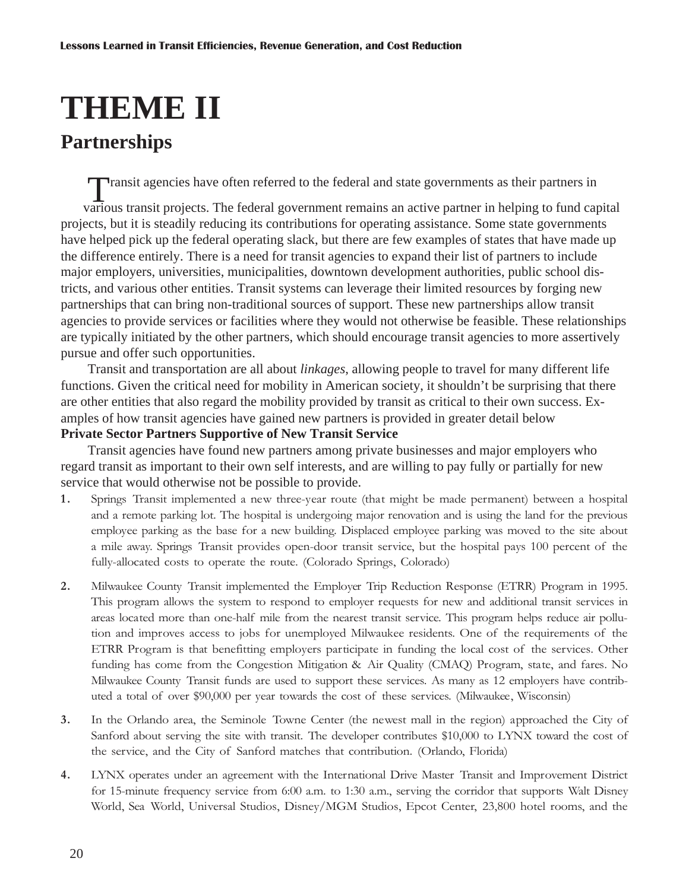# THEME II

## Partnerships

Transit agencies have often referred to the federal and state governments as their partners in various transit projects. The federal government remains an active partner in helping to fund capital projects, but it is steadily reducing its contributions for operating assistance. Some state governments have helped pick up the federal operating slack, but there are few examples of states that have made up the difference entirely. There is a need for transit agencies to expand their list of partners to include major employers, universities, municipalities, downtown development authorities, public school districts, and various other entities. Transit systems can leverage their limited resources by forging new partnerships that can bring non-traditional sources of support. These new partnerships allow transit agencies to provide services or facilities where they would not otherwise be feasible. These relationships are typically initiated by the other partners, which should encourage transit agencies to more assertively pursue and offer such opportunities.

Transit and transportation are all about *linkages*, allowing people to travel for many different life functions. Given the critical need for mobility in American society, it shouldn't be surprising that there are other entities that also regard the mobility provided by transit as critical to their own success. Examples of how transit agencies have gained new partners is provided in greater detail below

**Private Sector Partners Supportive of New Transit Service**

Transit agencies have found new partners among private businesses and major employers who regard transit as important to their own self interests, and are willing to pay fully or partially for new service that would otherwise not be possible to provide.

1. Springs Transit implemented a new three-year route (that might be made permanent) between a hospital and a remote parking lot. The hospital is undergoing major renovation and is using the land for the previous employee parking as the base for a new building. Displaced employee parking was moved to the site about a mile away. Springs Transit provides open-door transit service, but the hospital pays 100 percent of the fully-allocated costs to operate the route. (Colorado Springs, Colorado)

2. Milwaukee County Transit implemented the Employer Trip Reduction Response (ETRR) Program in 1995. This program allows the system to respond to employer requests for new and additional transit services in areas located more than one-half mile from the nearest transit service. This program helps reduce air pollution and improves access to jobs for unemployed Milwaukee residents. One of the requirements of the ETRR Program is that benefitting employers participate in funding the local cost of the services. Other funding has come from the Congestion Mitigation & Air Quality (CMAQ) Program, state, and fares. No Milwaukee County Transit funds are used to support these services. As many as 12 employers have contributed a total of over $90,000 per year towards the cost of these services. (Milwaukee, Wisconsin)

3. In the Orlando area, the Seminole Towne Center (the newest mall in the region) approached the City of Sanford about serving the site with transit. The developer contributes $10,000 to LYNX toward the cost of the service, and the City of Sanford matches that contribution. (Orlando, Florida)

4. LYNX operates under an agreement with the International Drive Master Transit and Improvement District for 15-minute frequency service from 6:00 a.m. to 1:30 a.m., serving the corridor that supports Walt Disney World, Sea World, Universal Studios, Disney/MGM Studios, Epcot Center, 23,800 hotel rooms, and the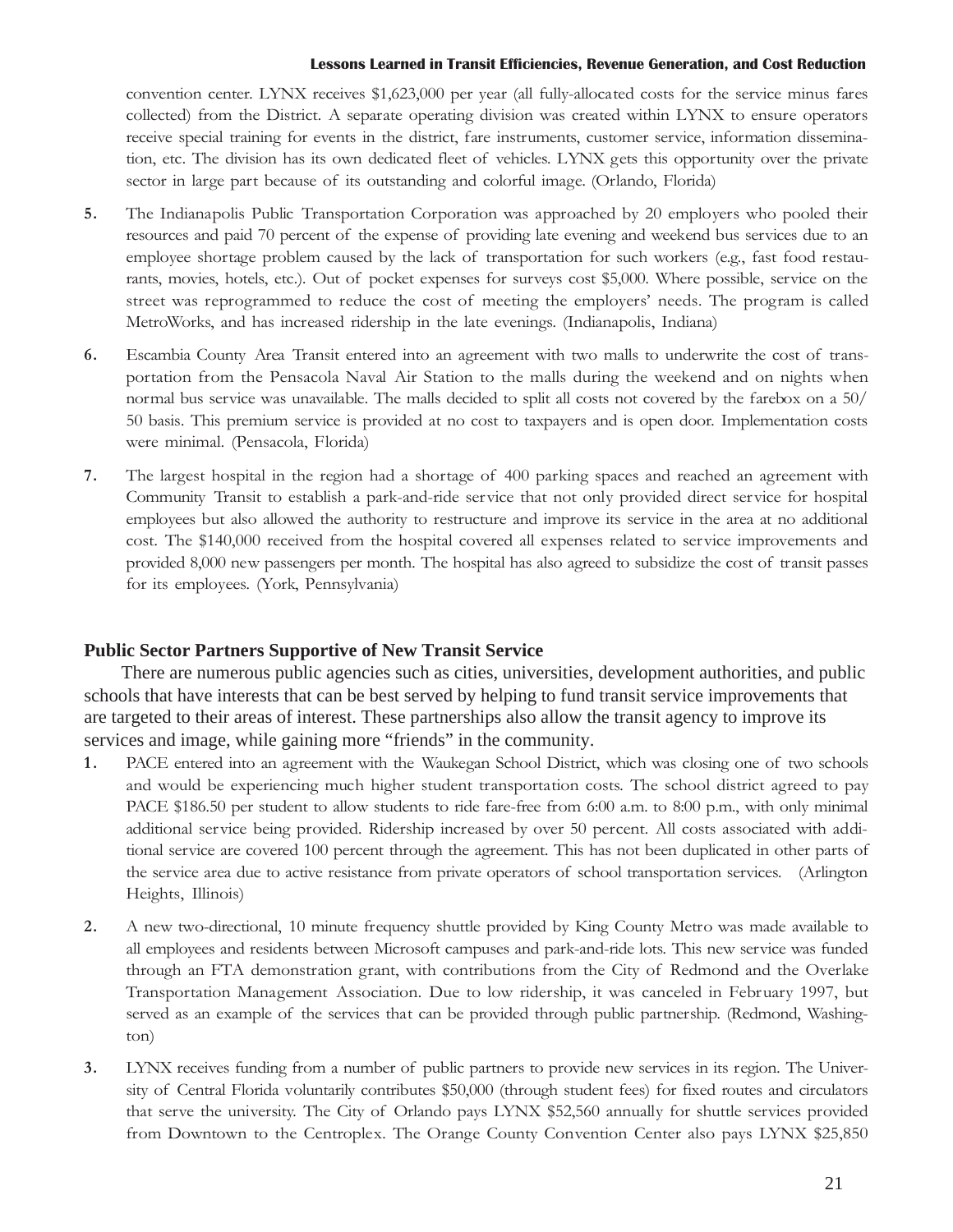convention center. LYNX receives $1,623,000 per year (all fully-allocated costs for the service minus fares collected) from the District. A separate operating division was created within LYNX to ensure operators receive special training for events in the district, fare instruments, customer service, information dissemination, etc. The division has its own dedicated fleet of vehicles. LYNX gets this opportunity over the private sector in large part because of its outstanding and colorful image. (Orlando, Florida)

5. The Indianapolis Public Transportation Corporation was approached by 20 employers who pooled their resources and paid 70 percent of the expense of providing late evening and weekend bus services due to an employee shortage problem caused by the lack of transportation for such workers (e.g., fast food restaurants, movies, hotels, etc.). Out of pocket expenses for surveys cost $5,000. Where possible, service on the street was reprogrammed to reduce the cost of meeting the employers' needs. The program is called MetroWorks, and has increased ridership in the late evenings. (Indianapolis, Indiana)

6. Escambia County Area Transit entered into an agreement with two malls to underwrite the cost of transportation from the Pensacola Naval Air Station to the malls during the weekend and on nights when normal bus service was unavailable. The malls decided to split all costs not covered by the farebox on a 50/50 basis. This premium service is provided at no cost to taxpayers and is open door. Implementation costs were minimal. (Pensacola, Florida)

7. The largest hospital in the region had a shortage of 400 parking spaces and reached an agreement with Community Transit to establish a park-and-ride service that not only provided direct service for hospital employees but also allowed the authority to restructure and improve its service in the area at no additional cost. The $140,000 received from the hospital covered all expenses related to service improvements and provided 8,000 new passengers per month. The hospital has also agreed to subsidize the cost of transit passes for its employees. (York, Pennsylvania)

### Public Sector Partners Supportive of New Transit Service

There are numerous public agencies such as cities, universities, development authorities, and public schools that have interests that can be best served by helping to fund transit service improvements that are targeted to their areas of interest. These partnerships also allow the transit agency to improve its services and image, while gaining more "friends" in the community.

1. PACE entered into an agreement with the Waukegan School District, which was closing one of two schools and would be experiencing much higher student transportation costs. The school district agreed to pay PACE $186.50 per student to allow students to ride fare-free from 6:00 a.m. to 8:00 p.m., with only minimal additional service being provided. Ridership increased by over 50 percent. All costs associated with additional service are covered 100 percent through the agreement. This has not been duplicated in other parts of the service area due to active resistance from private operators of school transportation services. (Arlington Heights, Illinois)

2. A new two-directional, 10 minute frequency shuttle provided by King County Metro was made available to all employees and residents between Microsoft campuses and park-and-ride lots. This new service was funded through an FTA demonstration grant, with contributions from the City of Redmond and the Overlake Transportation Management Association. Due to low ridership, it was canceled in February 1997, but served as an example of the services that can be provided through public partnership. (Redmond, Washington)

3. LYNX receives funding from a number of public partners to provide new services in its region. The University of Central Florida voluntarily contributes $50,000 (through student fees) for fixed routes and circulators that serve the university. The City of Orlando pays LYNX $52,560 annually for shuttle services provided from Downtown to the Centroplex. The Orange County Convention Center also pays LYNX $25,850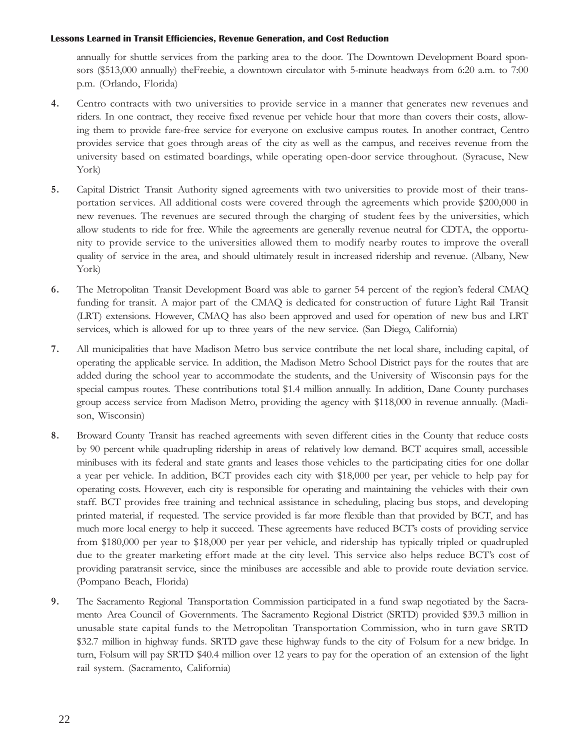annually for shuttle services from the parking area to the door. The Downtown Development Board sponsors ($513,000 annually) theFreebie, a downtown circulator with 5-minute headways from 6:20 a.m. to 7:00 p.m. (Orlando, Florida)

4. Centro contracts with two universities to provide service in a manner that generates new revenues and riders. In one contract, they receive fixed revenue per vehicle hour that more than covers their costs, allowing them to provide fare-free service for everyone on exclusive campus routes. In another contract, Centro provides service that goes through areas of the city as well as the campus, and receives revenue from the university based on estimated boardings, while operating open-door service throughout. (Syracuse, New York)

5. Capital District Transit Authority signed agreements with two universities to provide most of their transportation services. All additional costs were covered through the agreements which provide $200,000 in new revenues. The revenues are secured through the charging of student fees by the universities, which allow students to ride for free. While the agreements are generally revenue neutral for CDTA, the opportunity to provide service to the universities allowed them to modify nearby routes to improve the overall quality of service in the area, and should ultimately result in increased ridership and revenue. (Albany, New York)

6. The Metropolitan Transit Development Board was able to garner 54 percent of the region's federal CMAQ funding for transit. A major part of the CMAQ is dedicated for construction of future Light Rail Transit (LRT) extensions. However, CMAQ has also been approved and used for operation of new bus and LRT services, which is allowed for up to three years of the new service. (San Diego, California)

7. All municipalities that have Madison Metro bus service contribute the net local share, including capital, of operating the applicable service. In addition, the Madison Metro School District pays for the routes that are added during the school year to accommodate the students, and the University of Wisconsin pays for the special campus routes. These contributions total $1.4 million annually. In addition, Dane County purchases group access service from Madison Metro, providing the agency with $118,000 in revenue annually. (Madison, Wisconsin)

8. Broward County Transit has reached agreements with seven different cities in the County that reduce costs by 90 percent while quadrupling ridership in areas of relatively low demand. BCT acquires small, accessible minibuses with its federal and state grants and leases those vehicles to the participating cities for one dollar a year per vehicle. In addition, BCT provides each city with $18,000 per year, per vehicle to help pay for operating costs. However, each city is responsible for operating and maintaining the vehicles with their own staff. BCT provides free training and technical assistance in scheduling, placing bus stops, and developing printed material, if requested. The service provided is far more flexible than that provided by BCT, and has much more local energy to help it succeed. These agreements have reduced BCT's costs of providing service from $180,000 per year to $18,000 per year per vehicle, and ridership has typically tripled or quadrupled due to the greater marketing effort made at the city level. This service also helps reduce BCT's cost of providing paratransit service, since the minibuses are accessible and able to provide route deviation service. (Pompano Beach, Florida)

9. The Sacramento Regional Transportation Commission participated in a fund swap negotiated by the Sacramento Area Council of Governments. The Sacramento Regional District (SRTD) provided $39.3 million in unusable state capital funds to the Metropolitan Transportation Commission, who in turn gave SRTD $32.7 million in highway funds. SRTD gave these highway funds to the city of Folsum for a new bridge. In turn, Folsum will pay SRTD $40.4 million over 12 years to pay for the operation of an extension of the light rail system. (Sacramento, California)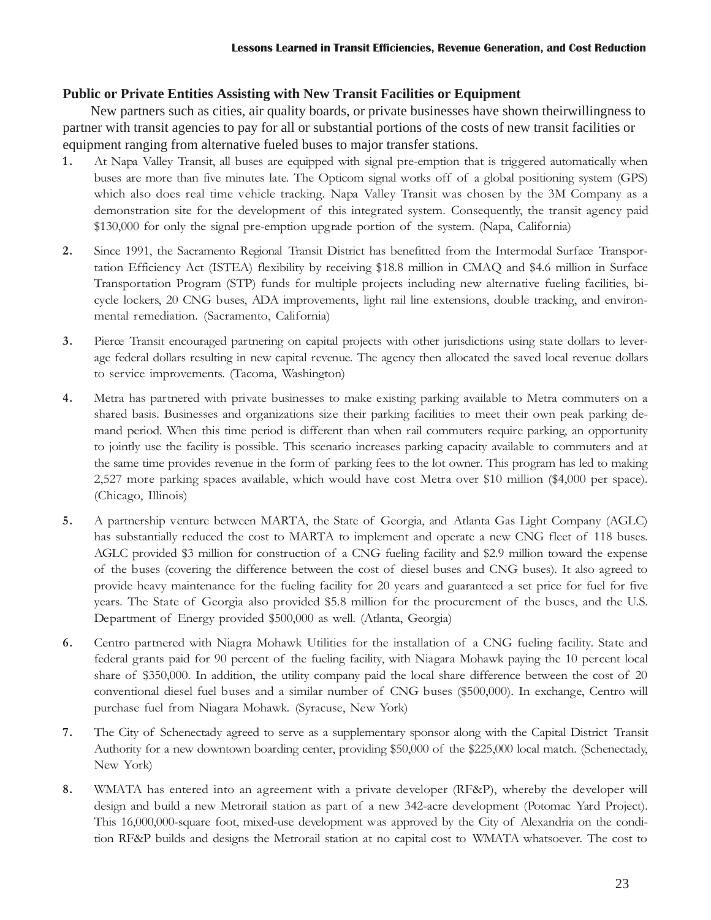## Public or Private Entities Assisting with New Transit Facilities or Equipment

New partners such as cities, air quality boards, or private businesses have shown theirwillingness to partner with transit agencies to pay for all or substantial portions of the costs of new transit facilities or equipment ranging from alternative fueled buses to major transfer stations.

1. At Napa Valley Transit, all buses are equipped with signal pre-emption that is triggered automatically when buses are more than five minutes late. The Opticom signal works off of a global positioning system (GPS) which also does real time vehicle tracking. Napa Valley Transit was chosen by the 3M Company as a demonstration site for the development of this integrated system. Consequently, the transit agency paid $130,000 for only the signal pre-emption upgrade portion of the system. (Napa, California)

2. Since 1991, the Sacramento Regional Transit District has benefitted from the Intermodal Surface Transportation Efficiency Act (ISTEA) flexibility by receiving $18.8 million in CMAQ and $4.6 million in Surface Transportation Program (STP) funds for multiple projects including new alternative fueling facilities, bicycle lockers, 20 CNG buses, ADA improvements, light rail line extensions, double tracking, and environmental remediation. (Sacramento, California)

3. Pierce Transit encouraged partnering on capital projects with other jurisdictions using state dollars to leverage federal dollars resulting in new capital revenue. The agency then allocated the saved local revenue dollars to service improvements. (Tacoma, Washington)

4. Metra has partnered with private businesses to make existing parking available to Metra commuters on a shared basis. Businesses and organizations size their parking facilities to meet their own peak parking demand period. When this time period is different than when rail commuters require parking, an opportunity to jointly use the facility is possible. This scenario increases parking capacity available to commuters and at the same time provides revenue in the form of parking fees to the lot owner. This program has led to making 2,527 more parking spaces available, which would have cost Metra over $10 million ($4,000 per space). (Chicago, Illinois)

5. A partnership venture between MARTA, the State of Georgia, and Atlanta Gas Light Company (AGLC) has substantially reduced the cost to MARTA to implement and operate a new CNG fleet of 118 buses. AGLC provided $3 million for construction of a CNG fueling facility and $2.9 million toward the expense of the buses (covering the difference between the cost of diesel buses and CNG buses). It also agreed to provide heavy maintenance for the fueling facility for 20 years and guaranteed a set price for fuel for five years. The State of Georgia also provided $5.8 million for the procurement of the buses, and the U.S. Department of Energy provided $500,000 as well. (Atlanta, Georgia)

6. Centro partnered with Niagra Mohawk Utilities for the installation of a CNG fueling facility. State and federal grants paid for 90 percent of the fueling facility, with Niagara Mohawk paying the 10 percent local share of $350,000. In addition, the utility company paid the local share difference between the cost of 20 conventional diesel fuel buses and a similar number of CNG buses ($500,000). In exchange, Centro will purchase fuel from Niagara Mohawk. (Syracuse, New York)

7. The City of Schenectady agreed to serve as a supplementary sponsor along with the Capital District Transit Authority for a new downtown boarding center, providing $50,000 of the $225,000 local match. (Schenectady, New York)

8. WMATA has entered into an agreement with a private developer (RF&P), whereby the developer will design and build a new Metrorail station as part of a new 342-acre development (Potomac Yard Project). This 16,000,000-square foot, mixed-use development was approved by the City of Alexandria on the condition RF&P builds and designs the Metrorail station at no capital cost to WMATA whatsoever. The cost to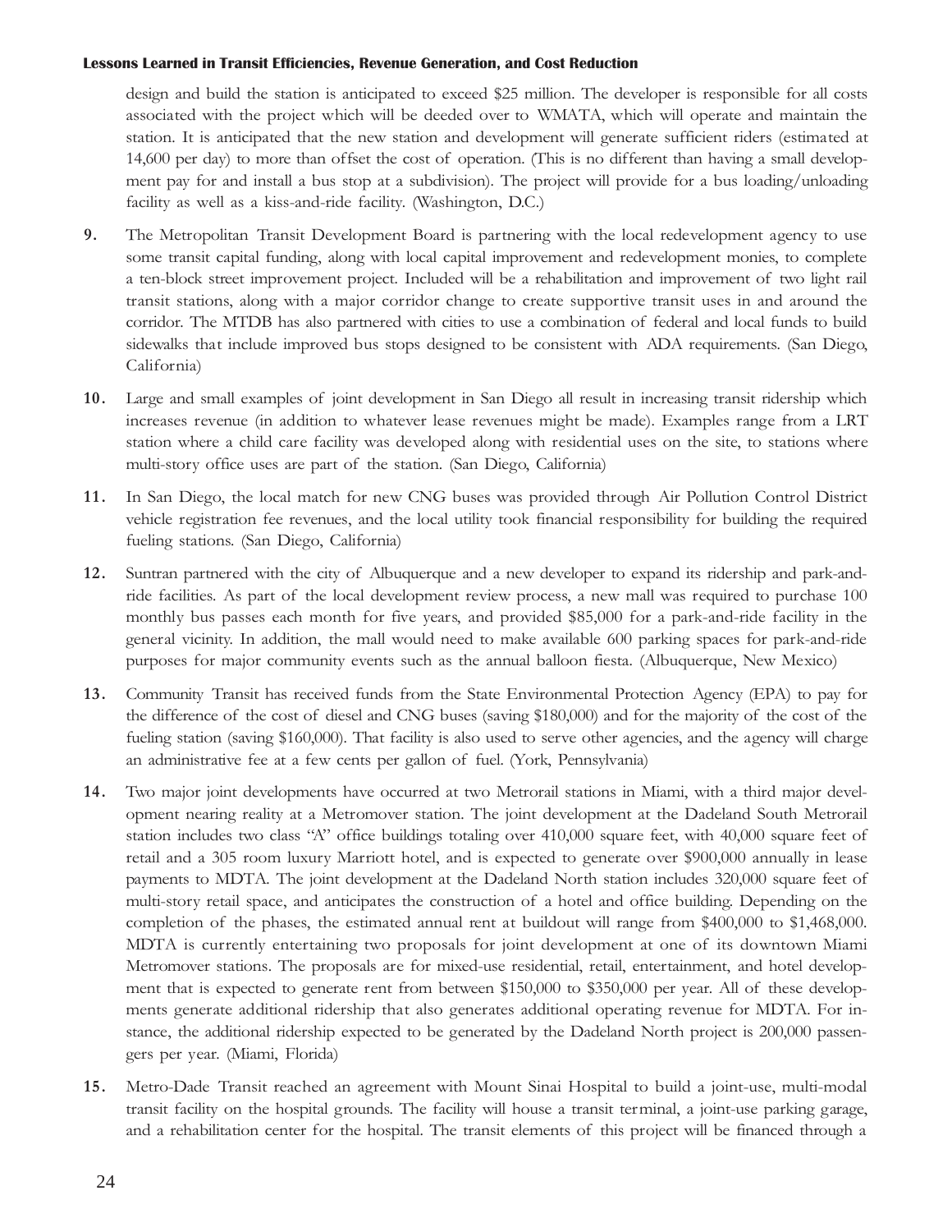design and build the station is anticipated to exceed $25 million. The developer is responsible for all costs associated with the project which will be deeded over to WMATA, which will operate and maintain the station. It is anticipated that the new station and development will generate sufficient riders (estimated at 14,600 per day) to more than offset the cost of operation. (This is no different than having a small development pay for and install a bus stop at a subdivision). The project will provide for a bus loading/unloading facility as well as a kiss-and-ride facility. (Washington, D.C.)

9. The Metropolitan Transit Development Board is partnering with the local redevelopment agency to use some transit capital funding, along with local capital improvement and redevelopment monies, to complete a ten-block street improvement project. Included will be a rehabilitation and improvement of two light rail transit stations, along with a major corridor change to create supportive transit uses in and around the corridor. The MTDB has also partnered with cities to use a combination of federal and local funds to build sidewalks that include improved bus stops designed to be consistent with ADA requirements. (San Diego, California)

10. Large and small examples of joint development in San Diego all result in increasing transit ridership which increases revenue (in addition to whatever lease revenues might be made). Examples range from a LRT station where a child care facility was developed along with residential uses on the site, to stations where multi-story office uses are part of the station. (San Diego, California)

11. In San Diego, the local match for new CNG buses was provided through Air Pollution Control District vehicle registration fee revenues, and the local utility took financial responsibility for building the required fueling stations. (San Diego, California)

12. Suntran partnered with the city of Albuquerque and a new developer to expand its ridership and park-and-ride facilities. As part of the local development review process, a new mall was required to purchase 100 monthly bus passes each month for five years, and provided $85,000 for a park-and-ride facility in the general vicinity. In addition, the mall would need to make available 600 parking spaces for park-and-ride purposes for major community events such as the annual balloon fiesta. (Albuquerque, New Mexico)

13. Community Transit has received funds from the State Environmental Protection Agency (EPA) to pay for the difference of the cost of diesel and CNG buses (saving $180,000) and for the majority of the cost of the fueling station (saving $160,000). That facility is also used to serve other agencies, and the agency will charge an administrative fee at a few cents per gallon of fuel. (York, Pennsylvania)

14. Two major joint developments have occurred at two Metrorail stations in Miami, with a third major development nearing reality at a Metromover station. The joint development at the Dadeland South Metrorail station includes two class "A" office buildings totaling over 410,000 square feet, with 40,000 square feet of retail and a 305 room luxury Marriott hotel, and is expected to generate over $900,000 annually in lease payments to MDTA. The joint development at the Dadeland North station includes 320,000 square feet of multi-story retail space, and anticipates the construction of a hotel and office building. Depending on the completion of the phases, the estimated annual rent at buildout will range from $400,000 to $1,468,000. MDTA is currently entertaining two proposals for joint development at one of its downtown Miami Metromover stations. The proposals are for mixed-use residential, retail, entertainment, and hotel development that is expected to generate rent from between $150,000 to $350,000 per year. All of these developments generate additional ridership that also generates additional operating revenue for MDTA. For instance, the additional ridership expected to be generated by the Dadeland North project is 200,000 passengers per year. (Miami, Florida)

15. Metro-Dade Transit reached an agreement with Mount Sinai Hospital to build a joint-use, multi-modal transit facility on the hospital grounds. The facility will house a transit terminal, a joint-use parking garage, and a rehabilitation center for the hospital. The transit elements of this project will be financed through a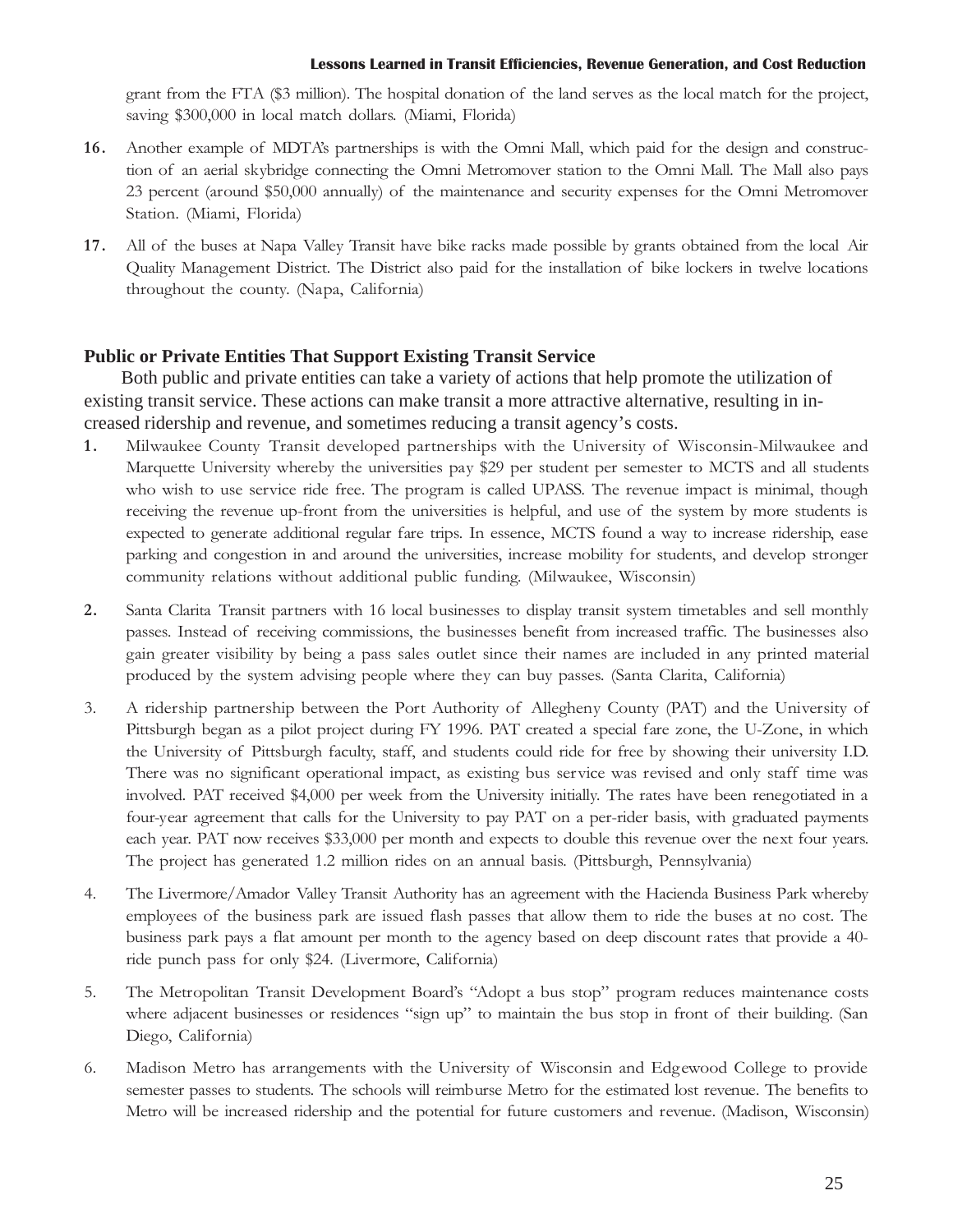grant from the FTA ($3 million). The hospital donation of the land serves as the local match for the project, saving $300,000 in local match dollars. (Miami, Florida)

16. Another example of MDTA's partnerships is with the Omni Mall, which paid for the design and construction of an aerial skybridge connecting the Omni Metromover station to the Omni Mall. The Mall also pays 23 percent (around $50,000 annually) of the maintenance and security expenses for the Omni Metromover Station. (Miami, Florida)

17. All of the buses at Napa Valley Transit have bike racks made possible by grants obtained from the local Air Quality Management District. The District also paid for the installation of bike lockers in twelve locations throughout the county. (Napa, California)

## Public or Private Entities That Support Existing Transit Service

Both public and private entities can take a variety of actions that help promote the utilization of existing transit service. These actions can make transit a more attractive alternative, resulting in increased ridership and revenue, and sometimes reducing a transit agency's costs.

1. Milwaukee County Transit developed partnerships with the University of Wisconsin-Milwaukee and Marquette University whereby the universities pay $29 per student per semester to MCTS and all students who wish to use service ride free. The program is called UPASS. The revenue impact is minimal, though receiving the revenue up-front from the universities is helpful, and use of the system by more students is expected to generate additional regular fare trips. In essence, MCTS found a way to increase ridership, ease parking and congestion in and around the universities, increase mobility for students, and develop stronger community relations without additional public funding. (Milwaukee, Wisconsin)

2. Santa Clarita Transit partners with 16 local businesses to display transit system timetables and sell monthly passes. Instead of receiving commissions, the businesses benefit from increased traffic. The businesses also gain greater visibility by being a pass sales outlet since their names are included in any printed material produced by the system advising people where they can buy passes. (Santa Clarita, California)

3. A ridership partnership between the Port Authority of Allegheny County (PAT) and the University of Pittsburgh began as a pilot project during FY 1996. PAT created a special fare zone, the U-Zone, in which the University of Pittsburgh faculty, staff, and students could ride for free by showing their university I.D. There was no significant operational impact, as existing bus service was revised and only staff time was involved. PAT received $4,000 per week from the University initially. The rates have been renegotiated in a four-year agreement that calls for the University to pay PAT on a per-rider basis, with graduated payments each year. PAT now receives $33,000 per month and expects to double this revenue over the next four years. The project has generated 1.2 million rides on an annual basis. (Pittsburgh, Pennsylvania)

4. The Livermore/Amador Valley Transit Authority has an agreement with the Hacienda Business Park whereby employees of the business park are issued flash passes that allow them to ride the buses at no cost. The business park pays a flat amount per month to the agency based on deep discount rates that provide a 40-ride punch pass for only $24. (Livermore, California)

5. The Metropolitan Transit Development Board's "Adopt a bus stop" program reduces maintenance costs where adjacent businesses or residences "sign up" to maintain the bus stop in front of their building. (San Diego, California)

6. Madison Metro has arrangements with the University of Wisconsin and Edgewood College to provide semester passes to students. The schools will reimburse Metro for the estimated lost revenue. The benefits to Metro will be increased ridership and the potential for future customers and revenue. (Madison, Wisconsin)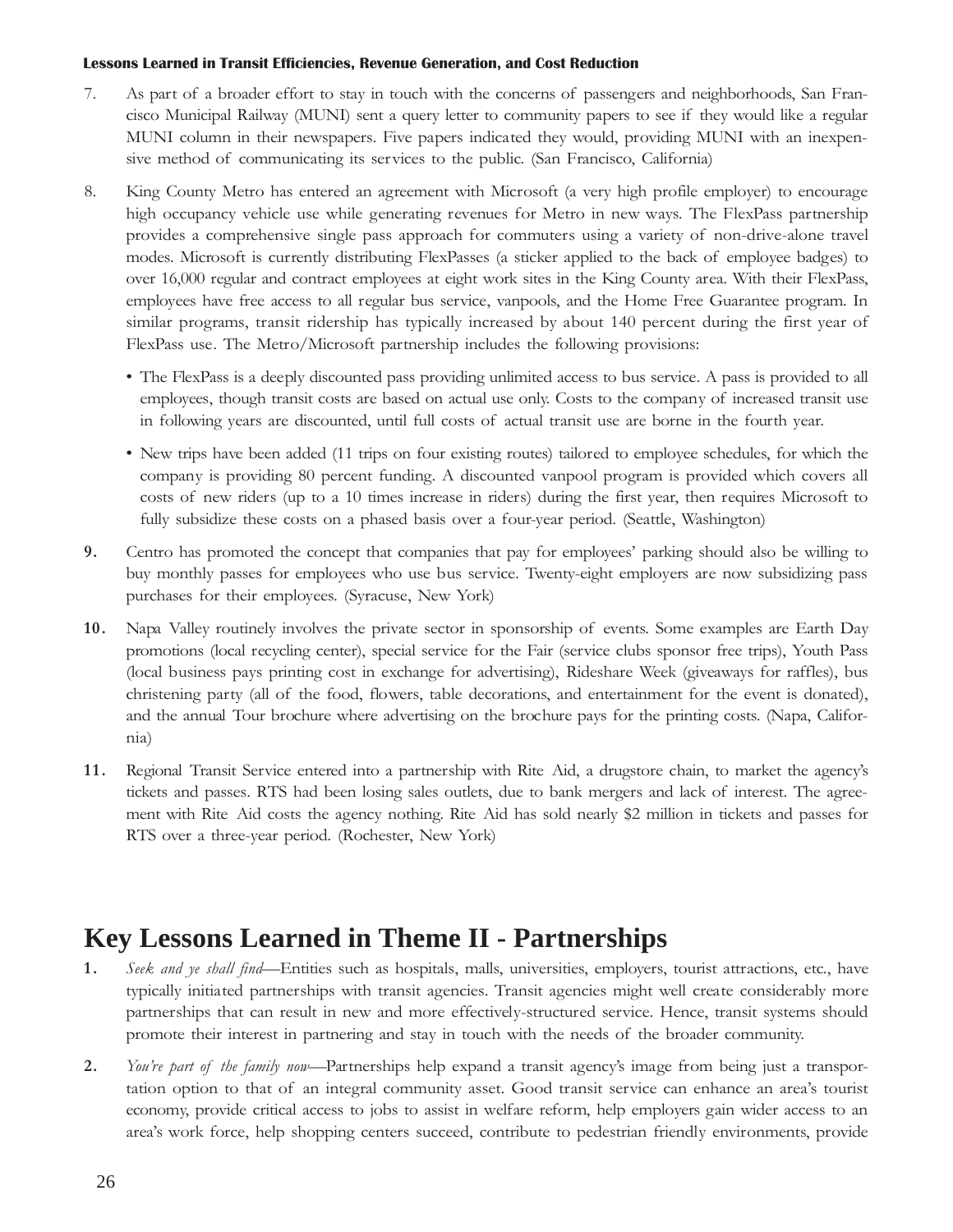7. As part of a broader effort to stay in touch with the concerns of passengers and neighborhoods, San Francisco Municipal Railway (MUNI) sent a query letter to community papers to see if they would like a regular MUNI column in their newspapers. Five papers indicated they would, providing MUNI with an inexpensive method of communicating its services to the public. (San Francisco, California)

8. King County Metro has entered an agreement with Microsoft (a very high profile employer) to encourage high occupancy vehicle use while generating revenues for Metro in new ways. The FlexPass partnership provides a comprehensive single pass approach for commuters using a variety of non-drive-alone travel modes. Microsoft is currently distributing FlexPasses (a sticker applied to the back of employee badges) to over 16,000 regular and contract employees at eight work sites in the King County area. With their FlexPass, employees have free access to all regular bus service, vanpools, and the Home Free Guarantee program. In similar programs, transit ridership has typically increased by about 140 percent during the first year of FlexPass use. The Metro/Microsoft partnership includes the following provisions:

   - The FlexPass is a deeply discounted pass providing unlimited access to bus service. A pass is provided to all employees, though transit costs are based on actual use only. Costs to the company of increased transit use in following years are discounted, until full costs of actual transit use are borne in the fourth year.
   - New trips have been added (11 trips on four existing routes) tailored to employee schedules, for which the company is providing 80 percent funding. A discounted vanpool program is provided which covers all costs of new riders (up to a 10 times increase in riders) during the first year, then requires Microsoft to fully subsidize these costs on a phased basis over a four-year period. (Seattle, Washington)

9. Centro has promoted the concept that companies that pay for employees' parking should also be willing to buy monthly passes for employees who use bus service. Twenty-eight employers are now subsidizing pass purchases for their employees. (Syracuse, New York)

10. Napa Valley routinely involves the private sector in sponsorship of events. Some examples are Earth Day promotions (local recycling center), special service for the Fair (service clubs sponsor free trips), Youth Pass (local business pays printing cost in exchange for advertising), Rideshare Week (giveaways for raffles), bus christening party (all of the food, flowers, table decorations, and entertainment for the event is donated), and the annual Tour brochure where advertising on the brochure pays for the printing costs. (Napa, California)

11. Regional Transit Service entered into a partnership with Rite Aid, a drugstore chain, to market the agency's tickets and passes. RTS had been losing sales outlets, due to bank mergers and lack of interest. The agreement with Rite Aid costs the agency nothing. Rite Aid has sold nearly $2 million in tickets and passes for RTS over a three-year period. (Rochester, New York)

# Key Lessons Learned in Theme II - Partnerships

1. *Seek and ye shall find*—Entities such as hospitals, malls, universities, employers, tourist attractions, etc., have typically initiated partnerships with transit agencies. Transit agencies might well create considerably more partnerships that can result in new and more effectively-structured service. Hence, transit systems should promote their interest in partnering and stay in touch with the needs of the broader community.

2. *You're part of the family now*—Partnerships help expand a transit agency's image from being just a transportation option to that of an integral community asset. Good transit service can enhance an area's tourist economy, provide critical access to jobs to assist in welfare reform, help employers gain wider access to an area's work force, help shopping centers succeed, contribute to pedestrian friendly environments, provide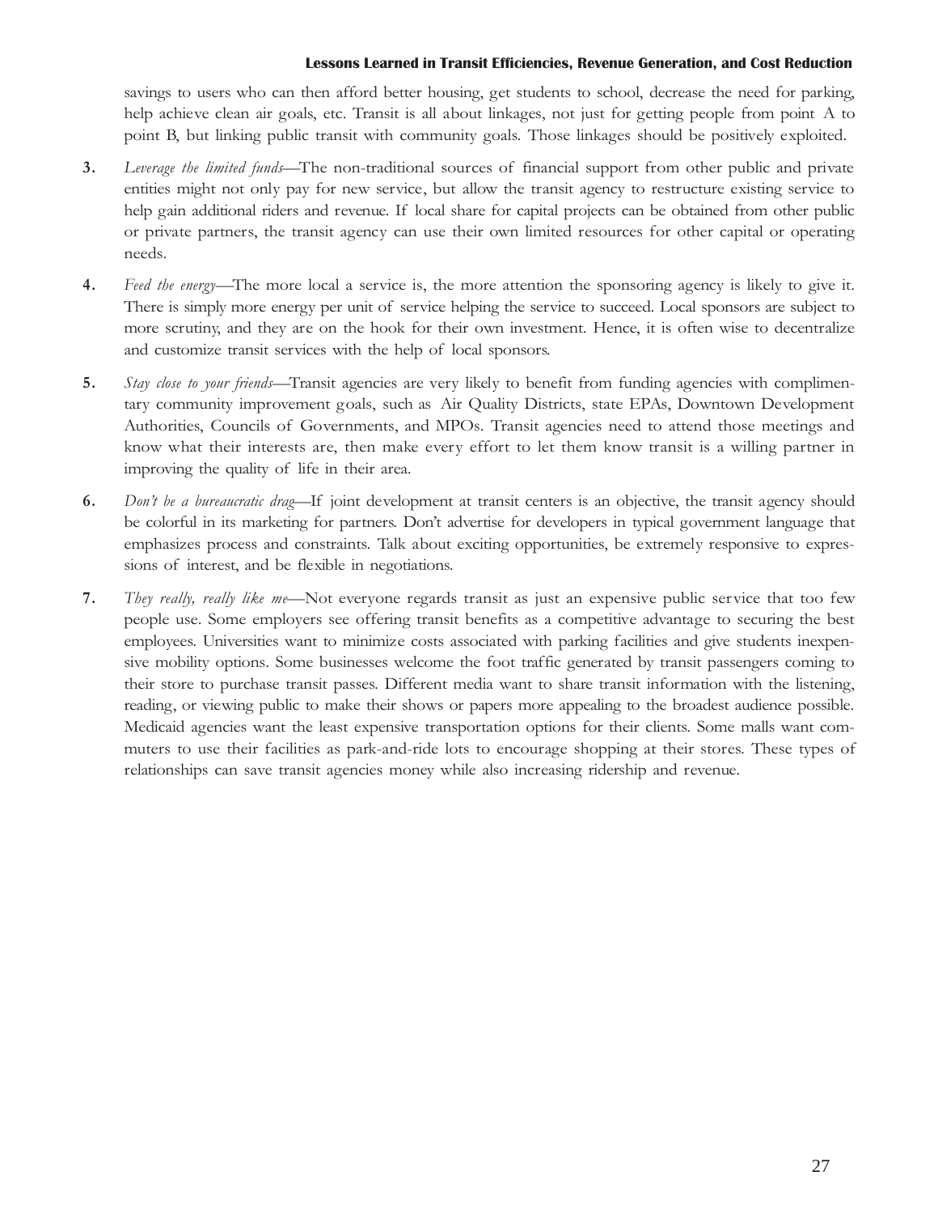savings to users who can then afford better housing, get students to school, decrease the need for parking, help achieve clean air goals, etc. Transit is all about linkages, not just for getting people from point A to point B, but linking public transit with community goals. Those linkages should be positively exploited.

3. *Leverage the limited funds*—The non-traditional sources of financial support from other public and private entities might not only pay for new service, but allow the transit agency to restructure existing service to help gain additional riders and revenue. If local share for capital projects can be obtained from other public or private partners, the transit agency can use their own limited resources for other capital or operating needs.

4. *Feed the energy*—The more local a service is, the more attention the sponsoring agency is likely to give it. There is simply more energy per unit of service helping the service to succeed. Local sponsors are subject to more scrutiny, and they are on the hook for their own investment. Hence, it is often wise to decentralize and customize transit services with the help of local sponsors.

5. *Stay close to your friends*—Transit agencies are very likely to benefit from funding agencies with complimentary community improvement goals, such as Air Quality Districts, state EPAs, Downtown Development Authorities, Councils of Governments, and MPOs. Transit agencies need to attend those meetings and know what their interests are, then make every effort to let them know transit is a willing partner in improving the quality of life in their area.

6. *Don't be a bureaucratic drag*—If joint development at transit centers is an objective, the transit agency should be colorful in its marketing for partners. Don't advertise for developers in typical government language that emphasizes process and constraints. Talk about exciting opportunities, be extremely responsive to expressions of interest, and be flexible in negotiations.

7. *They really, really like me*—Not everyone regards transit as just an expensive public service that too few people use. Some employers see offering transit benefits as a competitive advantage to securing the best employees. Universities want to minimize costs associated with parking facilities and give students inexpensive mobility options. Some businesses welcome the foot traffic generated by transit passengers coming to their store to purchase transit passes. Different media want to share transit information with the listening, reading, or viewing public to make their shows or papers more appealing to the broadest audience possible. Medicaid agencies want the least expensive transportation options for their clients. Some malls want commuters to use their facilities as park-and-ride lots to encourage shopping at their stores. These types of relationships can save transit agencies money while also increasing ridership and revenue.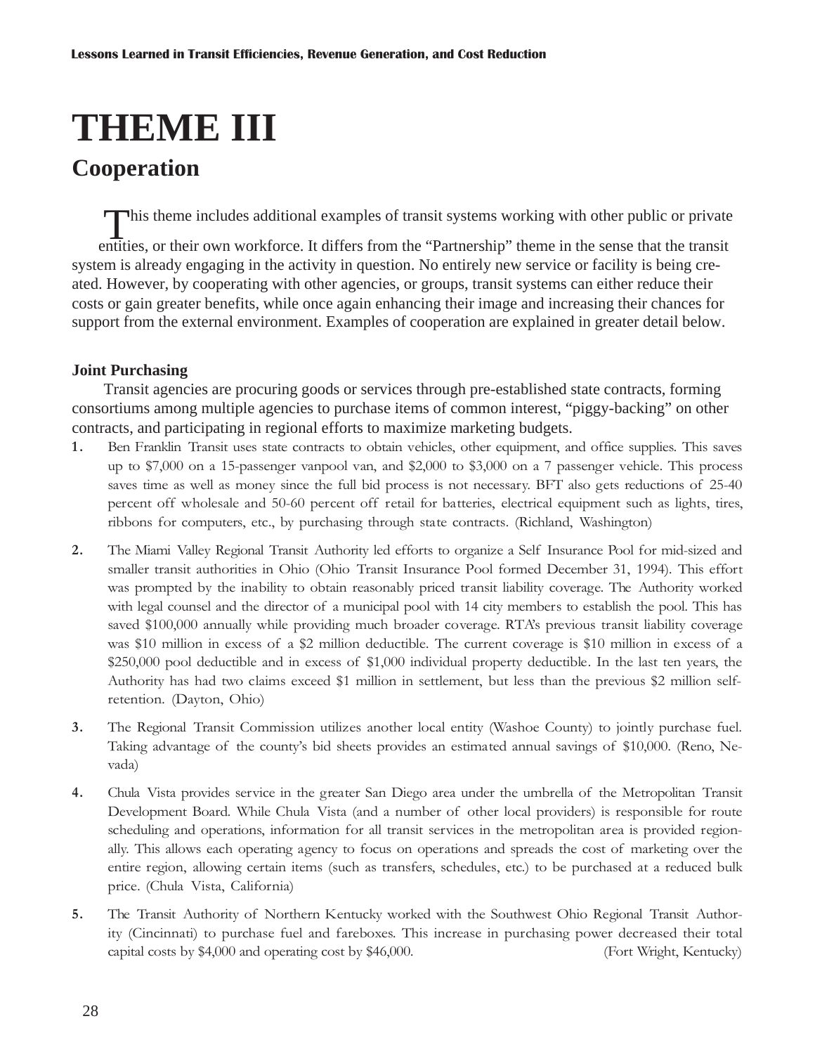# THEME III

## Cooperation

This theme includes additional examples of transit systems working with other public or private entities, or their own workforce. It differs from the "Partnership" theme in the sense that the transit system is already engaging in the activity in question. No entirely new service or facility is being created. However, by cooperating with other agencies, or groups, transit systems can either reduce their costs or gain greater benefits, while once again enhancing their image and increasing their chances for support from the external environment. Examples of cooperation are explained in greater detail below.

### Joint Purchasing

Transit agencies are procuring goods or services through pre-established state contracts, forming consortiums among multiple agencies to purchase items of common interest, "piggy-backing" on other contracts, and participating in regional efforts to maximize marketing budgets.

1. Ben Franklin Transit uses state contracts to obtain vehicles, other equipment, and office supplies. This saves up to $7,000 on a 15-passenger vanpool van, and $2,000 to $3,000 on a 7 passenger vehicle. This process saves time as well as money since the full bid process is not necessary. BFT also gets reductions of 25-40 percent off wholesale and 50-60 percent off retail for batteries, electrical equipment such as lights, tires, ribbons for computers, etc., by purchasing through state contracts. (Richland, Washington)

2. The Miami Valley Regional Transit Authority led efforts to organize a Self Insurance Pool for mid-sized and smaller transit authorities in Ohio (Ohio Transit Insurance Pool formed December 31, 1994). This effort was prompted by the inability to obtain reasonably priced transit liability coverage. The Authority worked with legal counsel and the director of a municipal pool with 14 city members to establish the pool. This has saved $100,000 annually while providing much broader coverage. RTA's previous transit liability coverage was $10 million in excess of a $2 million deductible. The current coverage is $10 million in excess of a $250,000 pool deductible and in excess of $1,000 individual property deductible. In the last ten years, the Authority has had two claims exceed $1 million in settlement, but less than the previous $2 million self-retention. (Dayton, Ohio)

3. The Regional Transit Commission utilizes another local entity (Washoe County) to jointly purchase fuel. Taking advantage of the county's bid sheets provides an estimated annual savings of $10,000. (Reno, Nevada)

4. Chula Vista provides service in the greater San Diego area under the umbrella of the Metropolitan Transit Development Board. While Chula Vista (and a number of other local providers) is responsible for route scheduling and operations, information for all transit services in the metropolitan area is provided regionally. This allows each operating agency to focus on operations and spreads the cost of marketing over the entire region, allowing certain items (such as transfers, schedules, etc.) to be purchased at a reduced bulk price. (Chula Vista, California)

5. The Transit Authority of Northern Kentucky worked with the Southwest Ohio Regional Transit Authority (Cincinnati) to purchase fuel and fareboxes. This increase in purchasing power decreased their total capital costs by $4,000 and operating cost by $46,000. (Fort Wright, Kentucky)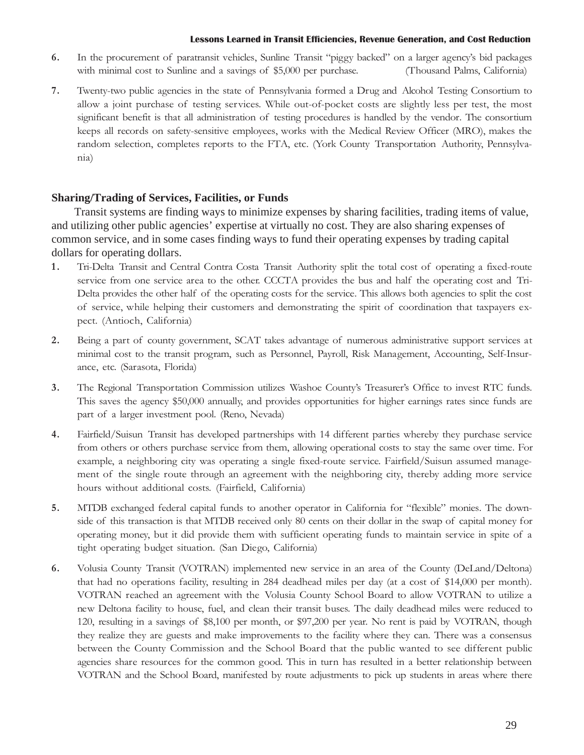6. In the procurement of paratransit vehicles, Sunline Transit "piggy backed" on a larger agency's bid packages with minimal cost to Sunline and a savings of $5,000 per purchase. (Thousand Palms, California)

7. Twenty-two public agencies in the state of Pennsylvania formed a Drug and Alcohol Testing Consortium to allow a joint purchase of testing services. While out-of-pocket costs are slightly less per test, the most significant benefit is that all administration of testing procedures is handled by the vendor. The consortium keeps all records on safety-sensitive employees, works with the Medical Review Officer (MRO), makes the random selection, completes reports to the FTA, etc. (York County Transportation Authority, Pennsylvania)

## Sharing/Trading of Services, Facilities, or Funds

Transit systems are finding ways to minimize expenses by sharing facilities, trading items of value, and utilizing other public agencies' expertise at virtually no cost. They are also sharing expenses of common service, and in some cases finding ways to fund their operating expenses by trading capital dollars for operating dollars.

1. Tri-Delta Transit and Central Contra Costa Transit Authority split the total cost of operating a fixed-route service from one service area to the other. CCCTA provides the bus and half the operating cost and Tri-Delta provides the other half of the operating costs for the service. This allows both agencies to split the cost of service, while helping their customers and demonstrating the spirit of coordination that taxpayers expect. (Antioch, California)

2. Being a part of county government, SCAT takes advantage of numerous administrative support services at minimal cost to the transit program, such as Personnel, Payroll, Risk Management, Accounting, Self-Insurance, etc. (Sarasota, Florida)

3. The Regional Transportation Commission utilizes Washoe County's Treasurer's Office to invest RTC funds. This saves the agency $50,000 annually, and provides opportunities for higher earnings rates since funds are part of a larger investment pool. (Reno, Nevada)

4. Fairfield/Suisun Transit has developed partnerships with 14 different parties whereby they purchase service from others or others purchase service from them, allowing operational costs to stay the same over time. For example, a neighboring city was operating a single fixed-route service. Fairfield/Suisun assumed management of the single route through an agreement with the neighboring city, thereby adding more service hours without additional costs. (Fairfield, California)

5. MTDB exchanged federal capital funds to another operator in California for "flexible" monies. The downside of this transaction is that MTDB received only 80 cents on their dollar in the swap of capital money for operating money, but it did provide them with sufficient operating funds to maintain service in spite of a tight operating budget situation. (San Diego, California)

6. Volusia County Transit (VOTRAN) implemented new service in an area of the County (DeLand/Deltona) that had no operations facility, resulting in 284 deadhead miles per day (at a cost of $14,000 per month). VOTRAN reached an agreement with the Volusia County School Board to allow VOTRAN to utilize a new Deltona facility to house, fuel, and clean their transit buses. The daily deadhead miles were reduced to 120, resulting in a savings of $8,100 per month, or $97,200 per year. No rent is paid by VOTRAN, though they realize they are guests and make improvements to the facility where they can. There was a consensus between the County Commission and the School Board that the public wanted to see different public agencies share resources for the common good. This in turn has resulted in a better relationship between VOTRAN and the School Board, manifested by route adjustments to pick up students in areas where there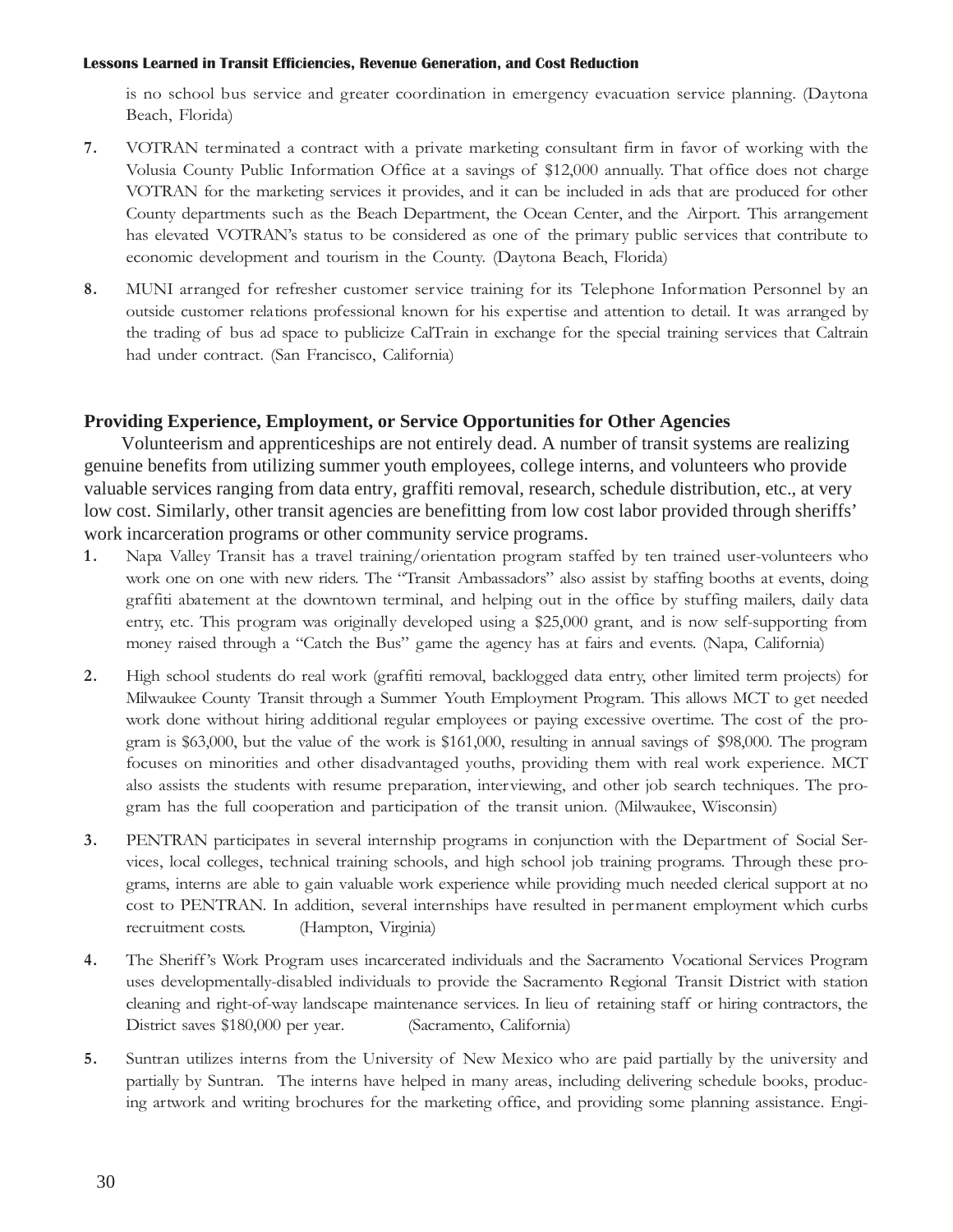is no school bus service and greater coordination in emergency evacuation service planning. (Daytona Beach, Florida)

7. VOTRAN terminated a contract with a private marketing consultant firm in favor of working with the Volusia County Public Information Office at a savings of $12,000 annually. That office does not charge VOTRAN for the marketing services it provides, and it can be included in ads that are produced for other County departments such as the Beach Department, the Ocean Center, and the Airport. This arrangement has elevated VOTRAN's status to be considered as one of the primary public services that contribute to economic development and tourism in the County. (Daytona Beach, Florida)

8. MUNI arranged for refresher customer service training for its Telephone Information Personnel by an outside customer relations professional known for his expertise and attention to detail. It was arranged by the trading of bus ad space to publicize CalTrain in exchange for the special training services that Caltrain had under contract. (San Francisco, California)

### Providing Experience, Employment, or Service Opportunities for Other Agencies

Volunteerism and apprenticeships are not entirely dead. A number of transit systems are realizing genuine benefits from utilizing summer youth employees, college interns, and volunteers who provide valuable services ranging from data entry, graffiti removal, research, schedule distribution, etc., at very low cost. Similarly, other transit agencies are benefitting from low cost labor provided through sheriffs' work incarceration programs or other community service programs.

1. Napa Valley Transit has a travel training/orientation program staffed by ten trained user-volunteers who work one on one with new riders. The "Transit Ambassadors" also assist by staffing booths at events, doing graffiti abatement at the downtown terminal, and helping out in the office by stuffing mailers, daily data entry, etc. This program was originally developed using a $25,000 grant, and is now self-supporting from money raised through a "Catch the Bus" game the agency has at fairs and events. (Napa, California)

2. High school students do real work (graffiti removal, backlogged data entry, other limited term projects) for Milwaukee County Transit through a Summer Youth Employment Program. This allows MCT to get needed work done without hiring additional regular employees or paying excessive overtime. The cost of the program is $63,000, but the value of the work is $161,000, resulting in annual savings of $98,000. The program focuses on minorities and other disadvantaged youths, providing them with real work experience. MCT also assists the students with resume preparation, interviewing, and other job search techniques. The program has the full cooperation and participation of the transit union. (Milwaukee, Wisconsin)

3. PENTRAN participates in several internship programs in conjunction with the Department of Social Services, local colleges, technical training schools, and high school job training programs. Through these programs, interns are able to gain valuable work experience while providing much needed clerical support at no cost to PENTRAN. In addition, several internships have resulted in permanent employment which curbs recruitment costs. (Hampton, Virginia)

4. The Sheriff's Work Program uses incarcerated individuals and the Sacramento Vocational Services Program uses developmentally-disabled individuals to provide the Sacramento Regional Transit District with station cleaning and right-of-way landscape maintenance services. In lieu of retaining staff or hiring contractors, the District saves $180,000 per year. (Sacramento, California)

5. Suntran utilizes interns from the University of New Mexico who are paid partially by the university and partially by Suntran. The interns have helped in many areas, including delivering schedule books, producing artwork and writing brochures for the marketing office, and providing some planning assistance. Engi-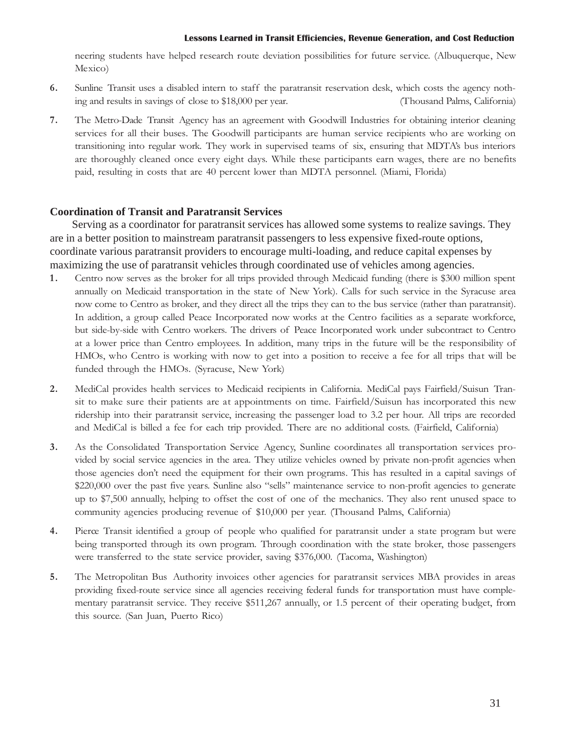neering students have helped research route deviation possibilities for future service. (Albuquerque, New Mexico)

6. Sunline Transit uses a disabled intern to staff the paratransit reservation desk, which costs the agency nothing and results in savings of close to $18,000 per year. (Thousand Palms, California)

7. The Metro-Dade Transit Agency has an agreement with Goodwill Industries for obtaining interior cleaning services for all their buses. The Goodwill participants are human service recipients who are working on transitioning into regular work. They work in supervised teams of six, ensuring that MDTA's bus interiors are thoroughly cleaned once every eight days. While these participants earn wages, there are no benefits paid, resulting in costs that are 40 percent lower than MDTA personnel. (Miami, Florida)

### Coordination of Transit and Paratransit Services

Serving as a coordinator for paratransit services has allowed some systems to realize savings. They are in a better position to mainstream paratransit passengers to less expensive fixed-route options, coordinate various paratransit providers to encourage multi-loading, and reduce capital expenses by maximizing the use of paratransit vehicles through coordinated use of vehicles among agencies.

1. Centro now serves as the broker for all trips provided through Medicaid funding (there is $300 million spent annually on Medicaid transportation in the state of New York). Calls for such service in the Syracuse area now come to Centro as broker, and they direct all the trips they can to the bus service (rather than paratransit). In addition, a group called Peace Incorporated now works at the Centro facilities as a separate workforce, but side-by-side with Centro workers. The drivers of Peace Incorporated work under subcontract to Centro at a lower price than Centro employees. In addition, many trips in the future will be the responsibility of HMOs, who Centro is working with now to get into a position to receive a fee for all trips that will be funded through the HMOs. (Syracuse, New York)

2. MediCal provides health services to Medicaid recipients in California. MediCal pays Fairfield/Suisun Transit to make sure their patients are at appointments on time. Fairfield/Suisun has incorporated this new ridership into their paratransit service, increasing the passenger load to 3.2 per hour. All trips are recorded and MediCal is billed a fee for each trip provided. There are no additional costs. (Fairfield, California)

3. As the Consolidated Transportation Service Agency, Sunline coordinates all transportation services provided by social service agencies in the area. They utilize vehicles owned by private non-profit agencies when those agencies don't need the equipment for their own programs. This has resulted in a capital savings of $220,000 over the past five years. Sunline also "sells" maintenance service to non-profit agencies to generate up to $7,500 annually, helping to offset the cost of one of the mechanics. They also rent unused space to community agencies producing revenue of $10,000 per year. (Thousand Palms, California)

4. Pierce Transit identified a group of people who qualified for paratransit under a state program but were being transported through its own program. Through coordination with the state broker, those passengers were transferred to the state service provider, saving $376,000. (Tacoma, Washington)

5. The Metropolitan Bus Authority invoices other agencies for paratransit services MBA provides in areas providing fixed-route service since all agencies receiving federal funds for transportation must have complementary paratransit service. They receive $511,267 annually, or 1.5 percent of their operating budget, from this source. (San Juan, Puerto Rico)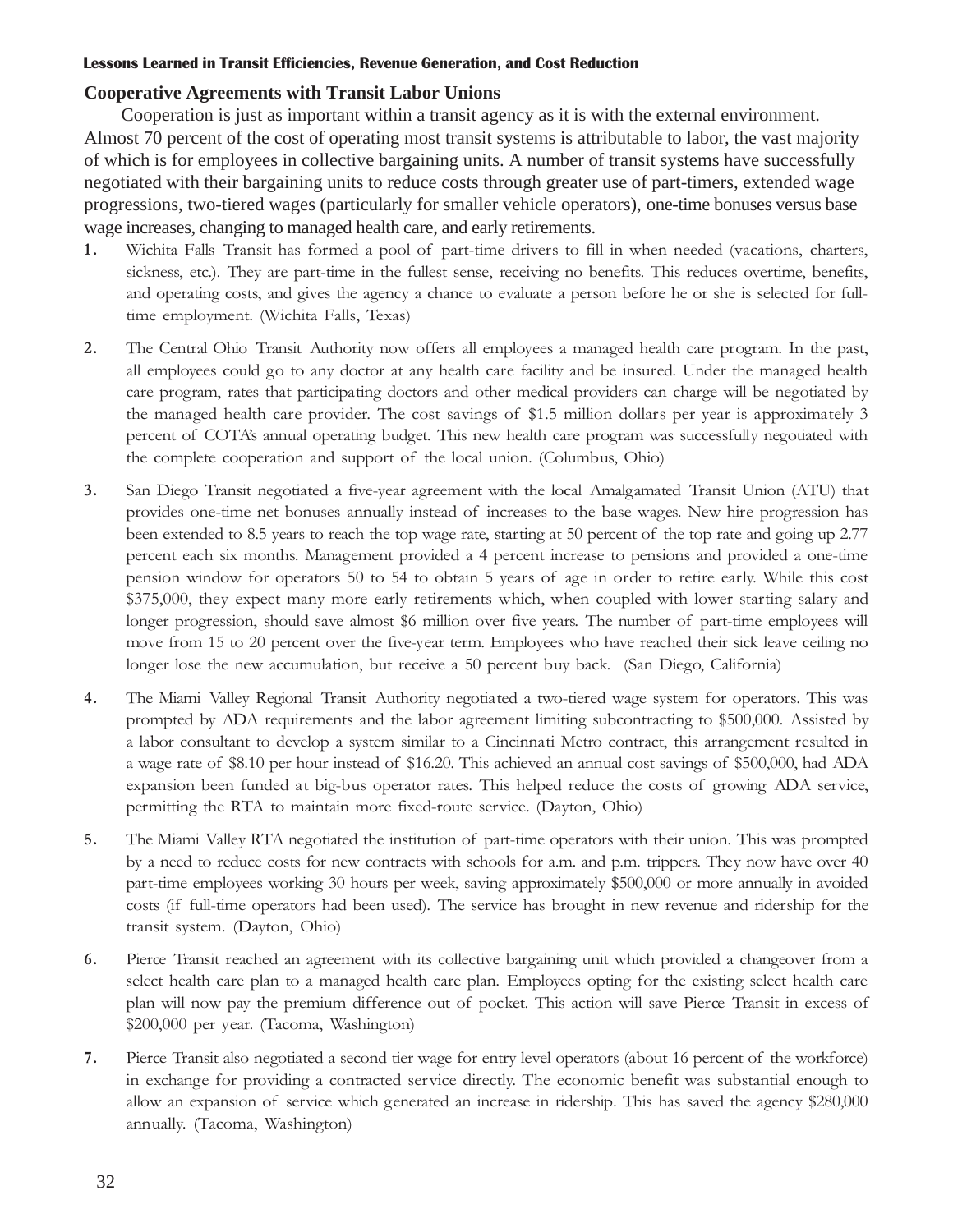## Cooperative Agreements with Transit Labor Unions

Cooperation is just as important within a transit agency as it is with the external environment. Almost 70 percent of the cost of operating most transit systems is attributable to labor, the vast majority of which is for employees in collective bargaining units. A number of transit systems have successfully negotiated with their bargaining units to reduce costs through greater use of part-timers, extended wage progressions, two-tiered wages (particularly for smaller vehicle operators), one-time bonuses versus base wage increases, changing to managed health care, and early retirements.

1. Wichita Falls Transit has formed a pool of part-time drivers to fill in when needed (vacations, charters, sickness, etc.). They are part-time in the fullest sense, receiving no benefits. This reduces overtime, benefits, and operating costs, and gives the agency a chance to evaluate a person before he or she is selected for full-time employment. (Wichita Falls, Texas)

2. The Central Ohio Transit Authority now offers all employees a managed health care program. In the past, all employees could go to any doctor at any health care facility and be insured. Under the managed health care program, rates that participating doctors and other medical providers can charge will be negotiated by the managed health care provider. The cost savings of $1.5 million dollars per year is approximately 3 percent of COTA's annual operating budget. This new health care program was successfully negotiated with the complete cooperation and support of the local union. (Columbus, Ohio)

3. San Diego Transit negotiated a five-year agreement with the local Amalgamated Transit Union (ATU) that provides one-time net bonuses annually instead of increases to the base wages. New hire progression has been extended to 8.5 years to reach the top wage rate, starting at 50 percent of the top rate and going up 2.77 percent each six months. Management provided a 4 percent increase to pensions and provided a one-time pension window for operators 50 to 54 to obtain 5 years of age in order to retire early. While this cost $375,000, they expect many more early retirements which, when coupled with lower starting salary and longer progression, should save almost $6 million over five years. The number of part-time employees will move from 15 to 20 percent over the five-year term. Employees who have reached their sick leave ceiling no longer lose the new accumulation, but receive a 50 percent buy back. (San Diego, California)

4. The Miami Valley Regional Transit Authority negotiated a two-tiered wage system for operators. This was prompted by ADA requirements and the labor agreement limiting subcontracting to $500,000. Assisted by a labor consultant to develop a system similar to a Cincinnati Metro contract, this arrangement resulted in a wage rate of $8.10 per hour instead of $16.20. This achieved an annual cost savings of $500,000, had ADA expansion been funded at big-bus operator rates. This helped reduce the costs of growing ADA service, permitting the RTA to maintain more fixed-route service. (Dayton, Ohio)

5. The Miami Valley RTA negotiated the institution of part-time operators with their union. This was prompted by a need to reduce costs for new contracts with schools for a.m. and p.m. trippers. They now have over 40 part-time employees working 30 hours per week, saving approximately $500,000 or more annually in avoided costs (if full-time operators had been used). The service has brought in new revenue and ridership for the transit system. (Dayton, Ohio)

6. Pierce Transit reached an agreement with its collective bargaining unit which provided a changeover from a select health care plan to a managed health care plan. Employees opting for the existing select health care plan will now pay the premium difference out of pocket. This action will save Pierce Transit in excess of $200,000 per year. (Tacoma, Washington)

7. Pierce Transit also negotiated a second tier wage for entry level operators (about 16 percent of the workforce) in exchange for providing a contracted service directly. The economic benefit was substantial enough to allow an expansion of service which generated an increase in ridership. This has saved the agency $280,000 annually. (Tacoma, Washington)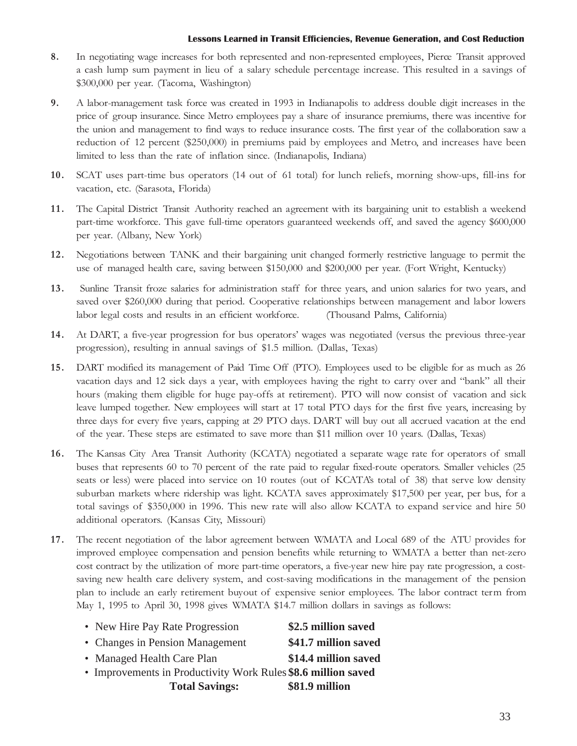8. In negotiating wage increases for both represented and non-represented employees, Pierce Transit approved a cash lump sum payment in lieu of a salary schedule percentage increase. This resulted in a savings of $300,000 per year. (Tacoma, Washington)

9. A labor-management task force was created in 1993 in Indianapolis to address double digit increases in the price of group insurance. Since Metro employees pay a share of insurance premiums, there was incentive for the union and management to find ways to reduce insurance costs. The first year of the collaboration saw a reduction of 12 percent ($250,000) in premiums paid by employees and Metro, and increases have been limited to less than the rate of inflation since. (Indianapolis, Indiana)

10. SCAT uses part-time bus operators (14 out of 61 total) for lunch reliefs, morning show-ups, fill-ins for vacation, etc. (Sarasota, Florida)

11. The Capital District Transit Authority reached an agreement with its bargaining unit to establish a weekend part-time workforce. This gave full-time operators guaranteed weekends off, and saved the agency $600,000 per year. (Albany, New York)

12. Negotiations between TANK and their bargaining unit changed formerly restrictive language to permit the use of managed health care, saving between $150,000 and $200,000 per year. (Fort Wright, Kentucky)

13. Sunline Transit froze salaries for administration staff for three years, and union salaries for two years, and saved over $260,000 during that period. Cooperative relationships between management and labor lowers labor legal costs and results in an efficient workforce. (Thousand Palms, California)

14. At DART, a five-year progression for bus operators' wages was negotiated (versus the previous three-year progression), resulting in annual savings of $1.5 million. (Dallas, Texas)

15. DART modified its management of Paid Time Off (PTO). Employees used to be eligible for as much as 26 vacation days and 12 sick days a year, with employees having the right to carry over and "bank" all their hours (making them eligible for huge pay-offs at retirement). PTO will now consist of vacation and sick leave lumped together. New employees will start at 17 total PTO days for the first five years, increasing by three days for every five years, capping at 29 PTO days. DART will buy out all accrued vacation at the end of the year. These steps are estimated to save more than $11 million over 10 years. (Dallas, Texas)

16. The Kansas City Area Transit Authority (KCATA) negotiated a separate wage rate for operators of small buses that represents 60 to 70 percent of the rate paid to regular fixed-route operators. Smaller vehicles (25 seats or less) were placed into service on 10 routes (out of KCATA's total of 38) that serve low density suburban markets where ridership was light. KCATA saves approximately $17,500 per year, per bus, for a total savings of $350,000 in 1996. This new rate will also allow KCATA to expand service and hire 50 additional operators. (Kansas City, Missouri)

17. The recent negotiation of the labor agreement between WMATA and Local 689 of the ATU provides for improved employee compensation and pension benefits while returning to WMATA a better than net-zero cost contract by the utilization of more part-time operators, a five-year new hire pay rate progression, a cost-saving new health care delivery system, and cost-saving modifications in the management of the pension plan to include an early retirement buyout of expensive senior employees. The labor contract term from May 1, 1995 to April 30, 1998 gives WMATA $14.7 million dollars in savings as follows:

| | |
|---|---|
| • New Hire Pay Rate Progression | **$2.5 million saved** |
| • Changes in Pension Management | **$41.7 million saved** |
| • Managed Health Care Plan | **$14.4 million saved** |
| • Improvements in Productivity Work Rules | **$8.6 million saved** |
| **Total Savings:** | **$81.9 million** |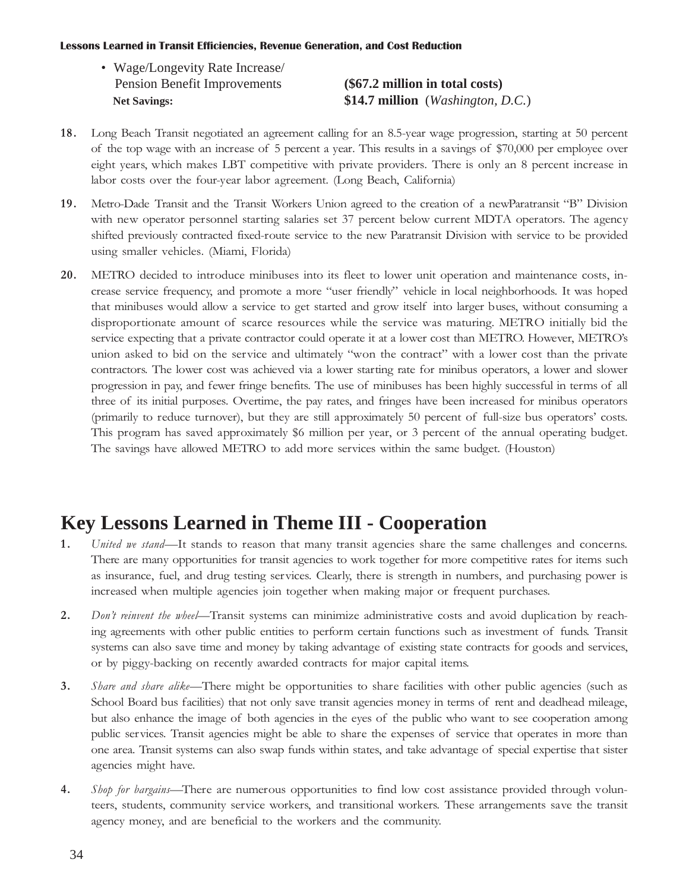- Wage/Longevity Rate Increase/
  Pension Benefit Improvements **($67.2 million in total costs)**

**Net Savings:** **$14.7 million** (*Washington, D.C.*)

**18.** Long Beach Transit negotiated an agreement calling for an 8.5-year wage progression, starting at 50 percent of the top wage with an increase of 5 percent a year. This results in a savings of $70,000 per employee over eight years, which makes LBT competitive with private providers. There is only an 8 percent increase in labor costs over the four-year labor agreement. (Long Beach, California)

**19.** Metro-Dade Transit and the Transit Workers Union agreed to the creation of a newParatransit "B" Division with new operator personnel starting salaries set 37 percent below current MDTA operators. The agency shifted previously contracted fixed-route service to the new Paratransit Division with service to be provided using smaller vehicles. (Miami, Florida)

**20.** METRO decided to introduce minibuses into its fleet to lower unit operation and maintenance costs, increase service frequency, and promote a more "user friendly" vehicle in local neighborhoods. It was hoped that minibuses would allow a service to get started and grow itself into larger buses, without consuming a disproportionate amount of scarce resources while the service was maturing. METRO initially bid the service expecting that a private contractor could operate it at a lower cost than METRO. However, METRO's union asked to bid on the service and ultimately "won the contract" with a lower cost than the private contractors. The lower cost was achieved via a lower starting rate for minibus operators, a lower and slower progression in pay, and fewer fringe benefits. The use of minibuses has been highly successful in terms of all three of its initial purposes. Overtime, the pay rates, and fringes have been increased for minibus operators (primarily to reduce turnover), but they are still approximately 50 percent of full-size bus operators' costs. This program has saved approximately $6 million per year, or 3 percent of the annual operating budget. The savings have allowed METRO to add more services within the same budget. (Houston)

# Key Lessons Learned in Theme III - Cooperation

**1.** *United we stand*—It stands to reason that many transit agencies share the same challenges and concerns. There are many opportunities for transit agencies to work together for more competitive rates for items such as insurance, fuel, and drug testing services. Clearly, there is strength in numbers, and purchasing power is increased when multiple agencies join together when making major or frequent purchases.

**2.** *Don't reinvent the wheel*—Transit systems can minimize administrative costs and avoid duplication by reaching agreements with other public entities to perform certain functions such as investment of funds. Transit systems can also save time and money by taking advantage of existing state contracts for goods and services, or by piggy-backing on recently awarded contracts for major capital items.

**3.** *Share and share alike*—There might be opportunities to share facilities with other public agencies (such as School Board bus facilities) that not only save transit agencies money in terms of rent and deadhead mileage, but also enhance the image of both agencies in the eyes of the public who want to see cooperation among public services. Transit agencies might be able to share the expenses of service that operates in more than one area. Transit systems can also swap funds within states, and take advantage of special expertise that sister agencies might have.

**4.** *Shop for bargains*—There are numerous opportunities to find low cost assistance provided through volunteers, students, community service workers, and transitional workers. These arrangements save the transit agency money, and are beneficial to the workers and the community.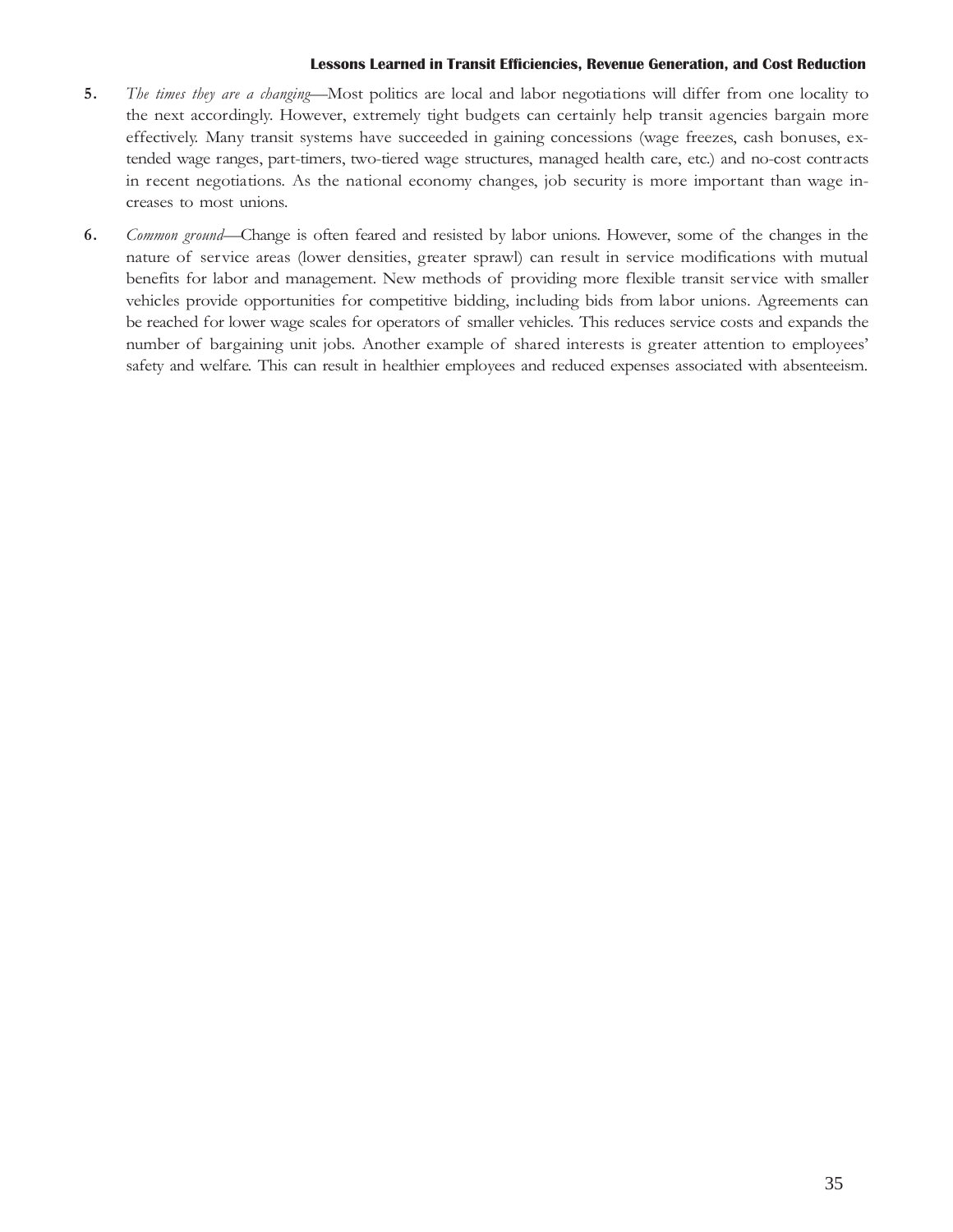5. *The times they are a changing*—Most politics are local and labor negotiations will differ from one locality to the next accordingly. However, extremely tight budgets can certainly help transit agencies bargain more effectively. Many transit systems have succeeded in gaining concessions (wage freezes, cash bonuses, extended wage ranges, part-timers, two-tiered wage structures, managed health care, etc.) and no-cost contracts in recent negotiations. As the national economy changes, job security is more important than wage increases to most unions.

6. *Common ground*—Change is often feared and resisted by labor unions. However, some of the changes in the nature of service areas (lower densities, greater sprawl) can result in service modifications with mutual benefits for labor and management. New methods of providing more flexible transit service with smaller vehicles provide opportunities for competitive bidding, including bids from labor unions. Agreements can be reached for lower wage scales for operators of smaller vehicles. This reduces service costs and expands the number of bargaining unit jobs. Another example of shared interests is greater attention to employees' safety and welfare. This can result in healthier employees and reduced expenses associated with absenteeism.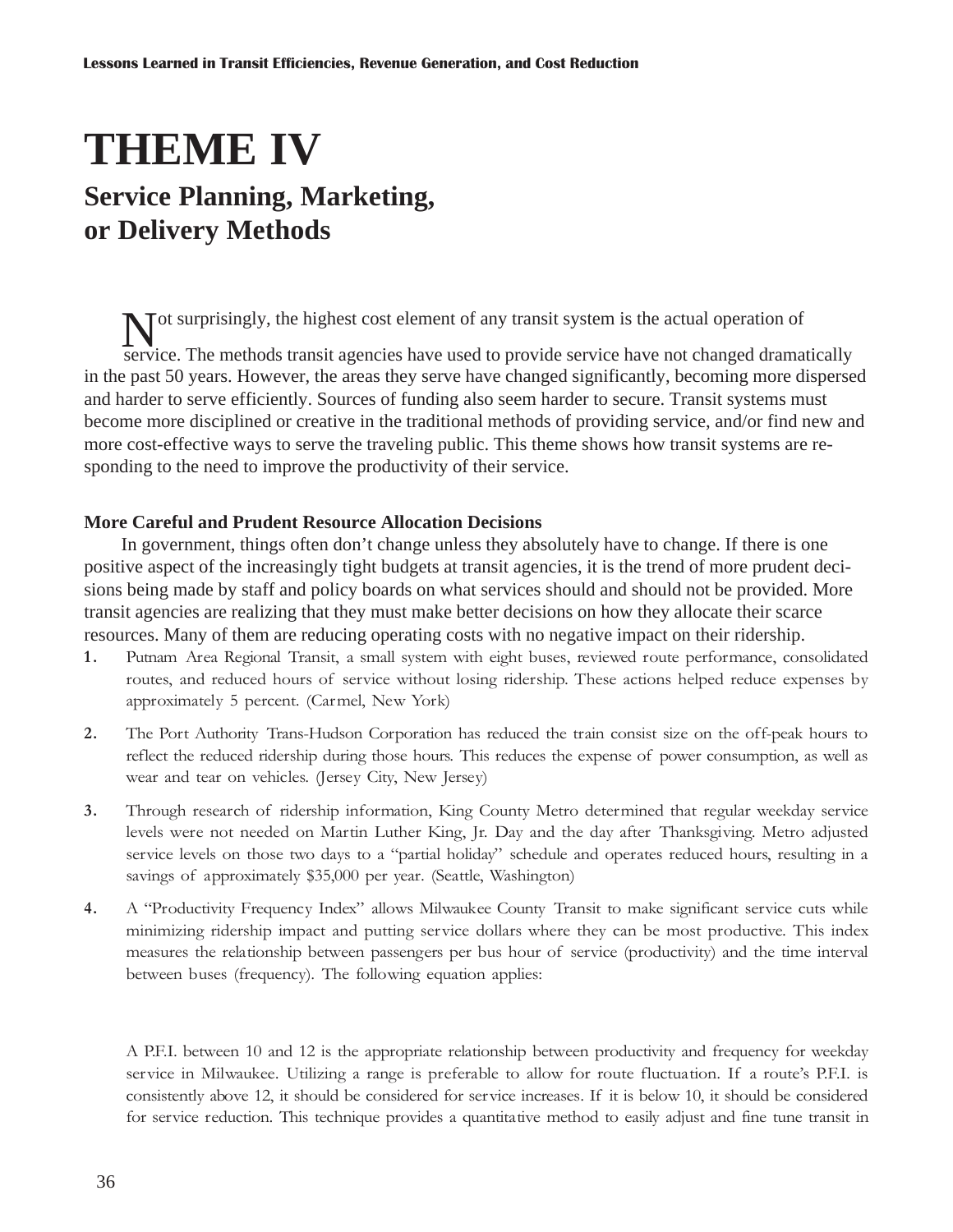# THEME IV

## Service Planning, Marketing, or Delivery Methods

Not surprisingly, the highest cost element of any transit system is the actual operation of service. The methods transit agencies have used to provide service have not changed dramatically in the past 50 years. However, the areas they serve have changed significantly, becoming more dispersed and harder to serve efficiently. Sources of funding also seem harder to secure. Transit systems must become more disciplined or creative in the traditional methods of providing service, and/or find new and more cost-effective ways to serve the traveling public. This theme shows how transit systems are responding to the need to improve the productivity of their service.

**More Careful and Prudent Resource Allocation Decisions**

In government, things often don't change unless they absolutely have to change. If there is one positive aspect of the increasingly tight budgets at transit agencies, it is the trend of more prudent decisions being made by staff and policy boards on what services should and should not be provided. More transit agencies are realizing that they must make better decisions on how they allocate their scarce resources. Many of them are reducing operating costs with no negative impact on their ridership.

1. Putnam Area Regional Transit, a small system with eight buses, reviewed route performance, consolidated routes, and reduced hours of service without losing ridership. These actions helped reduce expenses by approximately 5 percent. (Carmel, New York)

2. The Port Authority Trans-Hudson Corporation has reduced the train consist size on the off-peak hours to reflect the reduced ridership during those hours. This reduces the expense of power consumption, as well as wear and tear on vehicles. (Jersey City, New Jersey)

3. Through research of ridership information, King County Metro determined that regular weekday service levels were not needed on Martin Luther King, Jr. Day and the day after Thanksgiving. Metro adjusted service levels on those two days to a "partial holiday" schedule and operates reduced hours, resulting in a savings of approximately $35,000 per year. (Seattle, Washington)

4. A "Productivity Frequency Index" allows Milwaukee County Transit to make significant service cuts while minimizing ridership impact and putting service dollars where they can be most productive. This index measures the relationship between passengers per bus hour of service (productivity) and the time interval between buses (frequency). The following equation applies:

   A P.F.I. between 10 and 12 is the appropriate relationship between productivity and frequency for weekday service in Milwaukee. Utilizing a range is preferable to allow for route fluctuation. If a route's P.F.I. is consistently above 12, it should be considered for service increases. If it is below 10, it should be considered for service reduction. This technique provides a quantitative method to easily adjust and fine tune transit in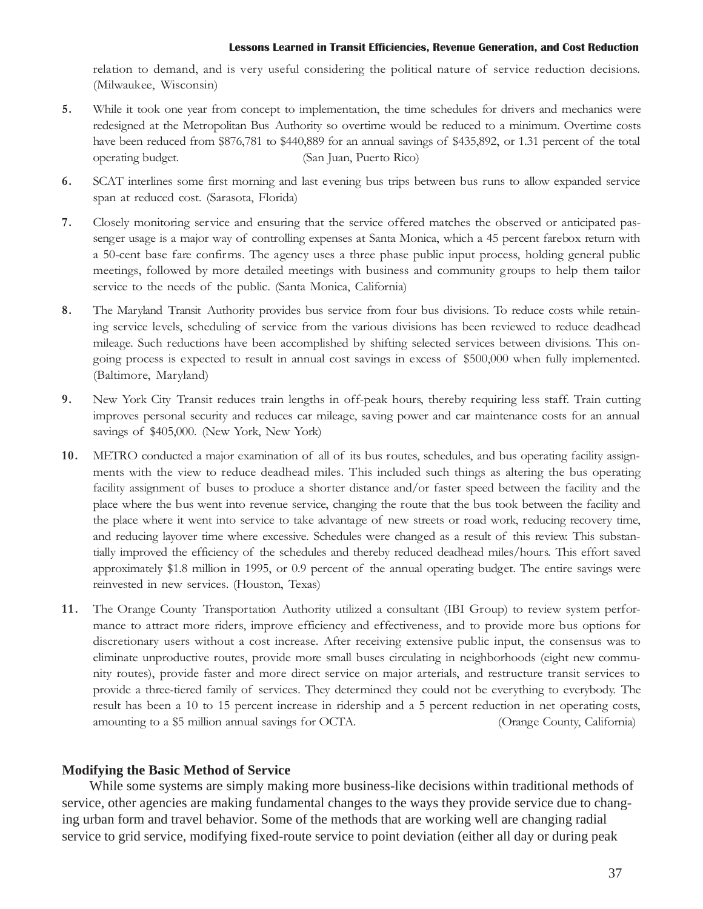relation to demand, and is very useful considering the political nature of service reduction decisions. (Milwaukee, Wisconsin)

5. While it took one year from concept to implementation, the time schedules for drivers and mechanics were redesigned at the Metropolitan Bus Authority so overtime would be reduced to a minimum. Overtime costs have been reduced from $876,781 to $440,889 for an annual savings of $435,892, or 1.31 percent of the total operating budget. (San Juan, Puerto Rico)

6. SCAT interlines some first morning and last evening bus trips between bus runs to allow expanded service span at reduced cost. (Sarasota, Florida)

7. Closely monitoring service and ensuring that the service offered matches the observed or anticipated passenger usage is a major way of controlling expenses at Santa Monica, which a 45 percent farebox return with a 50-cent base fare confirms. The agency uses a three phase public input process, holding general public meetings, followed by more detailed meetings with business and community groups to help them tailor service to the needs of the public. (Santa Monica, California)

8. The Maryland Transit Authority provides bus service from four bus divisions. To reduce costs while retaining service levels, scheduling of service from the various divisions has been reviewed to reduce deadhead mileage. Such reductions have been accomplished by shifting selected services between divisions. This ongoing process is expected to result in annual cost savings in excess of $500,000 when fully implemented. (Baltimore, Maryland)

9. New York City Transit reduces train lengths in off-peak hours, thereby requiring less staff. Train cutting improves personal security and reduces car mileage, saving power and car maintenance costs for an annual savings of $405,000. (New York, New York)

10. METRO conducted a major examination of all of its bus routes, schedules, and bus operating facility assignments with the view to reduce deadhead miles. This included such things as altering the bus operating facility assignment of buses to produce a shorter distance and/or faster speed between the facility and the place where the bus went into revenue service, changing the route that the bus took between the facility and the place where it went into service to take advantage of new streets or road work, reducing recovery time, and reducing layover time where excessive. Schedules were changed as a result of this review. This substantially improved the efficiency of the schedules and thereby reduced deadhead miles/hours. This effort saved approximately $1.8 million in 1995, or 0.9 percent of the annual operating budget. The entire savings were reinvested in new services. (Houston, Texas)

11. The Orange County Transportation Authority utilized a consultant (IBI Group) to review system performance to attract more riders, improve efficiency and effectiveness, and to provide more bus options for discretionary users without a cost increase. After receiving extensive public input, the consensus was to eliminate unproductive routes, provide more small buses circulating in neighborhoods (eight new community routes), provide faster and more direct service on major arterials, and restructure transit services to provide a three-tiered family of services. They determined they could not be everything to everybody. The result has been a 10 to 15 percent increase in ridership and a 5 percent reduction in net operating costs, amounting to a $5 million annual savings for OCTA. (Orange County, California)

### Modifying the Basic Method of Service

While some systems are simply making more business-like decisions within traditional methods of service, other agencies are making fundamental changes to the ways they provide service due to changing urban form and travel behavior. Some of the methods that are working well are changing radial service to grid service, modifying fixed-route service to point deviation (either all day or during peak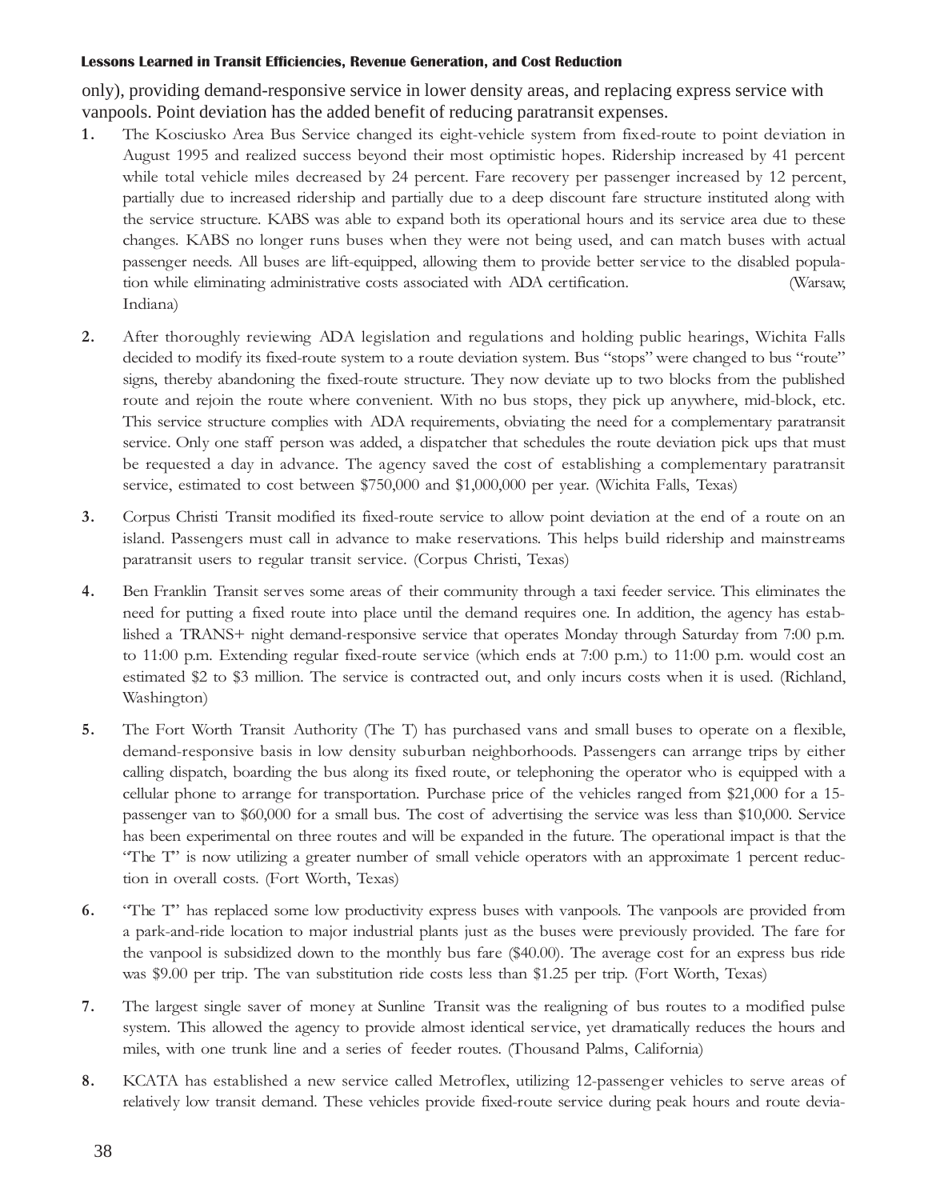only), providing demand-responsive service in lower density areas, and replacing express service with vanpools. Point deviation has the added benefit of reducing paratransit expenses.

1. The Kosciusko Area Bus Service changed its eight-vehicle system from fixed-route to point deviation in August 1995 and realized success beyond their most optimistic hopes. Ridership increased by 41 percent while total vehicle miles decreased by 24 percent. Fare recovery per passenger increased by 12 percent, partially due to increased ridership and partially due to a deep discount fare structure instituted along with the service structure. KABS was able to expand both its operational hours and its service area due to these changes. KABS no longer runs buses when they were not being used, and can match buses with actual passenger needs. All buses are lift-equipped, allowing them to provide better service to the disabled population while eliminating administrative costs associated with ADA certification. (Warsaw, Indiana)

2. After thoroughly reviewing ADA legislation and regulations and holding public hearings, Wichita Falls decided to modify its fixed-route system to a route deviation system. Bus "stops" were changed to bus "route" signs, thereby abandoning the fixed-route structure. They now deviate up to two blocks from the published route and rejoin the route where convenient. With no bus stops, they pick up anywhere, mid-block, etc. This service structure complies with ADA requirements, obviating the need for a complementary paratransit service. Only one staff person was added, a dispatcher that schedules the route deviation pick ups that must be requested a day in advance. The agency saved the cost of establishing a complementary paratransit service, estimated to cost between $750,000 and $1,000,000 per year. (Wichita Falls, Texas)

3. Corpus Christi Transit modified its fixed-route service to allow point deviation at the end of a route on an island. Passengers must call in advance to make reservations. This helps build ridership and mainstreams paratransit users to regular transit service. (Corpus Christi, Texas)

4. Ben Franklin Transit serves some areas of their community through a taxi feeder service. This eliminates the need for putting a fixed route into place until the demand requires one. In addition, the agency has established a TRANS+ night demand-responsive service that operates Monday through Saturday from 7:00 p.m. to 11:00 p.m. Extending regular fixed-route service (which ends at 7:00 p.m.) to 11:00 p.m. would cost an estimated $2 to $3 million. The service is contracted out, and only incurs costs when it is used. (Richland, Washington)

5. The Fort Worth Transit Authority (The T) has purchased vans and small buses to operate on a flexible, demand-responsive basis in low density suburban neighborhoods. Passengers can arrange trips by either calling dispatch, boarding the bus along its fixed route, or telephoning the operator who is equipped with a cellular phone to arrange for transportation. Purchase price of the vehicles ranged from $21,000 for a 15-passenger van to $60,000 for a small bus. The cost of advertising the service was less than $10,000. Service has been experimental on three routes and will be expanded in the future. The operational impact is that the "The T" is now utilizing a greater number of small vehicle operators with an approximate 1 percent reduction in overall costs. (Fort Worth, Texas)

6. "The T" has replaced some low productivity express buses with vanpools. The vanpools are provided from a park-and-ride location to major industrial plants just as the buses were previously provided. The fare for the vanpool is subsidized down to the monthly bus fare ($40.00). The average cost for an express bus ride was $9.00 per trip. The van substitution ride costs less than $1.25 per trip. (Fort Worth, Texas)

7. The largest single saver of money at Sunline Transit was the realigning of bus routes to a modified pulse system. This allowed the agency to provide almost identical service, yet dramatically reduces the hours and miles, with one trunk line and a series of feeder routes. (Thousand Palms, California)

8. KCATA has established a new service called Metroflex, utilizing 12-passenger vehicles to serve areas of relatively low transit demand. These vehicles provide fixed-route service during peak hours and route devia-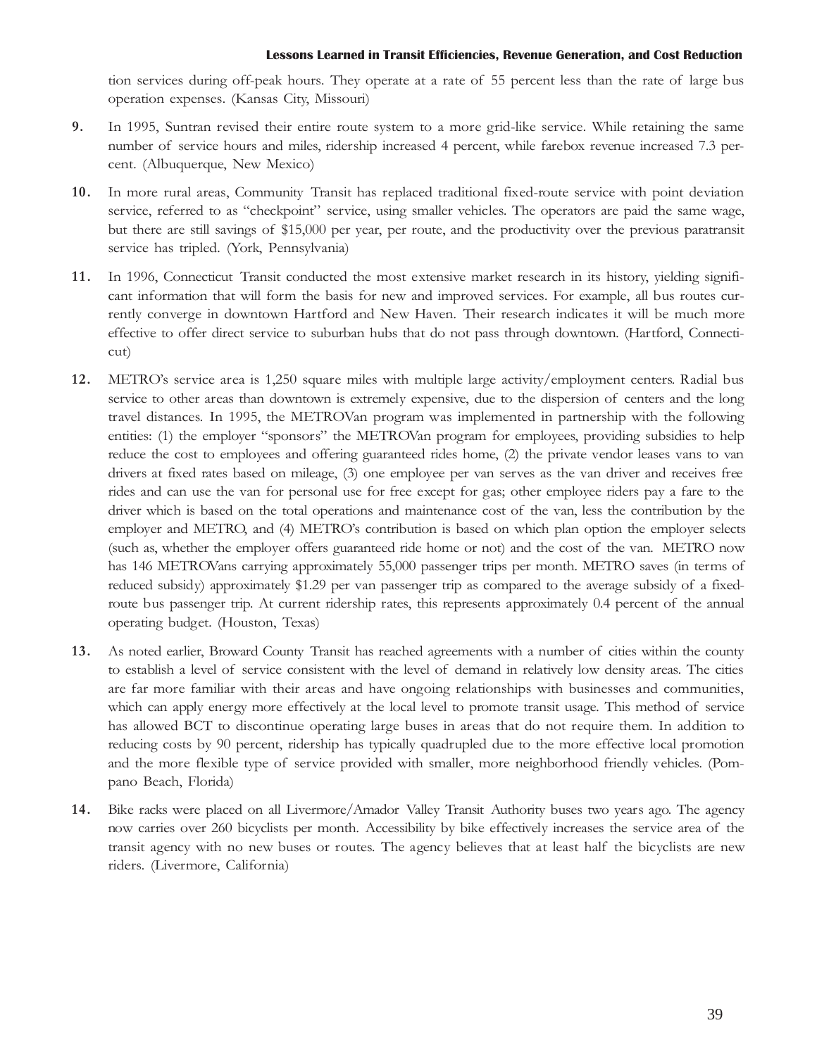tion services during off-peak hours. They operate at a rate of 55 percent less than the rate of large bus operation expenses. (Kansas City, Missouri)

9. In 1995, Suntran revised their entire route system to a more grid-like service. While retaining the same number of service hours and miles, ridership increased 4 percent, while farebox revenue increased 7.3 percent. (Albuquerque, New Mexico)

10. In more rural areas, Community Transit has replaced traditional fixed-route service with point deviation service, referred to as "checkpoint" service, using smaller vehicles. The operators are paid the same wage, but there are still savings of $15,000 per year, per route, and the productivity over the previous paratransit service has tripled. (York, Pennsylvania)

11. In 1996, Connecticut Transit conducted the most extensive market research in its history, yielding significant information that will form the basis for new and improved services. For example, all bus routes currently converge in downtown Hartford and New Haven. Their research indicates it will be much more effective to offer direct service to suburban hubs that do not pass through downtown. (Hartford, Connecticut)

12. METRO's service area is 1,250 square miles with multiple large activity/employment centers. Radial bus service to other areas than downtown is extremely expensive, due to the dispersion of centers and the long travel distances. In 1995, the METROVan program was implemented in partnership with the following entities: (1) the employer "sponsors" the METROVan program for employees, providing subsidies to help reduce the cost to employees and offering guaranteed rides home, (2) the private vendor leases vans to van drivers at fixed rates based on mileage, (3) one employee per van serves as the van driver and receives free rides and can use the van for personal use for free except for gas; other employee riders pay a fare to the driver which is based on the total operations and maintenance cost of the van, less the contribution by the employer and METRO, and (4) METRO's contribution is based on which plan option the employer selects (such as, whether the employer offers guaranteed ride home or not) and the cost of the van. METRO now has 146 METROVans carrying approximately 55,000 passenger trips per month. METRO saves (in terms of reduced subsidy) approximately $1.29 per van passenger trip as compared to the average subsidy of a fixed-route bus passenger trip. At current ridership rates, this represents approximately 0.4 percent of the annual operating budget. (Houston, Texas)

13. As noted earlier, Broward County Transit has reached agreements with a number of cities within the county to establish a level of service consistent with the level of demand in relatively low density areas. The cities are far more familiar with their areas and have ongoing relationships with businesses and communities, which can apply energy more effectively at the local level to promote transit usage. This method of service has allowed BCT to discontinue operating large buses in areas that do not require them. In addition to reducing costs by 90 percent, ridership has typically quadrupled due to the more effective local promotion and the more flexible type of service provided with smaller, more neighborhood friendly vehicles. (Pompano Beach, Florida)

14. Bike racks were placed on all Livermore/Amador Valley Transit Authority buses two years ago. The agency now carries over 260 bicyclists per month. Accessibility by bike effectively increases the service area of the transit agency with no new buses or routes. The agency believes that at least half the bicyclists are new riders. (Livermore, California)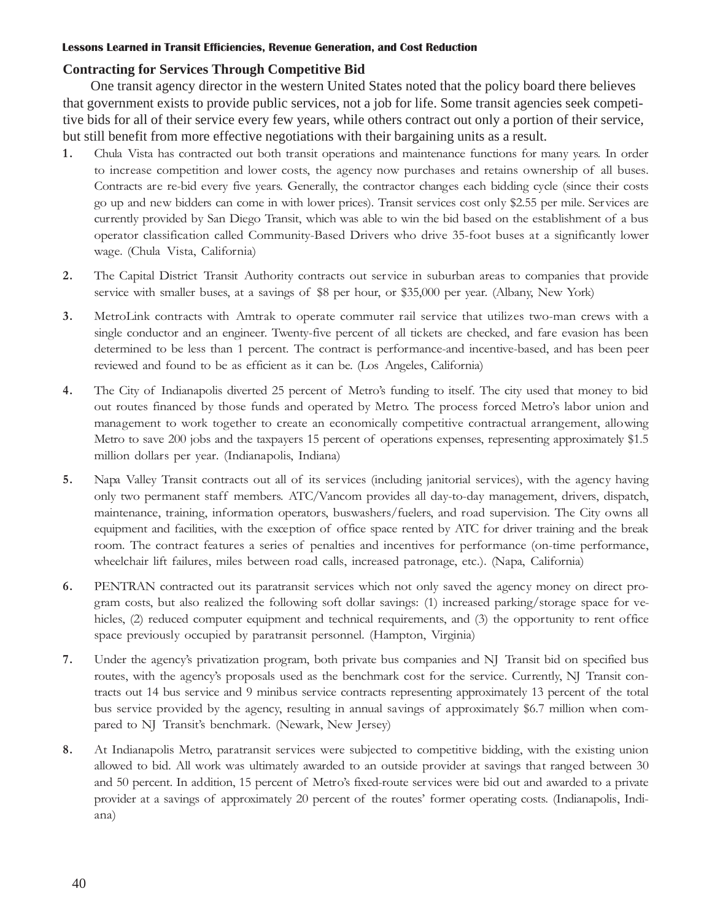## Contracting for Services Through Competitive Bid

One transit agency director in the western United States noted that the policy board there believes that government exists to provide public services, not a job for life. Some transit agencies seek competitive bids for all of their service every few years, while others contract out only a portion of their service, but still benefit from more effective negotiations with their bargaining units as a result.

1. Chula Vista has contracted out both transit operations and maintenance functions for many years. In order to increase competition and lower costs, the agency now purchases and retains ownership of all buses. Contracts are re-bid every five years. Generally, the contractor changes each bidding cycle (since their costs go up and new bidders can come in with lower prices). Transit services cost only $2.55 per mile. Services are currently provided by San Diego Transit, which was able to win the bid based on the establishment of a bus operator classification called Community-Based Drivers who drive 35-foot buses at a significantly lower wage. (Chula Vista, California)

2. The Capital District Transit Authority contracts out service in suburban areas to companies that provide service with smaller buses, at a savings of $8 per hour, or $35,000 per year. (Albany, New York)

3. MetroLink contracts with Amtrak to operate commuter rail service that utilizes two-man crews with a single conductor and an engineer. Twenty-five percent of all tickets are checked, and fare evasion has been determined to be less than 1 percent. The contract is performance-and incentive-based, and has been peer reviewed and found to be as efficient as it can be. (Los Angeles, California)

4. The City of Indianapolis diverted 25 percent of Metro's funding to itself. The city used that money to bid out routes financed by those funds and operated by Metro. The process forced Metro's labor union and management to work together to create an economically competitive contractual arrangement, allowing Metro to save 200 jobs and the taxpayers 15 percent of operations expenses, representing approximately $1.5 million dollars per year. (Indianapolis, Indiana)

5. Napa Valley Transit contracts out all of its services (including janitorial services), with the agency having only two permanent staff members. ATC/Vancom provides all day-to-day management, drivers, dispatch, maintenance, training, information operators, buswashers/fuelers, and road supervision. The City owns all equipment and facilities, with the exception of office space rented by ATC for driver training and the break room. The contract features a series of penalties and incentives for performance (on-time performance, wheelchair lift failures, miles between road calls, increased patronage, etc.). (Napa, California)

6. PENTRAN contracted out its paratransit services which not only saved the agency money on direct program costs, but also realized the following soft dollar savings: (1) increased parking/storage space for vehicles, (2) reduced computer equipment and technical requirements, and (3) the opportunity to rent office space previously occupied by paratransit personnel. (Hampton, Virginia)

7. Under the agency's privatization program, both private bus companies and NJ Transit bid on specified bus routes, with the agency's proposals used as the benchmark cost for the service. Currently, NJ Transit contracts out 14 bus service and 9 minibus service contracts representing approximately 13 percent of the total bus service provided by the agency, resulting in annual savings of approximately $6.7 million when compared to NJ Transit's benchmark. (Newark, New Jersey)

8. At Indianapolis Metro, paratransit services were subjected to competitive bidding, with the existing union allowed to bid. All work was ultimately awarded to an outside provider at savings that ranged between 30 and 50 percent. In addition, 15 percent of Metro's fixed-route services were bid out and awarded to a private provider at a savings of approximately 20 percent of the routes' former operating costs. (Indianapolis, Indiana)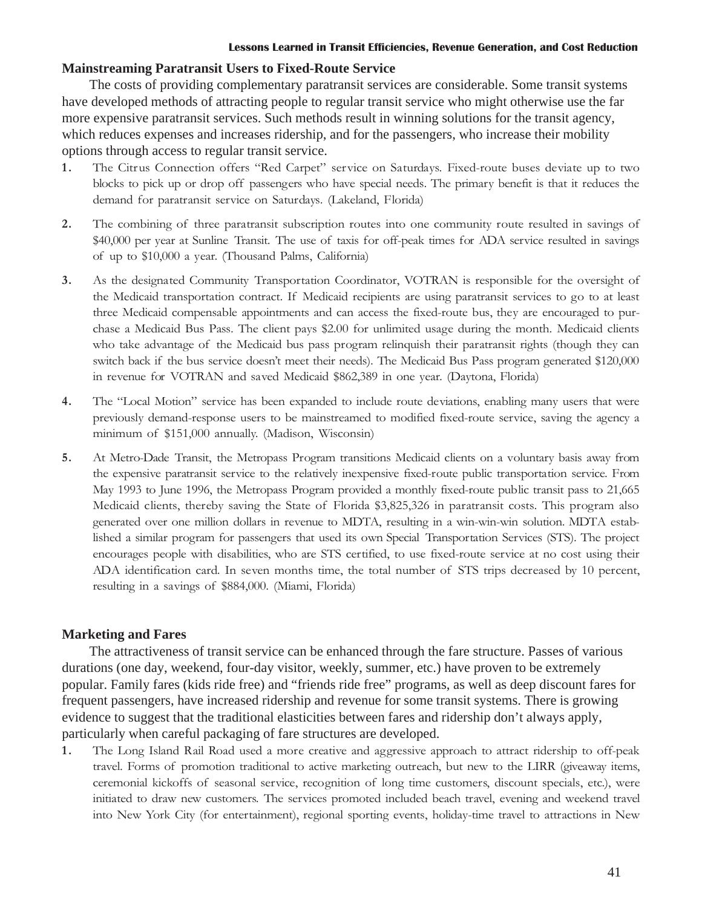## Mainstreaming Paratransit Users to Fixed-Route Service

The costs of providing complementary paratransit services are considerable. Some transit systems have developed methods of attracting people to regular transit service who might otherwise use the far more expensive paratransit services. Such methods result in winning solutions for the transit agency, which reduces expenses and increases ridership, and for the passengers, who increase their mobility options through access to regular transit service.

1. The Citrus Connection offers "Red Carpet" service on Saturdays. Fixed-route buses deviate up to two blocks to pick up or drop off passengers who have special needs. The primary benefit is that it reduces the demand for paratransit service on Saturdays. (Lakeland, Florida)

2. The combining of three paratransit subscription routes into one community route resulted in savings of $40,000 per year at Sunline Transit. The use of taxis for off-peak times for ADA service resulted in savings of up to $10,000 a year. (Thousand Palms, California)

3. As the designated Community Transportation Coordinator, VOTRAN is responsible for the oversight of the Medicaid transportation contract. If Medicaid recipients are using paratransit services to go to at least three Medicaid compensable appointments and can access the fixed-route bus, they are encouraged to purchase a Medicaid Bus Pass. The client pays $2.00 for unlimited usage during the month. Medicaid clients who take advantage of the Medicaid bus pass program relinquish their paratransit rights (though they can switch back if the bus service doesn't meet their needs). The Medicaid Bus Pass program generated $120,000 in revenue for VOTRAN and saved Medicaid $862,389 in one year. (Daytona, Florida)

4. The "Local Motion" service has been expanded to include route deviations, enabling many users that were previously demand-response users to be mainstreamed to modified fixed-route service, saving the agency a minimum of $151,000 annually. (Madison, Wisconsin)

5. At Metro-Dade Transit, the Metropass Program transitions Medicaid clients on a voluntary basis away from the expensive paratransit service to the relatively inexpensive fixed-route public transportation service. From May 1993 to June 1996, the Metropass Program provided a monthly fixed-route public transit pass to 21,665 Medicaid clients, thereby saving the State of Florida $3,825,326 in paratransit costs. This program also generated over one million dollars in revenue to MDTA, resulting in a win-win-win solution. MDTA established a similar program for passengers that used its own Special Transportation Services (STS). The project encourages people with disabilities, who are STS certified, to use fixed-route service at no cost using their ADA identification card. In seven months time, the total number of STS trips decreased by 10 percent, resulting in a savings of $884,000. (Miami, Florida)

## Marketing and Fares

The attractiveness of transit service can be enhanced through the fare structure. Passes of various durations (one day, weekend, four-day visitor, weekly, summer, etc.) have proven to be extremely popular. Family fares (kids ride free) and "friends ride free" programs, as well as deep discount fares for frequent passengers, have increased ridership and revenue for some transit systems. There is growing evidence to suggest that the traditional elasticities between fares and ridership don't always apply, particularly when careful packaging of fare structures are developed.

1. The Long Island Rail Road used a more creative and aggressive approach to attract ridership to off-peak travel. Forms of promotion traditional to active marketing outreach, but new to the LIRR (giveaway items, ceremonial kickoffs of seasonal service, recognition of long time customers, discount specials, etc.), were initiated to draw new customers. The services promoted included beach travel, evening and weekend travel into New York City (for entertainment), regional sporting events, holiday-time travel to attractions in New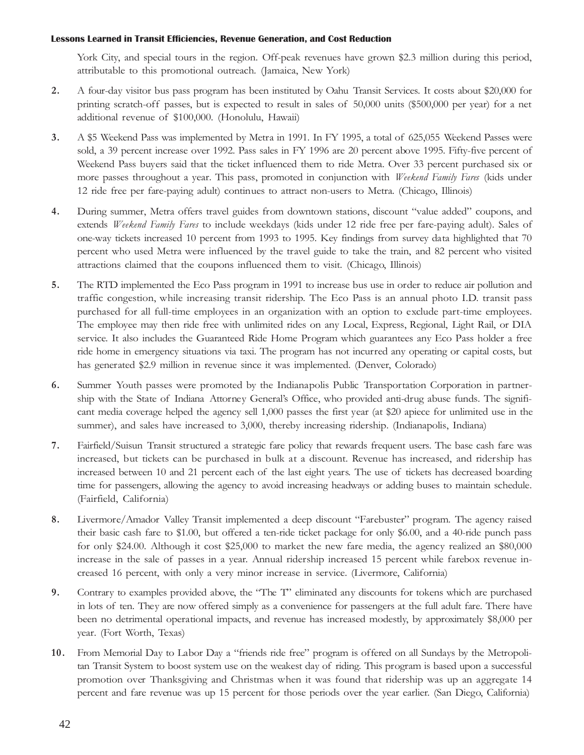York City, and special tours in the region. Off-peak revenues have grown $2.3 million during this period, attributable to this promotional outreach. (Jamaica, New York)

2. A four-day visitor bus pass program has been instituted by Oahu Transit Services. It costs about $20,000 for printing scratch-off passes, but is expected to result in sales of 50,000 units ($500,000 per year) for a net additional revenue of $100,000. (Honolulu, Hawaii)

3. A $5 Weekend Pass was implemented by Metra in 1991. In FY 1995, a total of 625,055 Weekend Passes were sold, a 39 percent increase over 1992. Pass sales in FY 1996 are 20 percent above 1995. Fifty-five percent of Weekend Pass buyers said that the ticket influenced them to ride Metra. Over 33 percent purchased six or more passes throughout a year. This pass, promoted in conjunction with *Weekend Family Fares* (kids under 12 ride free per fare-paying adult) continues to attract non-users to Metra. (Chicago, Illinois)

4. During summer, Metra offers travel guides from downtown stations, discount "value added" coupons, and extends *Weekend Family Fares* to include weekdays (kids under 12 ride free per fare-paying adult). Sales of one-way tickets increased 10 percent from 1993 to 1995. Key findings from survey data highlighted that 70 percent who used Metra were influenced by the travel guide to take the train, and 82 percent who visited attractions claimed that the coupons influenced them to visit. (Chicago, Illinois)

5. The RTD implemented the Eco Pass program in 1991 to increase bus use in order to reduce air pollution and traffic congestion, while increasing transit ridership. The Eco Pass is an annual photo I.D. transit pass purchased for all full-time employees in an organization with an option to exclude part-time employees. The employee may then ride free with unlimited rides on any Local, Express, Regional, Light Rail, or DIA service. It also includes the Guaranteed Ride Home Program which guarantees any Eco Pass holder a free ride home in emergency situations via taxi. The program has not incurred any operating or capital costs, but has generated $2.9 million in revenue since it was implemented. (Denver, Colorado)

6. Summer Youth passes were promoted by the Indianapolis Public Transportation Corporation in partnership with the State of Indiana Attorney General's Office, who provided anti-drug abuse funds. The significant media coverage helped the agency sell 1,000 passes the first year (at $20 apiece for unlimited use in the summer), and sales have increased to 3,000, thereby increasing ridership. (Indianapolis, Indiana)

7. Fairfield/Suisun Transit structured a strategic fare policy that rewards frequent users. The base cash fare was increased, but tickets can be purchased in bulk at a discount. Revenue has increased, and ridership has increased between 10 and 21 percent each of the last eight years. The use of tickets has decreased boarding time for passengers, allowing the agency to avoid increasing headways or adding buses to maintain schedule. (Fairfield, California)

8. Livermore/Amador Valley Transit implemented a deep discount "Farebuster" program. The agency raised their basic cash fare to $1.00, but offered a ten-ride ticket package for only $6.00, and a 40-ride punch pass for only $24.00. Although it cost $25,000 to market the new fare media, the agency realized an $80,000 increase in the sale of passes in a year. Annual ridership increased 15 percent while farebox revenue increased 16 percent, with only a very minor increase in service. (Livermore, California)

9. Contrary to examples provided above, the "The T" eliminated any discounts for tokens which are purchased in lots of ten. They are now offered simply as a convenience for passengers at the full adult fare. There have been no detrimental operational impacts, and revenue has increased modestly, by approximately $8,000 per year. (Fort Worth, Texas)

10. From Memorial Day to Labor Day a "friends ride free" program is offered on all Sundays by the Metropolitan Transit System to boost system use on the weakest day of riding. This program is based upon a successful promotion over Thanksgiving and Christmas when it was found that ridership was up an aggregate 14 percent and fare revenue was up 15 percent for those periods over the year earlier. (San Diego, California)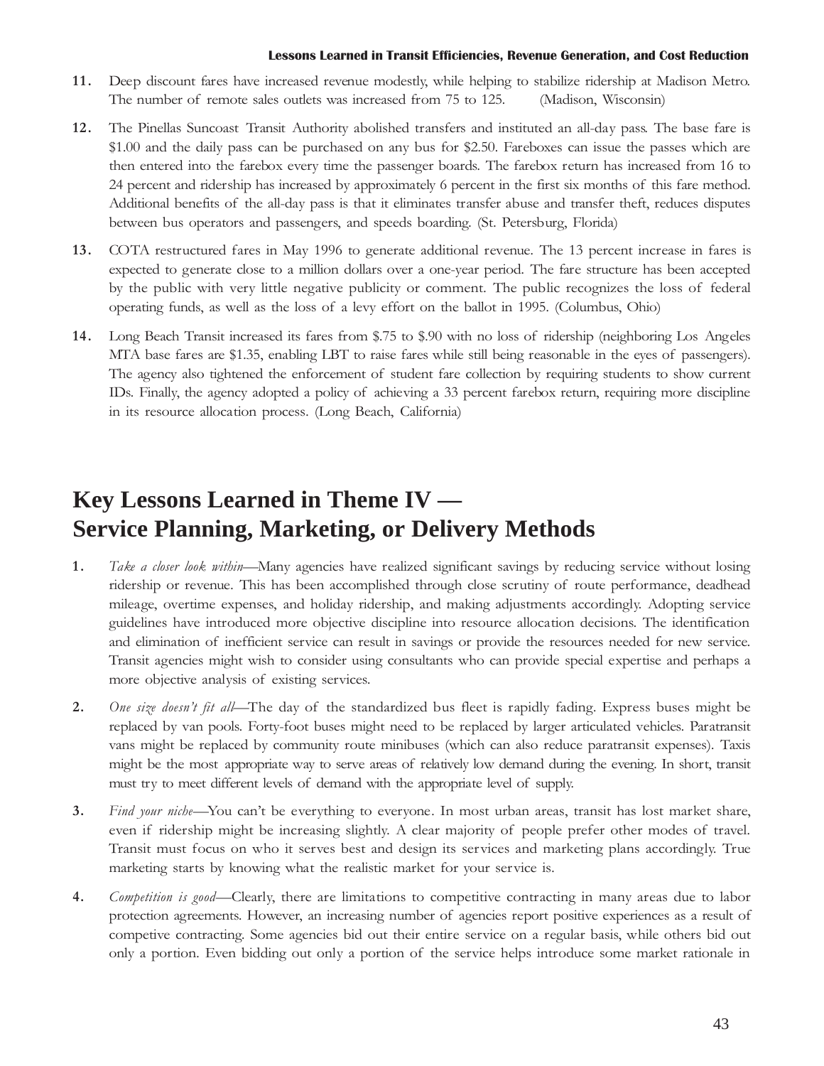11. Deep discount fares have increased revenue modestly, while helping to stabilize ridership at Madison Metro. The number of remote sales outlets was increased from 75 to 125. (Madison, Wisconsin)

12. The Pinellas Suncoast Transit Authority abolished transfers and instituted an all-day pass. The base fare is $1.00 and the daily pass can be purchased on any bus for $2.50. Fareboxes can issue the passes which are then entered into the farebox every time the passenger boards. The farebox return has increased from 16 to 24 percent and ridership has increased by approximately 6 percent in the first six months of this fare method. Additional benefits of the all-day pass is that it eliminates transfer abuse and transfer theft, reduces disputes between bus operators and passengers, and speeds boarding. (St. Petersburg, Florida)

13. COTA restructured fares in May 1996 to generate additional revenue. The 13 percent increase in fares is expected to generate close to a million dollars over a one-year period. The fare structure has been accepted by the public with very little negative publicity or comment. The public recognizes the loss of federal operating funds, as well as the loss of a levy effort on the ballot in 1995. (Columbus, Ohio)

14. Long Beach Transit increased its fares from $.75 to $.90 with no loss of ridership (neighboring Los Angeles MTA base fares are $1.35, enabling LBT to raise fares while still being reasonable in the eyes of passengers). The agency also tightened the enforcement of student fare collection by requiring students to show current IDs. Finally, the agency adopted a policy of achieving a 33 percent farebox return, requiring more discipline in its resource allocation process. (Long Beach, California)

## Key Lessons Learned in Theme IV — Service Planning, Marketing, or Delivery Methods

1. *Take a closer look within*—Many agencies have realized significant savings by reducing service without losing ridership or revenue. This has been accomplished through close scrutiny of route performance, deadhead mileage, overtime expenses, and holiday ridership, and making adjustments accordingly. Adopting service guidelines have introduced more objective discipline into resource allocation decisions. The identification and elimination of inefficient service can result in savings or provide the resources needed for new service. Transit agencies might wish to consider using consultants who can provide special expertise and perhaps a more objective analysis of existing services.

2. *One size doesn't fit all*—The day of the standardized bus fleet is rapidly fading. Express buses might be replaced by van pools. Forty-foot buses might need to be replaced by larger articulated vehicles. Paratransit vans might be replaced by community route minibuses (which can also reduce paratransit expenses). Taxis might be the most appropriate way to serve areas of relatively low demand during the evening. In short, transit must try to meet different levels of demand with the appropriate level of supply.

3. *Find your niche*—You can't be everything to everyone. In most urban areas, transit has lost market share, even if ridership might be increasing slightly. A clear majority of people prefer other modes of travel. Transit must focus on who it serves best and design its services and marketing plans accordingly. True marketing starts by knowing what the realistic market for your service is.

4. *Competition is good*—Clearly, there are limitations to competitive contracting in many areas due to labor protection agreements. However, an increasing number of agencies report positive experiences as a result of competive contracting. Some agencies bid out their entire service on a regular basis, while others bid out only a portion. Even bidding out only a portion of the service helps introduce some market rationale in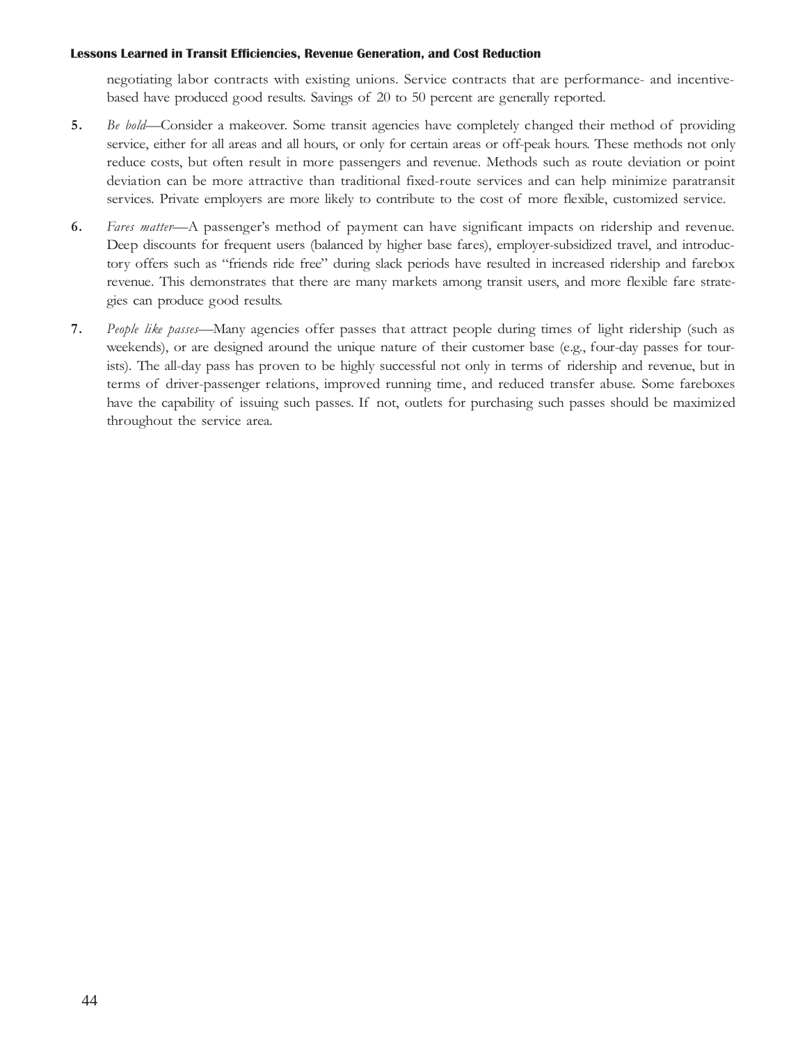negotiating labor contracts with existing unions. Service contracts that are performance- and incentive-based have produced good results. Savings of 20 to 50 percent are generally reported.

5. *Be bold*—Consider a makeover. Some transit agencies have completely changed their method of providing service, either for all areas and all hours, or only for certain areas or off-peak hours. These methods not only reduce costs, but often result in more passengers and revenue. Methods such as route deviation or point deviation can be more attractive than traditional fixed-route services and can help minimize paratransit services. Private employers are more likely to contribute to the cost of more flexible, customized service.

6. *Fares matter*—A passenger's method of payment can have significant impacts on ridership and revenue. Deep discounts for frequent users (balanced by higher base fares), employer-subsidized travel, and introductory offers such as "friends ride free" during slack periods have resulted in increased ridership and farebox revenue. This demonstrates that there are many markets among transit users, and more flexible fare strategies can produce good results.

7. *People like passes*—Many agencies offer passes that attract people during times of light ridership (such as weekends), or are designed around the unique nature of their customer base (e.g., four-day passes for tourists). The all-day pass has proven to be highly successful not only in terms of ridership and revenue, but in terms of driver-passenger relations, improved running time, and reduced transfer abuse. Some fareboxes have the capability of issuing such passes. If not, outlets for purchasing such passes should be maximized throughout the service area.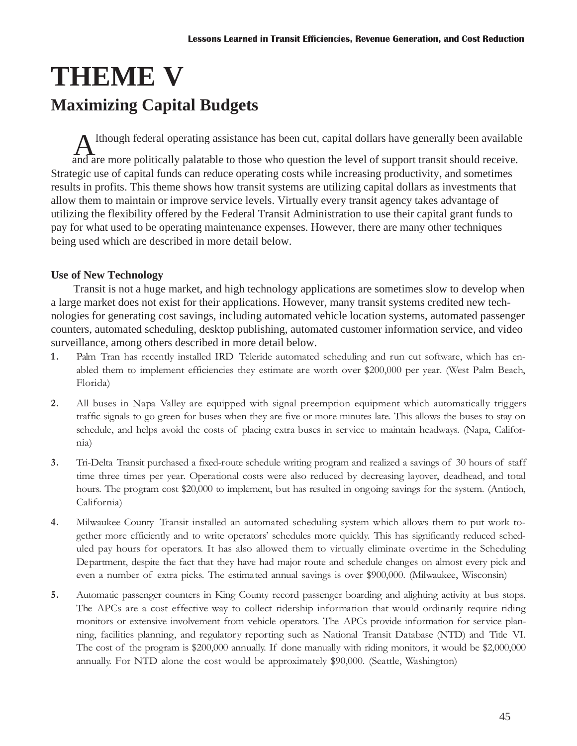# THEME V

## Maximizing Capital Budgets

Although federal operating assistance has been cut, capital dollars have generally been available and are more politically palatable to those who question the level of support transit should receive. Strategic use of capital funds can reduce operating costs while increasing productivity, and sometimes results in profits. This theme shows how transit systems are utilizing capital dollars as investments that allow them to maintain or improve service levels. Virtually every transit agency takes advantage of utilizing the flexibility offered by the Federal Transit Administration to use their capital grant funds to pay for what used to be operating maintenance expenses. However, there are many other techniques being used which are described in more detail below.

**Use of New Technology**

Transit is not a huge market, and high technology applications are sometimes slow to develop when a large market does not exist for their applications. However, many transit systems credited new technologies for generating cost savings, including automated vehicle location systems, automated passenger counters, automated scheduling, desktop publishing, automated customer information service, and video surveillance, among others described in more detail below.

1. Palm Tran has recently installed IRD Teleride automated scheduling and run cut software, which has enabled them to implement efficiencies they estimate are worth over $200,000 per year. (West Palm Beach, Florida)

2. All buses in Napa Valley are equipped with signal preemption equipment which automatically triggers traffic signals to go green for buses when they are five or more minutes late. This allows the buses to stay on schedule, and helps avoid the costs of placing extra buses in service to maintain headways. (Napa, California)

3. Tri-Delta Transit purchased a fixed-route schedule writing program and realized a savings of 30 hours of staff time three times per year. Operational costs were also reduced by decreasing layover, deadhead, and total hours. The program cost $20,000 to implement, but has resulted in ongoing savings for the system. (Antioch, California)

4. Milwaukee County Transit installed an automated scheduling system which allows them to put work together more efficiently and to write operators' schedules more quickly. This has significantly reduced scheduled pay hours for operators. It has also allowed them to virtually eliminate overtime in the Scheduling Department, despite the fact that they have had major route and schedule changes on almost every pick and even a number of extra picks. The estimated annual savings is over $900,000. (Milwaukee, Wisconsin)

5. Automatic passenger counters in King County record passenger boarding and alighting activity at bus stops. The APCs are a cost effective way to collect ridership information that would ordinarily require riding monitors or extensive involvement from vehicle operators. The APCs provide information for service planning, facilities planning, and regulatory reporting such as National Transit Database (NTD) and Title VI. The cost of the program is $200,000 annually. If done manually with riding monitors, it would be $2,000,000 annually. For NTD alone the cost would be approximately $90,000. (Seattle, Washington)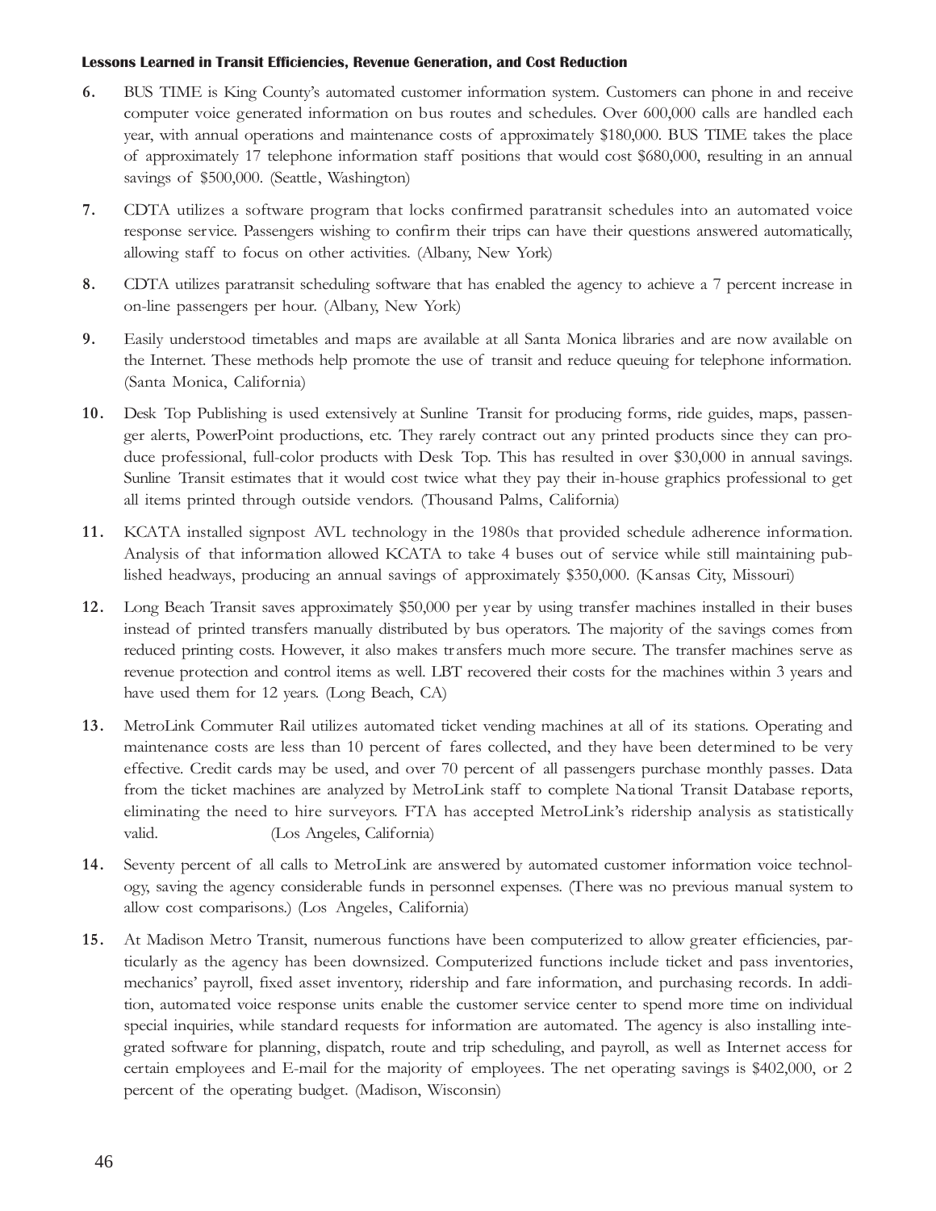6. BUS TIME is King County's automated customer information system. Customers can phone in and receive computer voice generated information on bus routes and schedules. Over 600,000 calls are handled each year, with annual operations and maintenance costs of approximately $180,000. BUS TIME takes the place of approximately 17 telephone information staff positions that would cost $680,000, resulting in an annual savings of $500,000. (Seattle, Washington)

7. CDTA utilizes a software program that locks confirmed paratransit schedules into an automated voice response service. Passengers wishing to confirm their trips can have their questions answered automatically, allowing staff to focus on other activities. (Albany, New York)

8. CDTA utilizes paratransit scheduling software that has enabled the agency to achieve a 7 percent increase in on-line passengers per hour. (Albany, New York)

9. Easily understood timetables and maps are available at all Santa Monica libraries and are now available on the Internet. These methods help promote the use of transit and reduce queuing for telephone information. (Santa Monica, California)

10. Desk Top Publishing is used extensively at Sunline Transit for producing forms, ride guides, maps, passenger alerts, PowerPoint productions, etc. They rarely contract out any printed products since they can produce professional, full-color products with Desk Top. This has resulted in over $30,000 in annual savings. Sunline Transit estimates that it would cost twice what they pay their in-house graphics professional to get all items printed through outside vendors. (Thousand Palms, California)

11. KCATA installed signpost AVL technology in the 1980s that provided schedule adherence information. Analysis of that information allowed KCATA to take 4 buses out of service while still maintaining published headways, producing an annual savings of approximately $350,000. (Kansas City, Missouri)

12. Long Beach Transit saves approximately $50,000 per year by using transfer machines installed in their buses instead of printed transfers manually distributed by bus operators. The majority of the savings comes from reduced printing costs. However, it also makes transfers much more secure. The transfer machines serve as revenue protection and control items as well. LBT recovered their costs for the machines within 3 years and have used them for 12 years. (Long Beach, CA)

13. MetroLink Commuter Rail utilizes automated ticket vending machines at all of its stations. Operating and maintenance costs are less than 10 percent of fares collected, and they have been determined to be very effective. Credit cards may be used, and over 70 percent of all passengers purchase monthly passes. Data from the ticket machines are analyzed by MetroLink staff to complete National Transit Database reports, eliminating the need to hire surveyors. FTA has accepted MetroLink's ridership analysis as statistically valid. (Los Angeles, California)

14. Seventy percent of all calls to MetroLink are answered by automated customer information voice technology, saving the agency considerable funds in personnel expenses. (There was no previous manual system to allow cost comparisons.) (Los Angeles, California)

15. At Madison Metro Transit, numerous functions have been computerized to allow greater efficiencies, particularly as the agency has been downsized. Computerized functions include ticket and pass inventories, mechanics' payroll, fixed asset inventory, ridership and fare information, and purchasing records. In addition, automated voice response units enable the customer service center to spend more time on individual special inquiries, while standard requests for information are automated. The agency is also installing integrated software for planning, dispatch, route and trip scheduling, and payroll, as well as Internet access for certain employees and E-mail for the majority of employees. The net operating savings is $402,000, or 2 percent of the operating budget. (Madison, Wisconsin)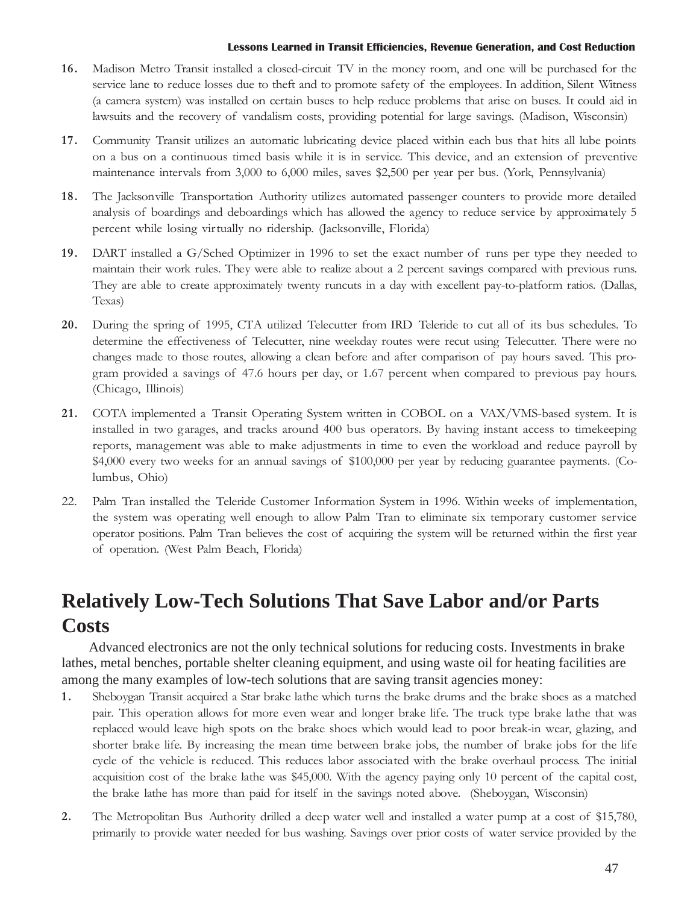16. Madison Metro Transit installed a closed-circuit TV in the money room, and one will be purchased for the service lane to reduce losses due to theft and to promote safety of the employees. In addition, Silent Witness (a camera system) was installed on certain buses to help reduce problems that arise on buses. It could aid in lawsuits and the recovery of vandalism costs, providing potential for large savings. (Madison, Wisconsin)

17. Community Transit utilizes an automatic lubricating device placed within each bus that hits all lube points on a bus on a continuous timed basis while it is in service. This device, and an extension of preventive maintenance intervals from 3,000 to 6,000 miles, saves $2,500 per year per bus. (York, Pennsylvania)

18. The Jacksonville Transportation Authority utilizes automated passenger counters to provide more detailed analysis of boardings and deboardings which has allowed the agency to reduce service by approximately 5 percent while losing virtually no ridership. (Jacksonville, Florida)

19. DART installed a G/Sched Optimizer in 1996 to set the exact number of runs per type they needed to maintain their work rules. They were able to realize about a 2 percent savings compared with previous runs. They are able to create approximately twenty runcuts in a day with excellent pay-to-platform ratios. (Dallas, Texas)

20. During the spring of 1995, CTA utilized Telecutter from IRD Teleride to cut all of its bus schedules. To determine the effectiveness of Telecutter, nine weekday routes were recut using Telecutter. There were no changes made to those routes, allowing a clean before and after comparison of pay hours saved. This program provided a savings of 47.6 hours per day, or 1.67 percent when compared to previous pay hours. (Chicago, Illinois)

21. COTA implemented a Transit Operating System written in COBOL on a VAX/VMS-based system. It is installed in two garages, and tracks around 400 bus operators. By having instant access to timekeeping reports, management was able to make adjustments in time to even the workload and reduce payroll by $4,000 every two weeks for an annual savings of $100,000 per year by reducing guarantee payments. (Columbus, Ohio)

22. Palm Tran installed the Teleride Customer Information System in 1996. Within weeks of implementation, the system was operating well enough to allow Palm Tran to eliminate six temporary customer service operator positions. Palm Tran believes the cost of acquiring the system will be returned within the first year of operation. (West Palm Beach, Florida)

## Relatively Low-Tech Solutions That Save Labor and/or Parts Costs

Advanced electronics are not the only technical solutions for reducing costs. Investments in brake lathes, metal benches, portable shelter cleaning equipment, and using waste oil for heating facilities are among the many examples of low-tech solutions that are saving transit agencies money:

1. Sheboygan Transit acquired a Star brake lathe which turns the brake drums and the brake shoes as a matched pair. This operation allows for more even wear and longer brake life. The truck type brake lathe that was replaced would leave high spots on the brake shoes which would lead to poor break-in wear, glazing, and shorter brake life. By increasing the mean time between brake jobs, the number of brake jobs for the life cycle of the vehicle is reduced. This reduces labor associated with the brake overhaul process. The initial acquisition cost of the brake lathe was $45,000. With the agency paying only 10 percent of the capital cost, the brake lathe has more than paid for itself in the savings noted above. (Sheboygan, Wisconsin)

2. The Metropolitan Bus Authority drilled a deep water well and installed a water pump at a cost of $15,780, primarily to provide water needed for bus washing. Savings over prior costs of water service provided by the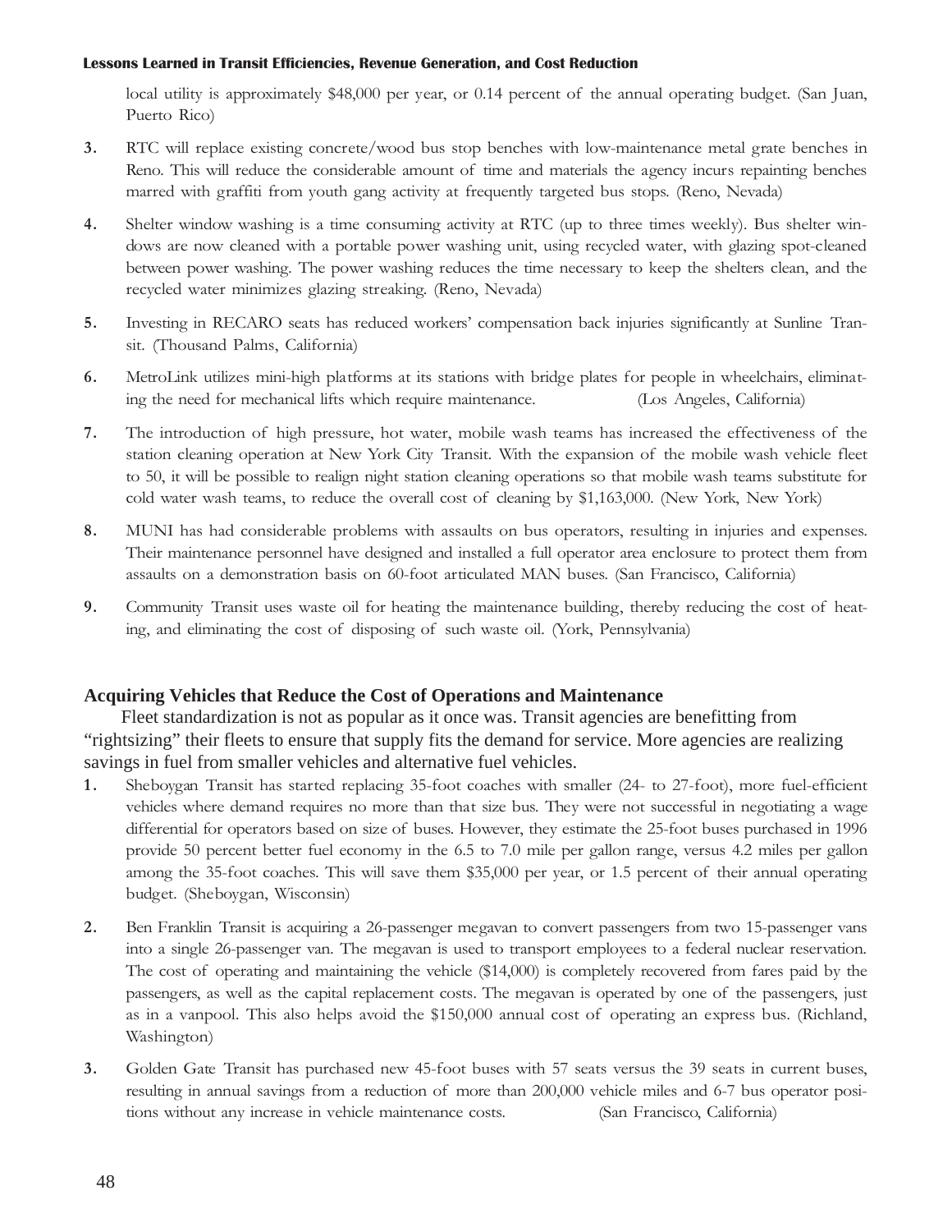local utility is approximately $48,000 per year, or 0.14 percent of the annual operating budget. (San Juan, Puerto Rico)

3. RTC will replace existing concrete/wood bus stop benches with low-maintenance metal grate benches in Reno. This will reduce the considerable amount of time and materials the agency incurs repainting benches marred with graffiti from youth gang activity at frequently targeted bus stops. (Reno, Nevada)

4. Shelter window washing is a time consuming activity at RTC (up to three times weekly). Bus shelter windows are now cleaned with a portable power washing unit, using recycled water, with glazing spot-cleaned between power washing. The power washing reduces the time necessary to keep the shelters clean, and the recycled water minimizes glazing streaking. (Reno, Nevada)

5. Investing in RECARO seats has reduced workers' compensation back injuries significantly at Sunline Transit. (Thousand Palms, California)

6. MetroLink utilizes mini-high platforms at its stations with bridge plates for people in wheelchairs, eliminating the need for mechanical lifts which require maintenance. (Los Angeles, California)

7. The introduction of high pressure, hot water, mobile wash teams has increased the effectiveness of the station cleaning operation at New York City Transit. With the expansion of the mobile wash vehicle fleet to 50, it will be possible to realign night station cleaning operations so that mobile wash teams substitute for cold water wash teams, to reduce the overall cost of cleaning by $1,163,000. (New York, New York)

8. MUNI has had considerable problems with assaults on bus operators, resulting in injuries and expenses. Their maintenance personnel have designed and installed a full operator area enclosure to protect them from assaults on a demonstration basis on 60-foot articulated MAN buses. (San Francisco, California)

9. Community Transit uses waste oil for heating the maintenance building, thereby reducing the cost of heating, and eliminating the cost of disposing of such waste oil. (York, Pennsylvania)

### Acquiring Vehicles that Reduce the Cost of Operations and Maintenance

Fleet standardization is not as popular as it once was. Transit agencies are benefitting from "rightsizing" their fleets to ensure that supply fits the demand for service. More agencies are realizing savings in fuel from smaller vehicles and alternative fuel vehicles.

1. Sheboygan Transit has started replacing 35-foot coaches with smaller (24- to 27-foot), more fuel-efficient vehicles where demand requires no more than that size bus. They were not successful in negotiating a wage differential for operators based on size of buses. However, they estimate the 25-foot buses purchased in 1996 provide 50 percent better fuel economy in the 6.5 to 7.0 mile per gallon range, versus 4.2 miles per gallon among the 35-foot coaches. This will save them $35,000 per year, or 1.5 percent of their annual operating budget. (Sheboygan, Wisconsin)

2. Ben Franklin Transit is acquiring a 26-passenger megavan to convert passengers from two 15-passenger vans into a single 26-passenger van. The megavan is used to transport employees to a federal nuclear reservation. The cost of operating and maintaining the vehicle ($14,000) is completely recovered from fares paid by the passengers, as well as the capital replacement costs. The megavan is operated by one of the passengers, just as in a vanpool. This also helps avoid the $150,000 annual cost of operating an express bus. (Richland, Washington)

3. Golden Gate Transit has purchased new 45-foot buses with 57 seats versus the 39 seats in current buses, resulting in annual savings from a reduction of more than 200,000 vehicle miles and 6-7 bus operator positions without any increase in vehicle maintenance costs. (San Francisco, California)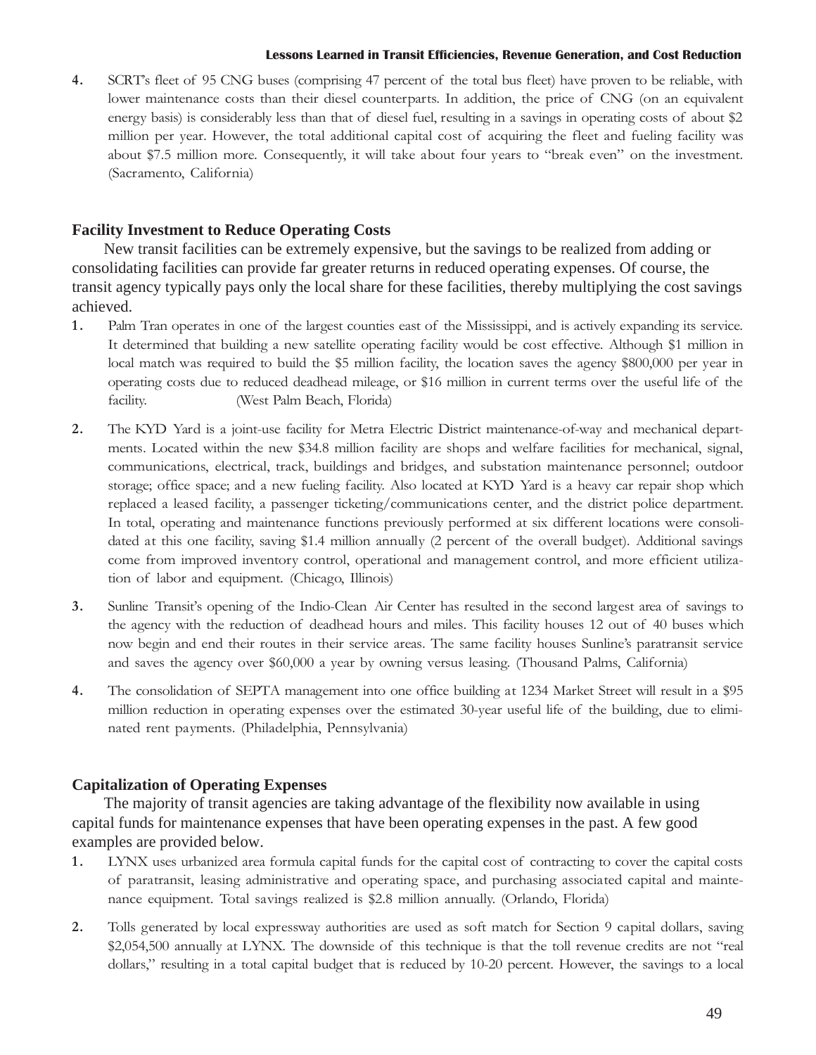4. SCRT's fleet of 95 CNG buses (comprising 47 percent of the total bus fleet) have proven to be reliable, with lower maintenance costs than their diesel counterparts. In addition, the price of CNG (on an equivalent energy basis) is considerably less than that of diesel fuel, resulting in a savings in operating costs of about $2 million per year. However, the total additional capital cost of acquiring the fleet and fueling facility was about $7.5 million more. Consequently, it will take about four years to "break even" on the investment. (Sacramento, California)

### Facility Investment to Reduce Operating Costs

New transit facilities can be extremely expensive, but the savings to be realized from adding or consolidating facilities can provide far greater returns in reduced operating expenses. Of course, the transit agency typically pays only the local share for these facilities, thereby multiplying the cost savings achieved.

1. Palm Tran operates in one of the largest counties east of the Mississippi, and is actively expanding its service. It determined that building a new satellite operating facility would be cost effective. Although $1 million in local match was required to build the $5 million facility, the location saves the agency $800,000 per year in operating costs due to reduced deadhead mileage, or $16 million in current terms over the useful life of the facility. (West Palm Beach, Florida)

2. The KYD Yard is a joint-use facility for Metra Electric District maintenance-of-way and mechanical departments. Located within the new $34.8 million facility are shops and welfare facilities for mechanical, signal, communications, electrical, track, buildings and bridges, and substation maintenance personnel; outdoor storage; office space; and a new fueling facility. Also located at KYD Yard is a heavy car repair shop which replaced a leased facility, a passenger ticketing/communications center, and the district police department. In total, operating and maintenance functions previously performed at six different locations were consolidated at this one facility, saving $1.4 million annually (2 percent of the overall budget). Additional savings come from improved inventory control, operational and management control, and more efficient utilization of labor and equipment. (Chicago, Illinois)

3. Sunline Transit's opening of the Indio-Clean Air Center has resulted in the second largest area of savings to the agency with the reduction of deadhead hours and miles. This facility houses 12 out of 40 buses which now begin and end their routes in their service areas. The same facility houses Sunline's paratransit service and saves the agency over $60,000 a year by owning versus leasing. (Thousand Palms, California)

4. The consolidation of SEPTA management into one office building at 1234 Market Street will result in a $95 million reduction in operating expenses over the estimated 30-year useful life of the building, due to eliminated rent payments. (Philadelphia, Pennsylvania)

### Capitalization of Operating Expenses

The majority of transit agencies are taking advantage of the flexibility now available in using capital funds for maintenance expenses that have been operating expenses in the past. A few good examples are provided below.

1. LYNX uses urbanized area formula capital funds for the capital cost of contracting to cover the capital costs of paratransit, leasing administrative and operating space, and purchasing associated capital and maintenance equipment. Total savings realized is $2.8 million annually. (Orlando, Florida)

2. Tolls generated by local expressway authorities are used as soft match for Section 9 capital dollars, saving $2,054,500 annually at LYNX. The downside of this technique is that the toll revenue credits are not "real dollars," resulting in a total capital budget that is reduced by 10-20 percent. However, the savings to a local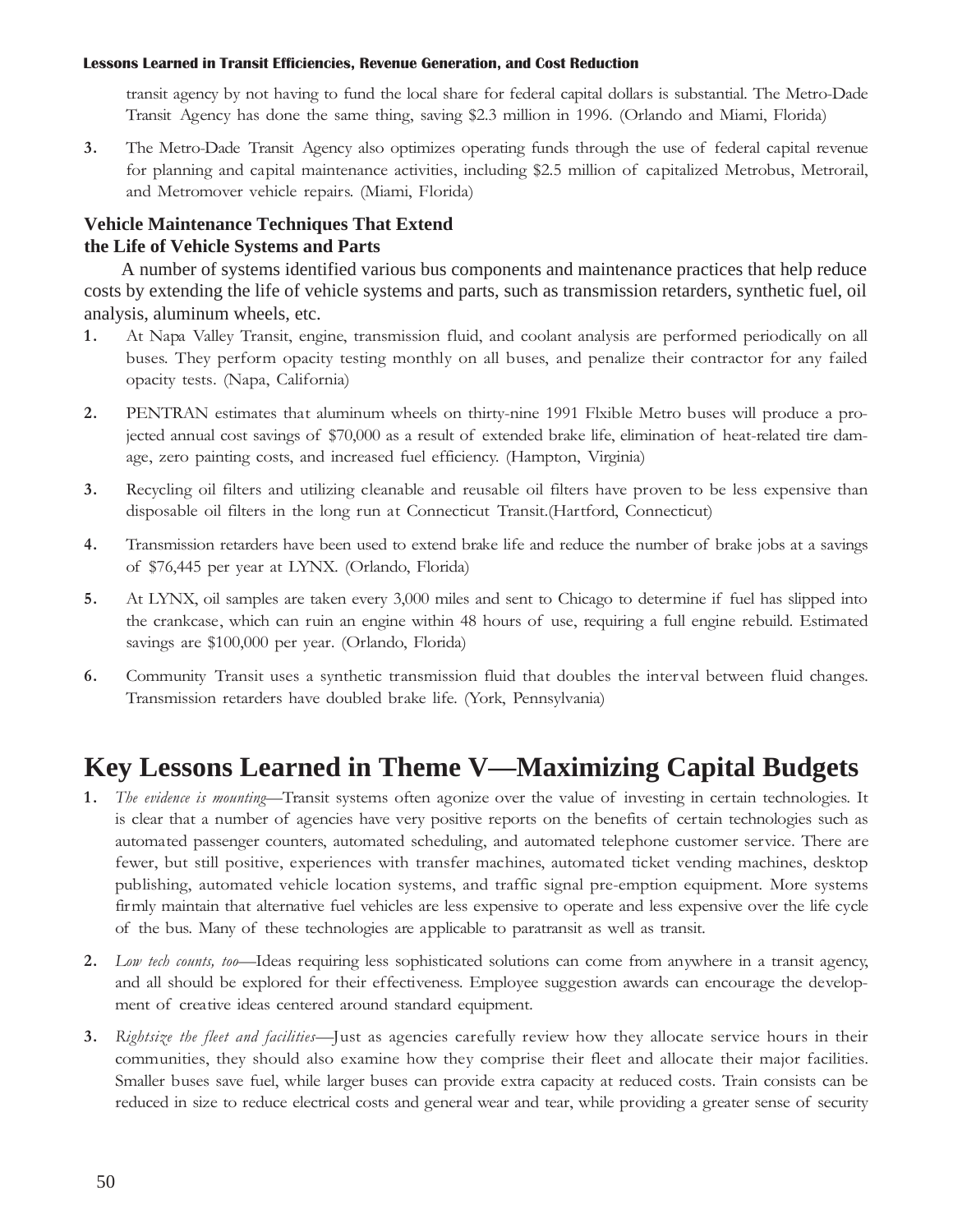transit agency by not having to fund the local share for federal capital dollars is substantial. The Metro-Dade Transit Agency has done the same thing, saving $2.3 million in 1996. (Orlando and Miami, Florida)

3. The Metro-Dade Transit Agency also optimizes operating funds through the use of federal capital revenue for planning and capital maintenance activities, including $2.5 million of capitalized Metrobus, Metrorail, and Metromover vehicle repairs. (Miami, Florida)

### Vehicle Maintenance Techniques That Extend the Life of Vehicle Systems and Parts

A number of systems identified various bus components and maintenance practices that help reduce costs by extending the life of vehicle systems and parts, such as transmission retarders, synthetic fuel, oil analysis, aluminum wheels, etc.

1. At Napa Valley Transit, engine, transmission fluid, and coolant analysis are performed periodically on all buses. They perform opacity testing monthly on all buses, and penalize their contractor for any failed opacity tests. (Napa, California)

2. PENTRAN estimates that aluminum wheels on thirty-nine 1991 Flxible Metro buses will produce a projected annual cost savings of $70,000 as a result of extended brake life, elimination of heat-related tire damage, zero painting costs, and increased fuel efficiency. (Hampton, Virginia)

3. Recycling oil filters and utilizing cleanable and reusable oil filters have proven to be less expensive than disposable oil filters in the long run at Connecticut Transit.(Hartford, Connecticut)

4. Transmission retarders have been used to extend brake life and reduce the number of brake jobs at a savings of $76,445 per year at LYNX. (Orlando, Florida)

5. At LYNX, oil samples are taken every 3,000 miles and sent to Chicago to determine if fuel has slipped into the crankcase, which can ruin an engine within 48 hours of use, requiring a full engine rebuild. Estimated savings are $100,000 per year. (Orlando, Florida)

6. Community Transit uses a synthetic transmission fluid that doubles the interval between fluid changes. Transmission retarders have doubled brake life. (York, Pennsylvania)

## Key Lessons Learned in Theme V—Maximizing Capital Budgets

1. *The evidence is mounting*—Transit systems often agonize over the value of investing in certain technologies. It is clear that a number of agencies have very positive reports on the benefits of certain technologies such as automated passenger counters, automated scheduling, and automated telephone customer service. There are fewer, but still positive, experiences with transfer machines, automated ticket vending machines, desktop publishing, automated vehicle location systems, and traffic signal pre-emption equipment. More systems firmly maintain that alternative fuel vehicles are less expensive to operate and less expensive over the life cycle of the bus. Many of these technologies are applicable to paratransit as well as transit.

2. *Low tech counts, too*—Ideas requiring less sophisticated solutions can come from anywhere in a transit agency, and all should be explored for their effectiveness. Employee suggestion awards can encourage the development of creative ideas centered around standard equipment.

3. *Rightsize the fleet and facilities*—Just as agencies carefully review how they allocate service hours in their communities, they should also examine how they comprise their fleet and allocate their major facilities. Smaller buses save fuel, while larger buses can provide extra capacity at reduced costs. Train consists can be reduced in size to reduce electrical costs and general wear and tear, while providing a greater sense of security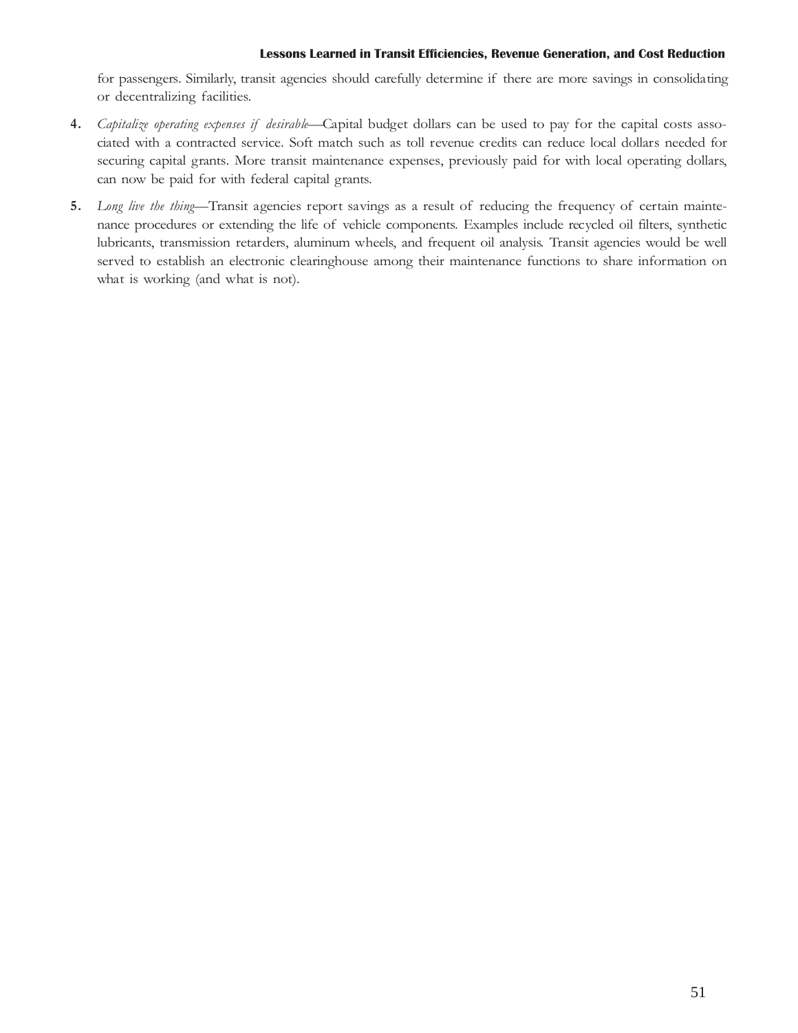for passengers. Similarly, transit agencies should carefully determine if there are more savings in consolidating or decentralizing facilities.

4. *Capitalize operating expenses if desirable*—Capital budget dollars can be used to pay for the capital costs associated with a contracted service. Soft match such as toll revenue credits can reduce local dollars needed for securing capital grants. More transit maintenance expenses, previously paid for with local operating dollars, can now be paid for with federal capital grants.

5. *Long live the thing*—Transit agencies report savings as a result of reducing the frequency of certain maintenance procedures or extending the life of vehicle components. Examples include recycled oil filters, synthetic lubricants, transmission retarders, aluminum wheels, and frequent oil analysis. Transit agencies would be well served to establish an electronic clearinghouse among their maintenance functions to share information on what is working (and what is not).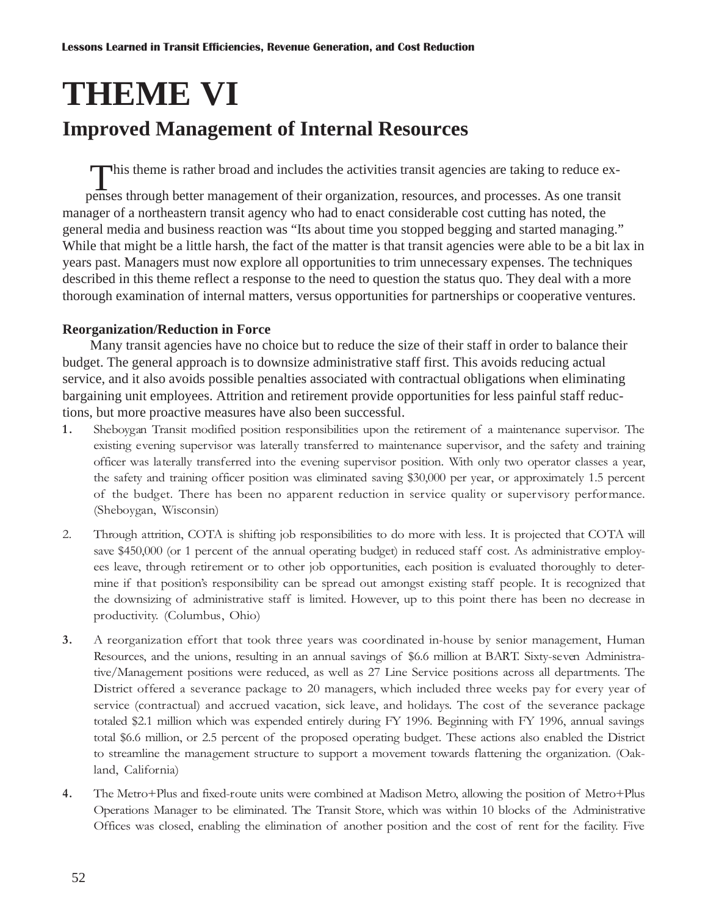# THEME VI

## Improved Management of Internal Resources

This theme is rather broad and includes the activities transit agencies are taking to reduce expenses through better management of their organization, resources, and processes. As one transit manager of a northeastern transit agency who had to enact considerable cost cutting has noted, the general media and business reaction was "Its about time you stopped begging and started managing." While that might be a little harsh, the fact of the matter is that transit agencies were able to be a bit lax in years past. Managers must now explore all opportunities to trim unnecessary expenses. The techniques described in this theme reflect a response to the need to question the status quo. They deal with a more thorough examination of internal matters, versus opportunities for partnerships or cooperative ventures.

**Reorganization/Reduction in Force**

Many transit agencies have no choice but to reduce the size of their staff in order to balance their budget. The general approach is to downsize administrative staff first. This avoids reducing actual service, and it also avoids possible penalties associated with contractual obligations when eliminating bargaining unit employees. Attrition and retirement provide opportunities for less painful staff reductions, but more proactive measures have also been successful.

1. Sheboygan Transit modified position responsibilities upon the retirement of a maintenance supervisor. The existing evening supervisor was laterally transferred to maintenance supervisor, and the safety and training officer was laterally transferred into the evening supervisor position. With only two operator classes a year, the safety and training officer position was eliminated saving $30,000 per year, or approximately 1.5 percent of the budget. There has been no apparent reduction in service quality or supervisory performance. (Sheboygan, Wisconsin)

2. Through attrition, COTA is shifting job responsibilities to do more with less. It is projected that COTA will save $450,000 (or 1 percent of the annual operating budget) in reduced staff cost. As administrative employees leave, through retirement or to other job opportunities, each position is evaluated thoroughly to determine if that position's responsibility can be spread out amongst existing staff people. It is recognized that the downsizing of administrative staff is limited. However, up to this point there has been no decrease in productivity. (Columbus, Ohio)

3. A reorganization effort that took three years was coordinated in-house by senior management, Human Resources, and the unions, resulting in an annual savings of $6.6 million at BART. Sixty-seven Administrative/Management positions were reduced, as well as 27 Line Service positions across all departments. The District offered a severance package to 20 managers, which included three weeks pay for every year of service (contractual) and accrued vacation, sick leave, and holidays. The cost of the severance package totaled $2.1 million which was expended entirely during FY 1996. Beginning with FY 1996, annual savings total $6.6 million, or 2.5 percent of the proposed operating budget. These actions also enabled the District to streamline the management structure to support a movement towards flattening the organization. (Oakland, California)

4. The Metro+Plus and fixed-route units were combined at Madison Metro, allowing the position of Metro+Plus Operations Manager to be eliminated. The Transit Store, which was within 10 blocks of the Administrative Offices was closed, enabling the elimination of another position and the cost of rent for the facility. Five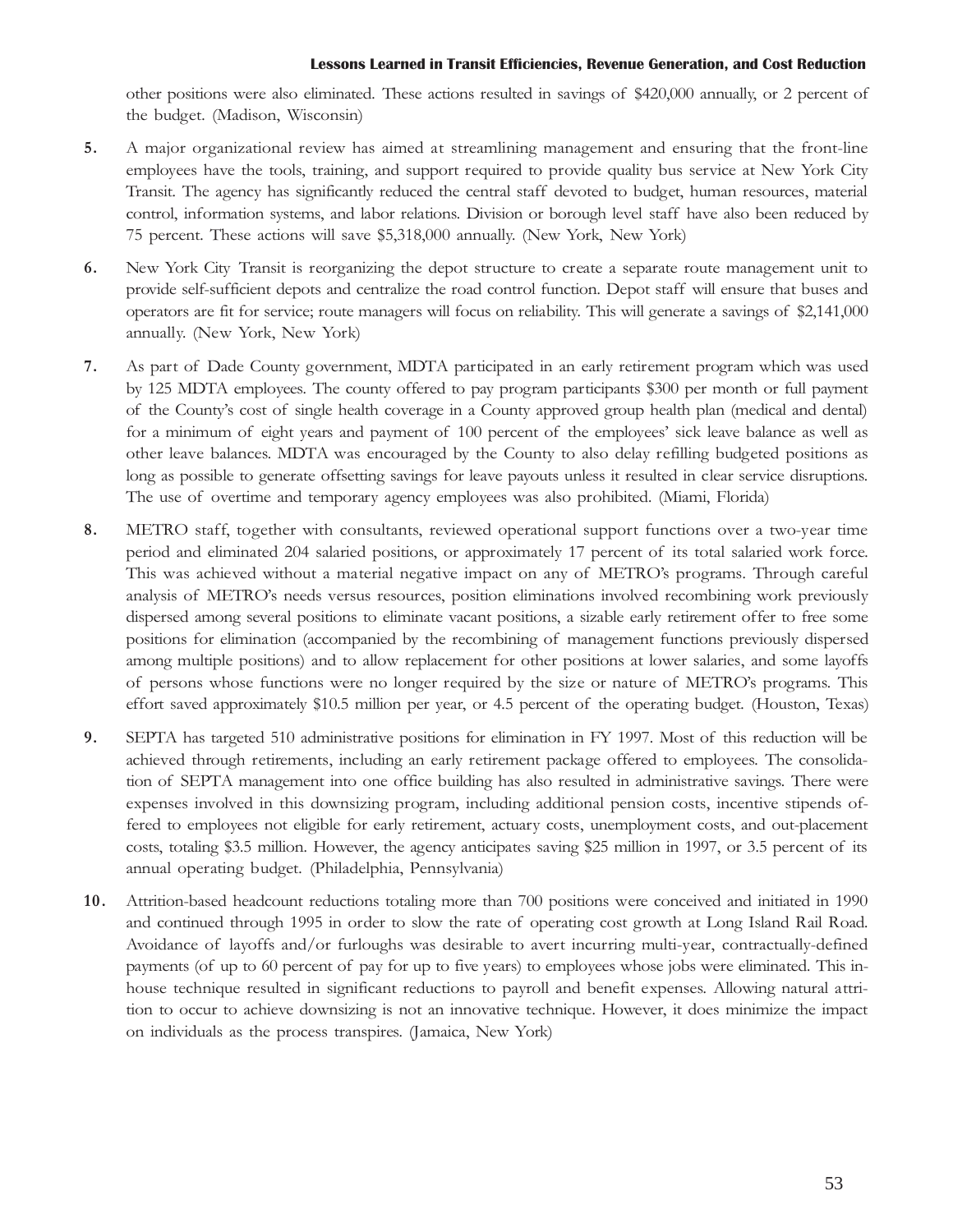other positions were also eliminated. These actions resulted in savings of $420,000 annually, or 2 percent of the budget. (Madison, Wisconsin)

5. A major organizational review has aimed at streamlining management and ensuring that the front-line employees have the tools, training, and support required to provide quality bus service at New York City Transit. The agency has significantly reduced the central staff devoted to budget, human resources, material control, information systems, and labor relations. Division or borough level staff have also been reduced by 75 percent. These actions will save $5,318,000 annually. (New York, New York)

6. New York City Transit is reorganizing the depot structure to create a separate route management unit to provide self-sufficient depots and centralize the road control function. Depot staff will ensure that buses and operators are fit for service; route managers will focus on reliability. This will generate a savings of $2,141,000 annually. (New York, New York)

7. As part of Dade County government, MDTA participated in an early retirement program which was used by 125 MDTA employees. The county offered to pay program participants $300 per month or full payment of the County's cost of single health coverage in a County approved group health plan (medical and dental) for a minimum of eight years and payment of 100 percent of the employees' sick leave balance as well as other leave balances. MDTA was encouraged by the County to also delay refilling budgeted positions as long as possible to generate offsetting savings for leave payouts unless it resulted in clear service disruptions. The use of overtime and temporary agency employees was also prohibited. (Miami, Florida)

8. METRO staff, together with consultants, reviewed operational support functions over a two-year time period and eliminated 204 salaried positions, or approximately 17 percent of its total salaried work force. This was achieved without a material negative impact on any of METRO's programs. Through careful analysis of METRO's needs versus resources, position eliminations involved recombining work previously dispersed among several positions to eliminate vacant positions, a sizable early retirement offer to free some positions for elimination (accompanied by the recombining of management functions previously dispersed among multiple positions) and to allow replacement for other positions at lower salaries, and some layoffs of persons whose functions were no longer required by the size or nature of METRO's programs. This effort saved approximately $10.5 million per year, or 4.5 percent of the operating budget. (Houston, Texas)

9. SEPTA has targeted 510 administrative positions for elimination in FY 1997. Most of this reduction will be achieved through retirements, including an early retirement package offered to employees. The consolidation of SEPTA management into one office building has also resulted in administrative savings. There were expenses involved in this downsizing program, including additional pension costs, incentive stipends offered to employees not eligible for early retirement, actuary costs, unemployment costs, and out-placement costs, totaling $3.5 million. However, the agency anticipates saving $25 million in 1997, or 3.5 percent of its annual operating budget. (Philadelphia, Pennsylvania)

10. Attrition-based headcount reductions totaling more than 700 positions were conceived and initiated in 1990 and continued through 1995 in order to slow the rate of operating cost growth at Long Island Rail Road. Avoidance of layoffs and/or furloughs was desirable to avert incurring multi-year, contractually-defined payments (of up to 60 percent of pay for up to five years) to employees whose jobs were eliminated. This in-house technique resulted in significant reductions to payroll and benefit expenses. Allowing natural attrition to occur to achieve downsizing is not an innovative technique. However, it does minimize the impact on individuals as the process transpires. (Jamaica, New York)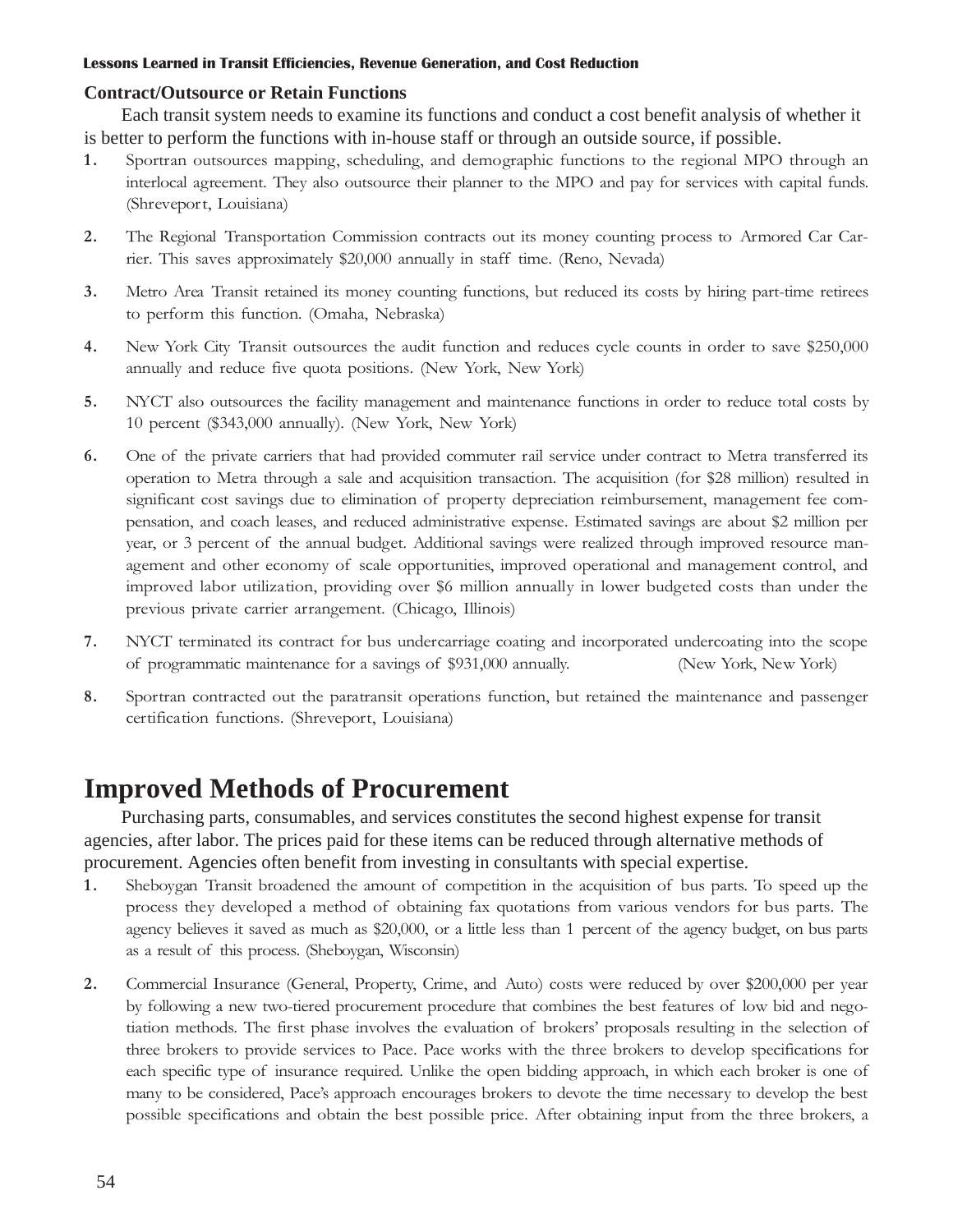### Contract/Outsource or Retain Functions

Each transit system needs to examine its functions and conduct a cost benefit analysis of whether it is better to perform the functions with in-house staff or through an outside source, if possible.

1. Sportran outsources mapping, scheduling, and demographic functions to the regional MPO through an interlocal agreement. They also outsource their planner to the MPO and pay for services with capital funds. (Shreveport, Louisiana)
2. The Regional Transportation Commission contracts out its money counting process to Armored Car Carrier. This saves approximately $20,000 annually in staff time. (Reno, Nevada)
3. Metro Area Transit retained its money counting functions, but reduced its costs by hiring part-time retirees to perform this function. (Omaha, Nebraska)
4. New York City Transit outsources the audit function and reduces cycle counts in order to save $250,000 annually and reduce five quota positions. (New York, New York)
5. NYCT also outsources the facility management and maintenance functions in order to reduce total costs by 10 percent ($343,000 annually). (New York, New York)
6. One of the private carriers that had provided commuter rail service under contract to Metra transferred its operation to Metra through a sale and acquisition transaction. The acquisition (for $28 million) resulted in significant cost savings due to elimination of property depreciation reimbursement, management fee compensation, and coach leases, and reduced administrative expense. Estimated savings are about $2 million per year, or 3 percent of the annual budget. Additional savings were realized through improved resource management and other economy of scale opportunities, improved operational and management control, and improved labor utilization, providing over $6 million annually in lower budgeted costs than under the previous private carrier arrangement. (Chicago, Illinois)
7. NYCT terminated its contract for bus undercarriage coating and incorporated undercoating into the scope of programmatic maintenance for a savings of $931,000 annually. (New York, New York)
8. Sportran contracted out the paratransit operations function, but retained the maintenance and passenger certification functions. (Shreveport, Louisiana)

## Improved Methods of Procurement

Purchasing parts, consumables, and services constitutes the second highest expense for transit agencies, after labor. The prices paid for these items can be reduced through alternative methods of procurement. Agencies often benefit from investing in consultants with special expertise.

1. Sheboygan Transit broadened the amount of competition in the acquisition of bus parts. To speed up the process they developed a method of obtaining fax quotations from various vendors for bus parts. The agency believes it saved as much as $20,000, or a little less than 1 percent of the agency budget, on bus parts as a result of this process. (Sheboygan, Wisconsin)
2. Commercial Insurance (General, Property, Crime, and Auto) costs were reduced by over $200,000 per year by following a new two-tiered procurement procedure that combines the best features of low bid and negotiation methods. The first phase involves the evaluation of brokers' proposals resulting in the selection of three brokers to provide services to Pace. Pace works with the three brokers to develop specifications for each specific type of insurance required. Unlike the open bidding approach, in which each broker is one of many to be considered, Pace's approach encourages brokers to devote the time necessary to develop the best possible specifications and obtain the best possible price. After obtaining input from the three brokers, a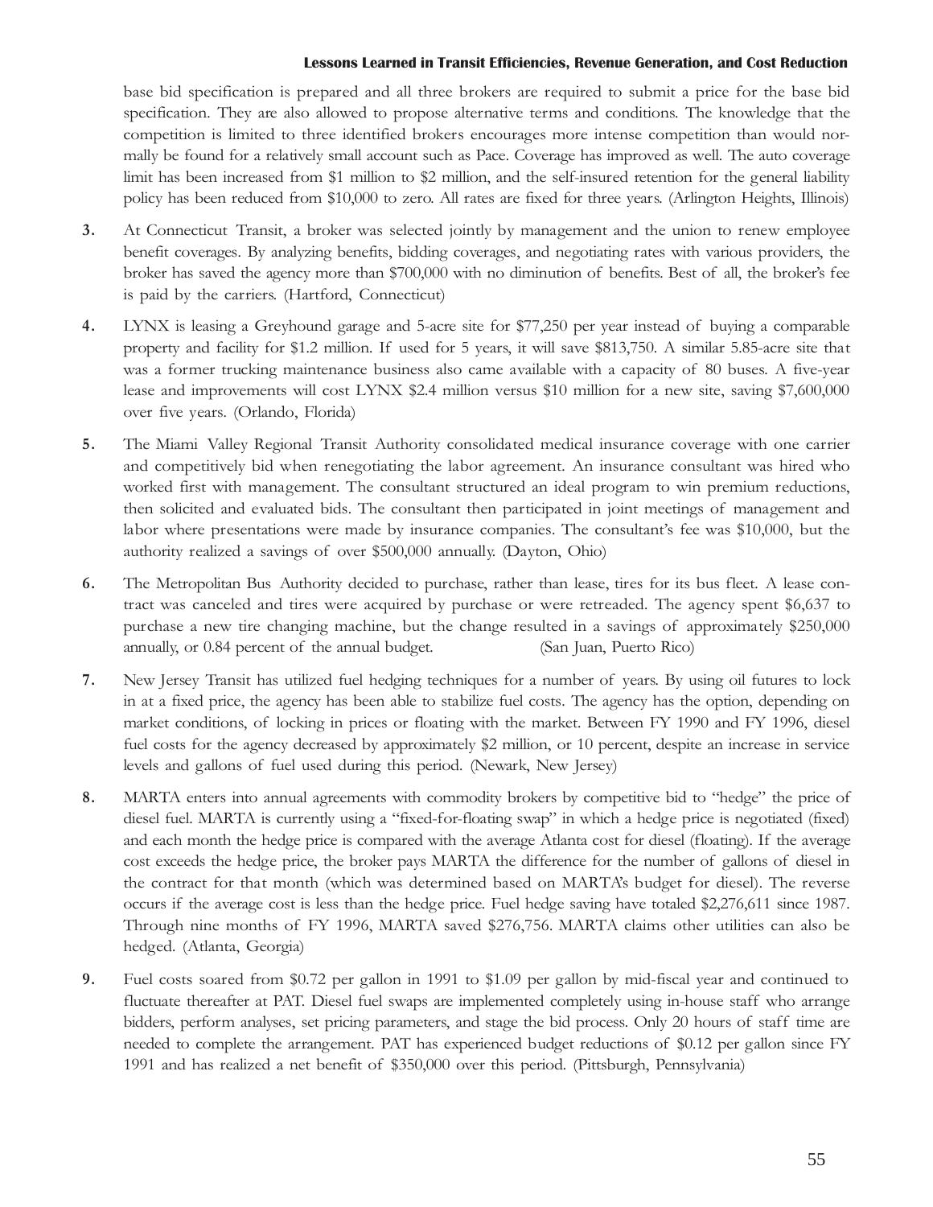base bid specification is prepared and all three brokers are required to submit a price for the base bid specification. They are also allowed to propose alternative terms and conditions. The knowledge that the competition is limited to three identified brokers encourages more intense competition than would normally be found for a relatively small account such as Pace. Coverage has improved as well. The auto coverage limit has been increased from $1 million to $2 million, and the self-insured retention for the general liability policy has been reduced from $10,000 to zero. All rates are fixed for three years. (Arlington Heights, Illinois)

3. At Connecticut Transit, a broker was selected jointly by management and the union to renew employee benefit coverages. By analyzing benefits, bidding coverages, and negotiating rates with various providers, the broker has saved the agency more than $700,000 with no diminution of benefits. Best of all, the broker's fee is paid by the carriers. (Hartford, Connecticut)

4. LYNX is leasing a Greyhound garage and 5-acre site for $77,250 per year instead of buying a comparable property and facility for $1.2 million. If used for 5 years, it will save $813,750. A similar 5.85-acre site that was a former trucking maintenance business also came available with a capacity of 80 buses. A five-year lease and improvements will cost LYNX $2.4 million versus $10 million for a new site, saving $7,600,000 over five years. (Orlando, Florida)

5. The Miami Valley Regional Transit Authority consolidated medical insurance coverage with one carrier and competitively bid when renegotiating the labor agreement. An insurance consultant was hired who worked first with management. The consultant structured an ideal program to win premium reductions, then solicited and evaluated bids. The consultant then participated in joint meetings of management and labor where presentations were made by insurance companies. The consultant's fee was $10,000, but the authority realized a savings of over $500,000 annually. (Dayton, Ohio)

6. The Metropolitan Bus Authority decided to purchase, rather than lease, tires for its bus fleet. A lease contract was canceled and tires were acquired by purchase or were retreaded. The agency spent $6,637 to purchase a new tire changing machine, but the change resulted in a savings of approximately $250,000 annually, or 0.84 percent of the annual budget. (San Juan, Puerto Rico)

7. New Jersey Transit has utilized fuel hedging techniques for a number of years. By using oil futures to lock in at a fixed price, the agency has been able to stabilize fuel costs. The agency has the option, depending on market conditions, of locking in prices or floating with the market. Between FY 1990 and FY 1996, diesel fuel costs for the agency decreased by approximately $2 million, or 10 percent, despite an increase in service levels and gallons of fuel used during this period. (Newark, New Jersey)

8. MARTA enters into annual agreements with commodity brokers by competitive bid to "hedge" the price of diesel fuel. MARTA is currently using a "fixed-for-floating swap" in which a hedge price is negotiated (fixed) and each month the hedge price is compared with the average Atlanta cost for diesel (floating). If the average cost exceeds the hedge price, the broker pays MARTA the difference for the number of gallons of diesel in the contract for that month (which was determined based on MARTA's budget for diesel). The reverse occurs if the average cost is less than the hedge price. Fuel hedge saving have totaled $2,276,611 since 1987. Through nine months of FY 1996, MARTA saved $276,756. MARTA claims other utilities can also be hedged. (Atlanta, Georgia)

9. Fuel costs soared from $0.72 per gallon in 1991 to $1.09 per gallon by mid-fiscal year and continued to fluctuate thereafter at PAT. Diesel fuel swaps are implemented completely using in-house staff who arrange bidders, perform analyses, set pricing parameters, and stage the bid process. Only 20 hours of staff time are needed to complete the arrangement. PAT has experienced budget reductions of $0.12 per gallon since FY 1991 and has realized a net benefit of $350,000 over this period. (Pittsburgh, Pennsylvania)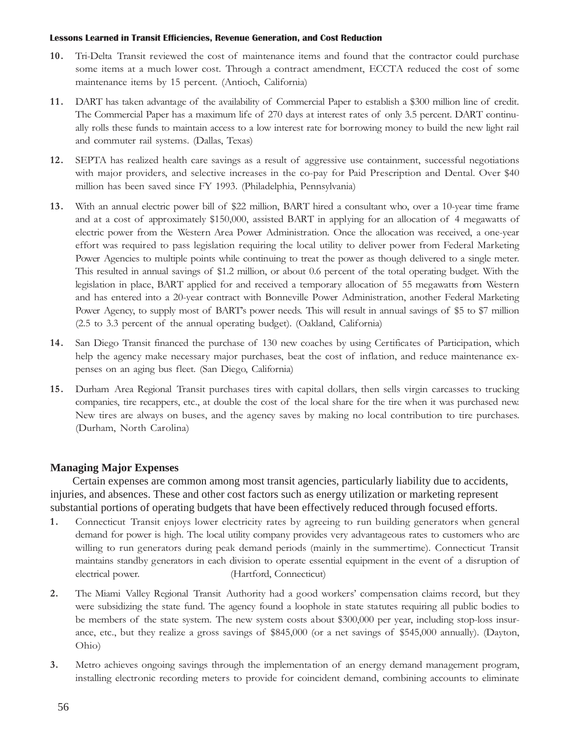10. Tri-Delta Transit reviewed the cost of maintenance items and found that the contractor could purchase some items at a much lower cost. Through a contract amendment, ECCTA reduced the cost of some maintenance items by 15 percent. (Antioch, California)

11. DART has taken advantage of the availability of Commercial Paper to establish a $300 million line of credit. The Commercial Paper has a maximum life of 270 days at interest rates of only 3.5 percent. DART continually rolls these funds to maintain access to a low interest rate for borrowing money to build the new light rail and commuter rail systems. (Dallas, Texas)

12. SEPTA has realized health care savings as a result of aggressive use containment, successful negotiations with major providers, and selective increases in the co-pay for Paid Prescription and Dental. Over $40 million has been saved since FY 1993. (Philadelphia, Pennsylvania)

13. With an annual electric power bill of $22 million, BART hired a consultant who, over a 10-year time frame and at a cost of approximately $150,000, assisted BART in applying for an allocation of 4 megawatts of electric power from the Western Area Power Administration. Once the allocation was received, a one-year effort was required to pass legislation requiring the local utility to deliver power from Federal Marketing Power Agencies to multiple points while continuing to treat the power as though delivered to a single meter. This resulted in annual savings of $1.2 million, or about 0.6 percent of the total operating budget. With the legislation in place, BART applied for and received a temporary allocation of 55 megawatts from Western and has entered into a 20-year contract with Bonneville Power Administration, another Federal Marketing Power Agency, to supply most of BART's power needs. This will result in annual savings of $5 to $7 million (2.5 to 3.3 percent of the annual operating budget). (Oakland, California)

14. San Diego Transit financed the purchase of 130 new coaches by using Certificates of Participation, which help the agency make necessary major purchases, beat the cost of inflation, and reduce maintenance expenses on an aging bus fleet. (San Diego, California)

15. Durham Area Regional Transit purchases tires with capital dollars, then sells virgin carcasses to trucking companies, tire recappers, etc., at double the cost of the local share for the tire when it was purchased new. New tires are always on buses, and the agency saves by making no local contribution to tire purchases. (Durham, North Carolina)

## Managing Major Expenses

Certain expenses are common among most transit agencies, particularly liability due to accidents, injuries, and absences. These and other cost factors such as energy utilization or marketing represent substantial portions of operating budgets that have been effectively reduced through focused efforts.

1. Connecticut Transit enjoys lower electricity rates by agreeing to run building generators when general demand for power is high. The local utility company provides very advantageous rates to customers who are willing to run generators during peak demand periods (mainly in the summertime). Connecticut Transit maintains standby generators in each division to operate essential equipment in the event of a disruption of electrical power. (Hartford, Connecticut)

2. The Miami Valley Regional Transit Authority had a good workers' compensation claims record, but they were subsidizing the state fund. The agency found a loophole in state statutes requiring all public bodies to be members of the state system. The new system costs about $300,000 per year, including stop-loss insurance, etc., but they realize a gross savings of $845,000 (or a net savings of $545,000 annually). (Dayton, Ohio)

3. Metro achieves ongoing savings through the implementation of an energy demand management program, installing electronic recording meters to provide for coincident demand, combining accounts to eliminate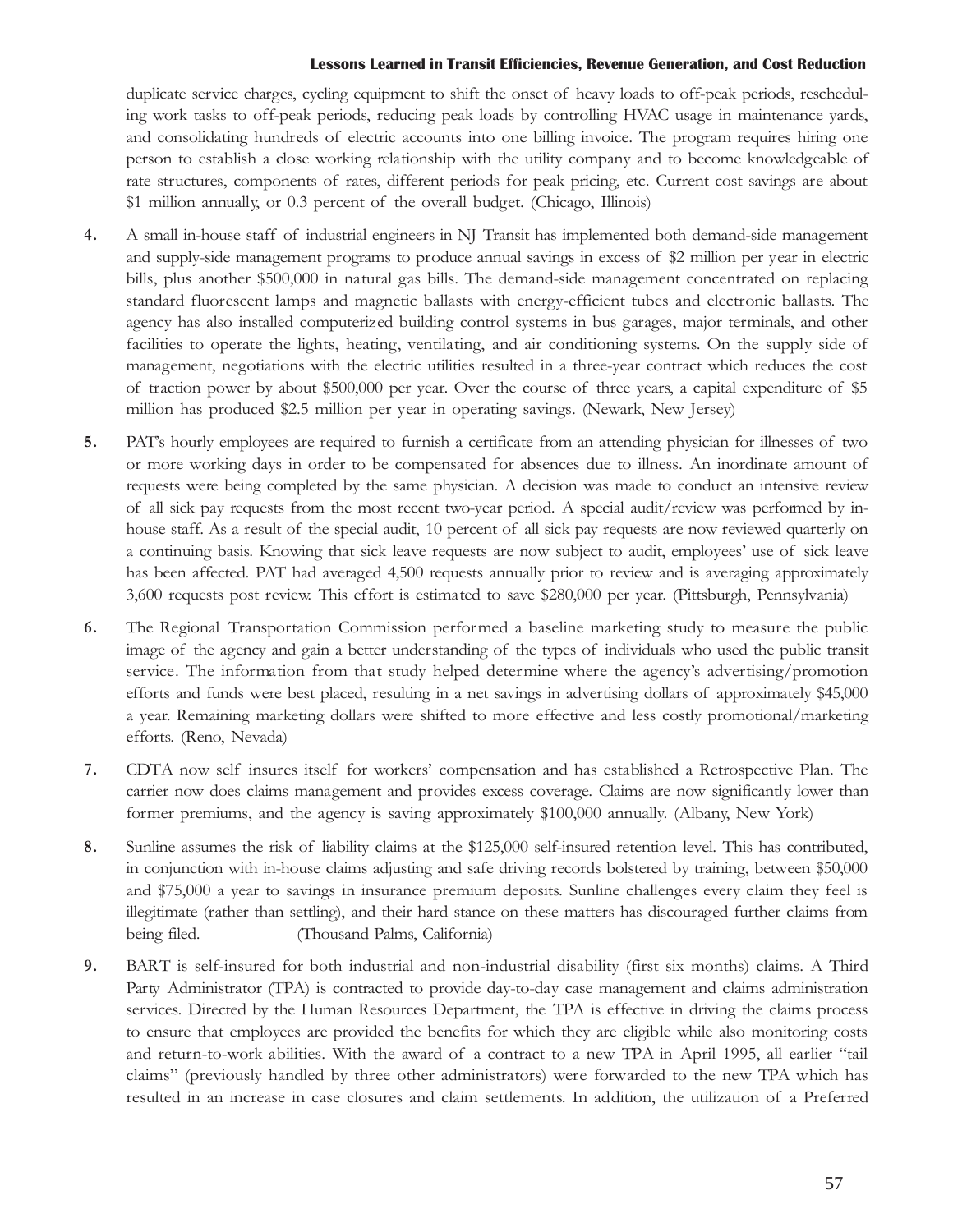duplicate service charges, cycling equipment to shift the onset of heavy loads to off-peak periods, rescheduling work tasks to off-peak periods, reducing peak loads by controlling HVAC usage in maintenance yards, and consolidating hundreds of electric accounts into one billing invoice. The program requires hiring one person to establish a close working relationship with the utility company and to become knowledgeable of rate structures, components of rates, different periods for peak pricing, etc. Current cost savings are about $1 million annually, or 0.3 percent of the overall budget. (Chicago, Illinois)

4. A small in-house staff of industrial engineers in NJ Transit has implemented both demand-side management and supply-side management programs to produce annual savings in excess of $2 million per year in electric bills, plus another $500,000 in natural gas bills. The demand-side management concentrated on replacing standard fluorescent lamps and magnetic ballasts with energy-efficient tubes and electronic ballasts. The agency has also installed computerized building control systems in bus garages, major terminals, and other facilities to operate the lights, heating, ventilating, and air conditioning systems. On the supply side of management, negotiations with the electric utilities resulted in a three-year contract which reduces the cost of traction power by about $500,000 per year. Over the course of three years, a capital expenditure of $5 million has produced $2.5 million per year in operating savings. (Newark, New Jersey)

5. PAT's hourly employees are required to furnish a certificate from an attending physician for illnesses of two or more working days in order to be compensated for absences due to illness. An inordinate amount of requests were being completed by the same physician. A decision was made to conduct an intensive review of all sick pay requests from the most recent two-year period. A special audit/review was performed by in-house staff. As a result of the special audit, 10 percent of all sick pay requests are now reviewed quarterly on a continuing basis. Knowing that sick leave requests are now subject to audit, employees' use of sick leave has been affected. PAT had averaged 4,500 requests annually prior to review and is averaging approximately 3,600 requests post review. This effort is estimated to save $280,000 per year. (Pittsburgh, Pennsylvania)

6. The Regional Transportation Commission performed a baseline marketing study to measure the public image of the agency and gain a better understanding of the types of individuals who used the public transit service. The information from that study helped determine where the agency's advertising/promotion efforts and funds were best placed, resulting in a net savings in advertising dollars of approximately $45,000 a year. Remaining marketing dollars were shifted to more effective and less costly promotional/marketing efforts. (Reno, Nevada)

7. CDTA now self insures itself for workers' compensation and has established a Retrospective Plan. The carrier now does claims management and provides excess coverage. Claims are now significantly lower than former premiums, and the agency is saving approximately $100,000 annually. (Albany, New York)

8. Sunline assumes the risk of liability claims at the $125,000 self-insured retention level. This has contributed, in conjunction with in-house claims adjusting and safe driving records bolstered by training, between $50,000 and $75,000 a year to savings in insurance premium deposits. Sunline challenges every claim they feel is illegitimate (rather than settling), and their hard stance on these matters has discouraged further claims from being filed. (Thousand Palms, California)

9. BART is self-insured for both industrial and non-industrial disability (first six months) claims. A Third Party Administrator (TPA) is contracted to provide day-to-day case management and claims administration services. Directed by the Human Resources Department, the TPA is effective in driving the claims process to ensure that employees are provided the benefits for which they are eligible while also monitoring costs and return-to-work abilities. With the award of a contract to a new TPA in April 1995, all earlier "tail claims" (previously handled by three other administrators) were forwarded to the new TPA which has resulted in an increase in case closures and claim settlements. In addition, the utilization of a Preferred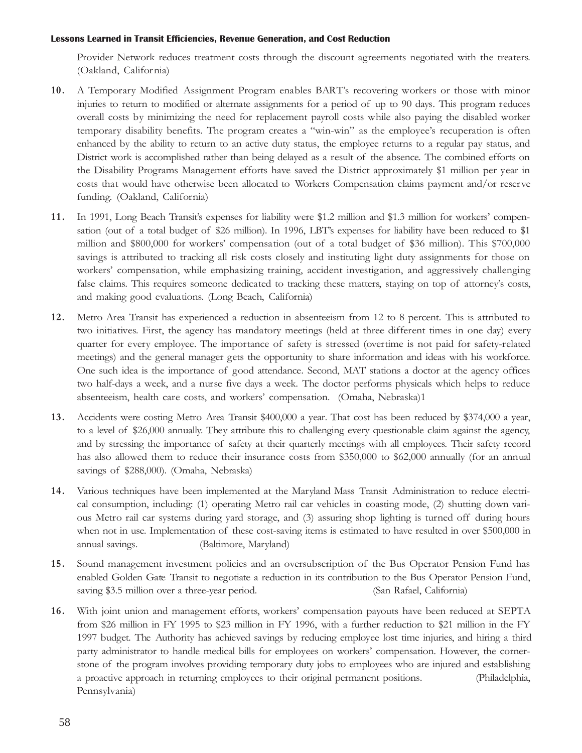Provider Network reduces treatment costs through the discount agreements negotiated with the treaters. (Oakland, California)

10. A Temporary Modified Assignment Program enables BART's recovering workers or those with minor injuries to return to modified or alternate assignments for a period of up to 90 days. This program reduces overall costs by minimizing the need for replacement payroll costs while also paying the disabled worker temporary disability benefits. The program creates a "win-win" as the employee's recuperation is often enhanced by the ability to return to an active duty status, the employee returns to a regular pay status, and District work is accomplished rather than being delayed as a result of the absence. The combined efforts on the Disability Programs Management efforts have saved the District approximately $1 million per year in costs that would have otherwise been allocated to Workers Compensation claims payment and/or reserve funding. (Oakland, California)

11. In 1991, Long Beach Transit's expenses for liability were $1.2 million and $1.3 million for workers' compensation (out of a total budget of $26 million). In 1996, LBT's expenses for liability have been reduced to $1 million and $800,000 for workers' compensation (out of a total budget of $36 million). This $700,000 savings is attributed to tracking all risk costs closely and instituting light duty assignments for those on workers' compensation, while emphasizing training, accident investigation, and aggressively challenging false claims. This requires someone dedicated to tracking these matters, staying on top of attorney's costs, and making good evaluations. (Long Beach, California)

12. Metro Area Transit has experienced a reduction in absenteeism from 12 to 8 percent. This is attributed to two initiatives. First, the agency has mandatory meetings (held at three different times in one day) every quarter for every employee. The importance of safety is stressed (overtime is not paid for safety-related meetings) and the general manager gets the opportunity to share information and ideas with his workforce. One such idea is the importance of good attendance. Second, MAT stations a doctor at the agency offices two half-days a week, and a nurse five days a week. The doctor performs physicals which helps to reduce absenteeism, health care costs, and workers' compensation. (Omaha, Nebraska)1

13. Accidents were costing Metro Area Transit $400,000 a year. That cost has been reduced by $374,000 a year, to a level of $26,000 annually. They attribute this to challenging every questionable claim against the agency, and by stressing the importance of safety at their quarterly meetings with all employees. Their safety record has also allowed them to reduce their insurance costs from $350,000 to $62,000 annually (for an annual savings of $288,000). (Omaha, Nebraska)

14. Various techniques have been implemented at the Maryland Mass Transit Administration to reduce electrical consumption, including: (1) operating Metro rail car vehicles in coasting mode, (2) shutting down various Metro rail car systems during yard storage, and (3) assuring shop lighting is turned off during hours when not in use. Implementation of these cost-saving items is estimated to have resulted in over $500,000 in annual savings. (Baltimore, Maryland)

15. Sound management investment policies and an oversubscription of the Bus Operator Pension Fund has enabled Golden Gate Transit to negotiate a reduction in its contribution to the Bus Operator Pension Fund, saving $3.5 million over a three-year period. (San Rafael, California)

16. With joint union and management efforts, workers' compensation payouts have been reduced at SEPTA from $26 million in FY 1995 to $23 million in FY 1996, with a further reduction to $21 million in the FY 1997 budget. The Authority has achieved savings by reducing employee lost time injuries, and hiring a third party administrator to handle medical bills for employees on workers' compensation. However, the cornerstone of the program involves providing temporary duty jobs to employees who are injured and establishing a proactive approach in returning employees to their original permanent positions. (Philadelphia, Pennsylvania)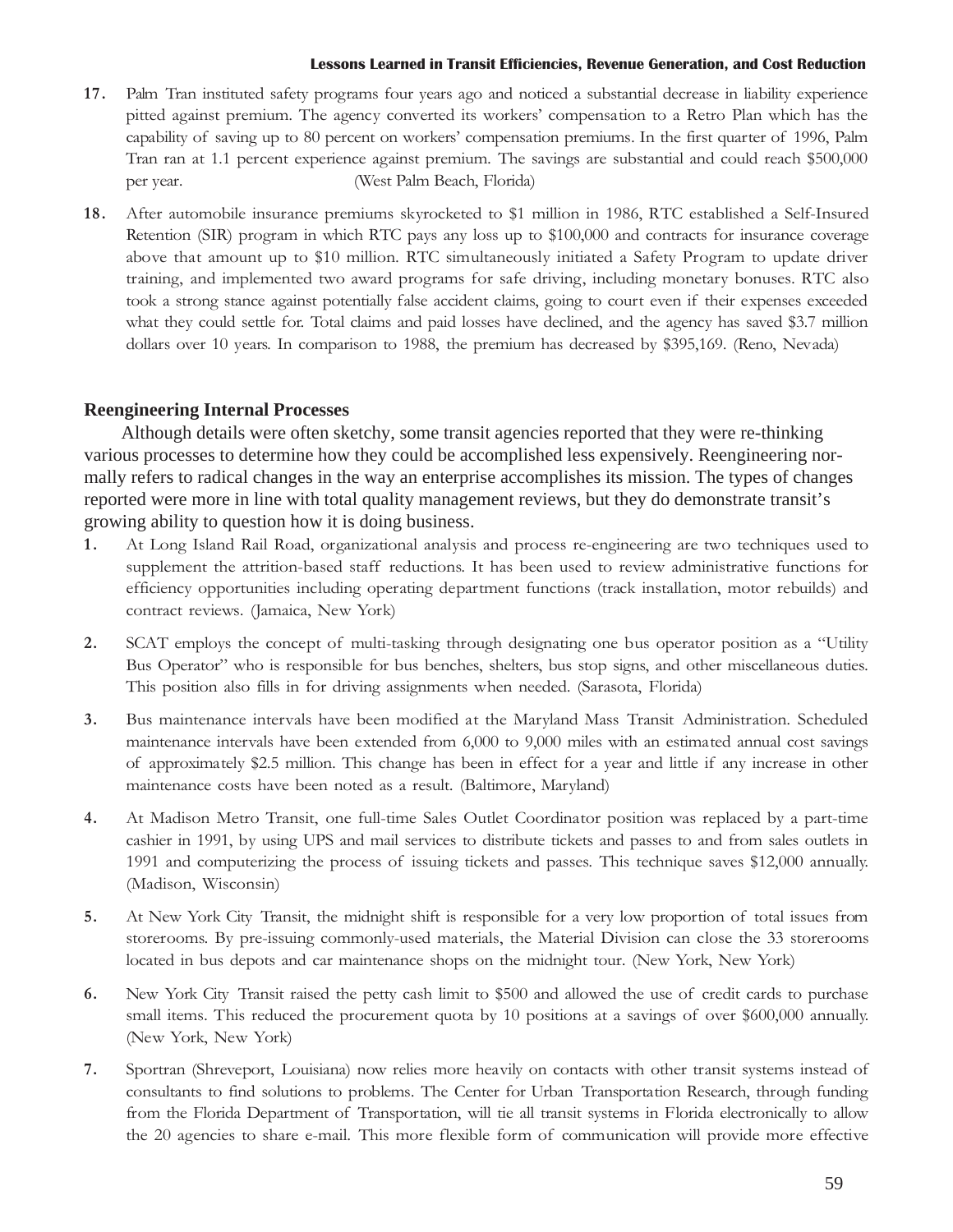17. Palm Tran instituted safety programs four years ago and noticed a substantial decrease in liability experience pitted against premium. The agency converted its workers' compensation to a Retro Plan which has the capability of saving up to 80 percent on workers' compensation premiums. In the first quarter of 1996, Palm Tran ran at 1.1 percent experience against premium. The savings are substantial and could reach $500,000 per year. (West Palm Beach, Florida)

18. After automobile insurance premiums skyrocketed to $1 million in 1986, RTC established a Self-Insured Retention (SIR) program in which RTC pays any loss up to $100,000 and contracts for insurance coverage above that amount up to $10 million. RTC simultaneously initiated a Safety Program to update driver training, and implemented two award programs for safe driving, including monetary bonuses. RTC also took a strong stance against potentially false accident claims, going to court even if their expenses exceeded what they could settle for. Total claims and paid losses have declined, and the agency has saved $3.7 million dollars over 10 years. In comparison to 1988, the premium has decreased by $395,169. (Reno, Nevada)

## Reengineering Internal Processes

Although details were often sketchy, some transit agencies reported that they were re-thinking various processes to determine how they could be accomplished less expensively. Reengineering normally refers to radical changes in the way an enterprise accomplishes its mission. The types of changes reported were more in line with total quality management reviews, but they do demonstrate transit's growing ability to question how it is doing business.

1. At Long Island Rail Road, organizational analysis and process re-engineering are two techniques used to supplement the attrition-based staff reductions. It has been used to review administrative functions for efficiency opportunities including operating department functions (track installation, motor rebuilds) and contract reviews. (Jamaica, New York)

2. SCAT employs the concept of multi-tasking through designating one bus operator position as a "Utility Bus Operator" who is responsible for bus benches, shelters, bus stop signs, and other miscellaneous duties. This position also fills in for driving assignments when needed. (Sarasota, Florida)

3. Bus maintenance intervals have been modified at the Maryland Mass Transit Administration. Scheduled maintenance intervals have been extended from 6,000 to 9,000 miles with an estimated annual cost savings of approximately $2.5 million. This change has been in effect for a year and little if any increase in other maintenance costs have been noted as a result. (Baltimore, Maryland)

4. At Madison Metro Transit, one full-time Sales Outlet Coordinator position was replaced by a part-time cashier in 1991, by using UPS and mail services to distribute tickets and passes to and from sales outlets in 1991 and computerizing the process of issuing tickets and passes. This technique saves $12,000 annually. (Madison, Wisconsin)

5. At New York City Transit, the midnight shift is responsible for a very low proportion of total issues from storerooms. By pre-issuing commonly-used materials, the Material Division can close the 33 storerooms located in bus depots and car maintenance shops on the midnight tour. (New York, New York)

6. New York City Transit raised the petty cash limit to $500 and allowed the use of credit cards to purchase small items. This reduced the procurement quota by 10 positions at a savings of over $600,000 annually. (New York, New York)

7. Sportran (Shreveport, Louisiana) now relies more heavily on contacts with other transit systems instead of consultants to find solutions to problems. The Center for Urban Transportation Research, through funding from the Florida Department of Transportation, will tie all transit systems in Florida electronically to allow the 20 agencies to share e-mail. This more flexible form of communication will provide more effective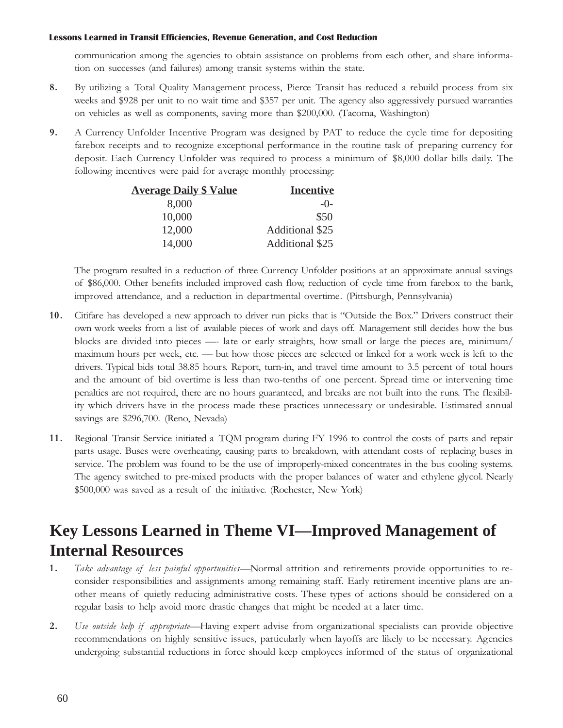communication among the agencies to obtain assistance on problems from each other, and share information on successes (and failures) among transit systems within the state.

8. By utilizing a Total Quality Management process, Pierce Transit has reduced a rebuild process from six weeks and $928 per unit to no wait time and $357 per unit. The agency also aggressively pursued warranties on vehicles as well as components, saving more than $200,000. (Tacoma, Washington)

9. A Currency Unfolder Incentive Program was designed by PAT to reduce the cycle time for depositing farebox receipts and to recognize exceptional performance in the routine task of preparing currency for deposit. Each Currency Unfolder was required to process a minimum of $8,000 dollar bills daily. The following incentives were paid for average monthly processing:

| Average Daily $ Value | Incentive |
|---|---|
| 8,000 | -0- |
| 10,000 | $50 |
| 12,000 | Additional $25 |
| 14,000 | Additional $25 |

   The program resulted in a reduction of three Currency Unfolder positions at an approximate annual savings of $86,000. Other benefits included improved cash flow, reduction of cycle time from farebox to the bank, improved attendance, and a reduction in departmental overtime. (Pittsburgh, Pennsylvania)

10. Citifare has developed a new approach to driver run picks that is "Outside the Box." Drivers construct their own work weeks from a list of available pieces of work and days off. Management still decides how the bus blocks are divided into pieces —- late or early straights, how small or large the pieces are, minimum/maximum hours per week, etc. — but how those pieces are selected or linked for a work week is left to the drivers. Typical bids total 38.85 hours. Report, turn-in, and travel time amount to 3.5 percent of total hours and the amount of bid overtime is less than two-tenths of one percent. Spread time or intervening time penalties are not required, there are no hours guaranteed, and breaks are not built into the runs. The flexibility which drivers have in the process made these practices unnecessary or undesirable. Estimated annual savings are $296,700. (Reno, Nevada)

11. Regional Transit Service initiated a TQM program during FY 1996 to control the costs of parts and repair parts usage. Buses were overheating, causing parts to breakdown, with attendant costs of replacing buses in service. The problem was found to be the use of improperly-mixed concentrates in the bus cooling systems. The agency switched to pre-mixed products with the proper balances of water and ethylene glycol. Nearly $500,000 was saved as a result of the initiative. (Rochester, New York)

## Key Lessons Learned in Theme VI—Improved Management of Internal Resources

1. *Take advantage of less painful opportunities*—Normal attrition and retirements provide opportunities to reconsider responsibilities and assignments among remaining staff. Early retirement incentive plans are another means of quietly reducing administrative costs. These types of actions should be considered on a regular basis to help avoid more drastic changes that might be needed at a later time.

2. *Use outside help if appropriate*—Having expert advise from organizational specialists can provide objective recommendations on highly sensitive issues, particularly when layoffs are likely to be necessary. Agencies undergoing substantial reductions in force should keep employees informed of the status of organizational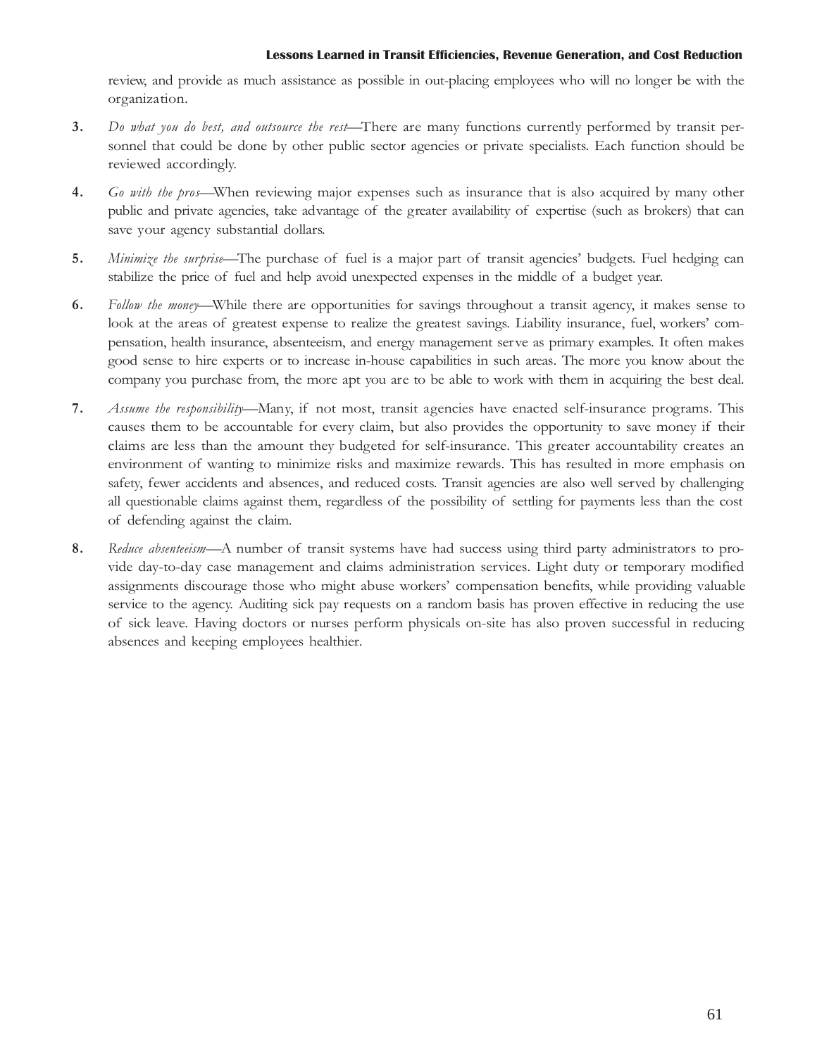review, and provide as much assistance as possible in out-placing employees who will no longer be with the organization.

3. *Do what you do best, and outsource the rest*—There are many functions currently performed by transit personnel that could be done by other public sector agencies or private specialists. Each function should be reviewed accordingly.

4. *Go with the pros*—When reviewing major expenses such as insurance that is also acquired by many other public and private agencies, take advantage of the greater availability of expertise (such as brokers) that can save your agency substantial dollars.

5. *Minimize the surprise*—The purchase of fuel is a major part of transit agencies' budgets. Fuel hedging can stabilize the price of fuel and help avoid unexpected expenses in the middle of a budget year.

6. *Follow the money*—While there are opportunities for savings throughout a transit agency, it makes sense to look at the areas of greatest expense to realize the greatest savings. Liability insurance, fuel, workers' compensation, health insurance, absenteeism, and energy management serve as primary examples. It often makes good sense to hire experts or to increase in-house capabilities in such areas. The more you know about the company you purchase from, the more apt you are to be able to work with them in acquiring the best deal.

7. *Assume the responsibility*—Many, if not most, transit agencies have enacted self-insurance programs. This causes them to be accountable for every claim, but also provides the opportunity to save money if their claims are less than the amount they budgeted for self-insurance. This greater accountability creates an environment of wanting to minimize risks and maximize rewards. This has resulted in more emphasis on safety, fewer accidents and absences, and reduced costs. Transit agencies are also well served by challenging all questionable claims against them, regardless of the possibility of settling for payments less than the cost of defending against the claim.

8. *Reduce absenteeism*—A number of transit systems have had success using third party administrators to provide day-to-day case management and claims administration services. Light duty or temporary modified assignments discourage those who might abuse workers' compensation benefits, while providing valuable service to the agency. Auditing sick pay requests on a random basis has proven effective in reducing the use of sick leave. Having doctors or nurses perform physicals on-site has also proven successful in reducing absences and keeping employees healthier.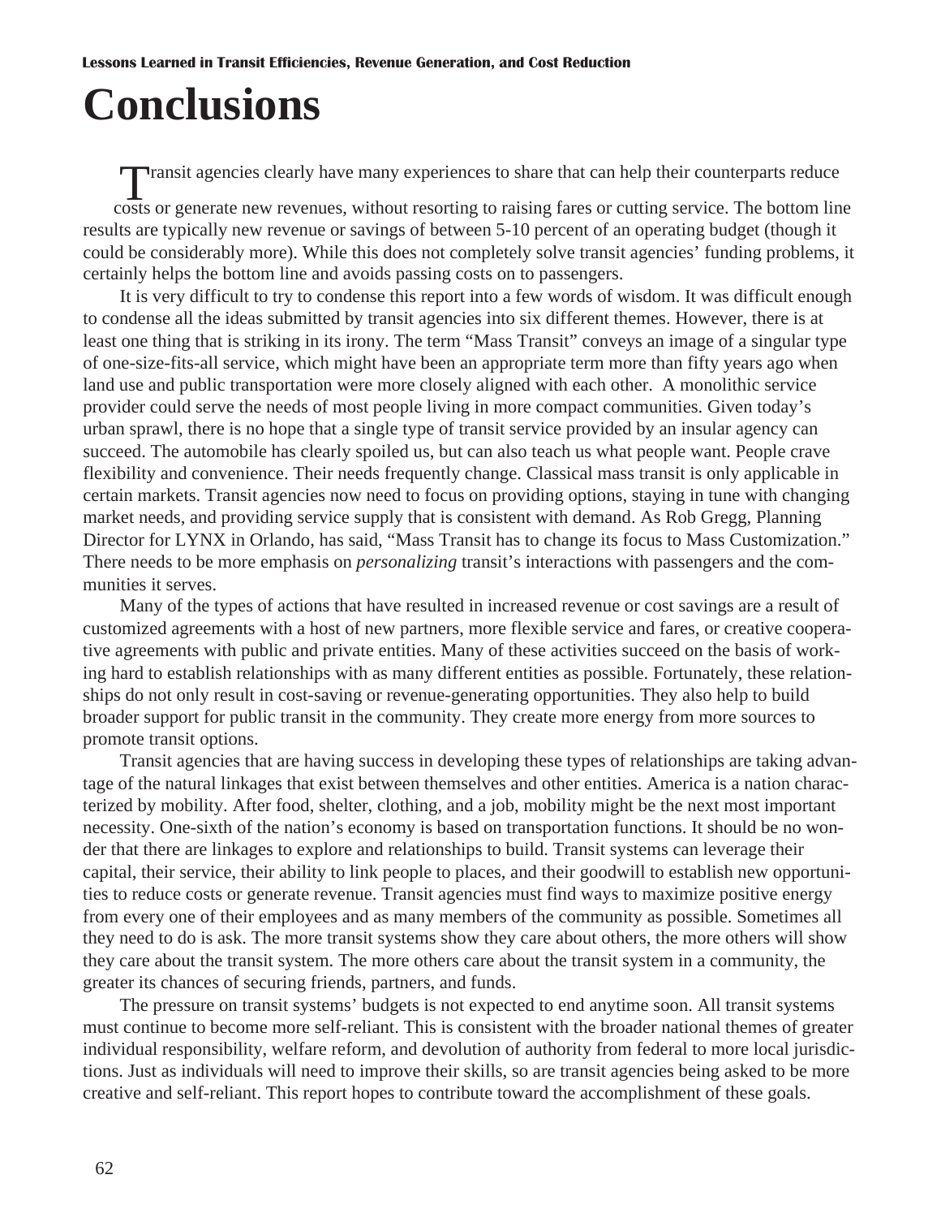# Conclusions

Transit agencies clearly have many experiences to share that can help their counterparts reduce costs or generate new revenues, without resorting to raising fares or cutting service. The bottom line results are typically new revenue or savings of between 5-10 percent of an operating budget (though it could be considerably more). While this does not completely solve transit agencies' funding problems, it certainly helps the bottom line and avoids passing costs on to passengers.

It is very difficult to try to condense this report into a few words of wisdom. It was difficult enough to condense all the ideas submitted by transit agencies into six different themes. However, there is at least one thing that is striking in its irony. The term "Mass Transit" conveys an image of a singular type of one-size-fits-all service, which might have been an appropriate term more than fifty years ago when land use and public transportation were more closely aligned with each other. A monolithic service provider could serve the needs of most people living in more compact communities. Given today's urban sprawl, there is no hope that a single type of transit service provided by an insular agency can succeed. The automobile has clearly spoiled us, but can also teach us what people want. People crave flexibility and convenience. Their needs frequently change. Classical mass transit is only applicable in certain markets. Transit agencies now need to focus on providing options, staying in tune with changing market needs, and providing service supply that is consistent with demand. As Rob Gregg, Planning Director for LYNX in Orlando, has said, "Mass Transit has to change its focus to Mass Customization." There needs to be more emphasis on *personalizing* transit's interactions with passengers and the communities it serves.

Many of the types of actions that have resulted in increased revenue or cost savings are a result of customized agreements with a host of new partners, more flexible service and fares, or creative cooperative agreements with public and private entities. Many of these activities succeed on the basis of working hard to establish relationships with as many different entities as possible. Fortunately, these relationships do not only result in cost-saving or revenue-generating opportunities. They also help to build broader support for public transit in the community. They create more energy from more sources to promote transit options.

Transit agencies that are having success in developing these types of relationships are taking advantage of the natural linkages that exist between themselves and other entities. America is a nation characterized by mobility. After food, shelter, clothing, and a job, mobility might be the next most important necessity. One-sixth of the nation's economy is based on transportation functions. It should be no wonder that there are linkages to explore and relationships to build. Transit systems can leverage their capital, their service, their ability to link people to places, and their goodwill to establish new opportunities to reduce costs or generate revenue. Transit agencies must find ways to maximize positive energy from every one of their employees and as many members of the community as possible. Sometimes all they need to do is ask. The more transit systems show they care about others, the more others will show they care about the transit system. The more others care about the transit system in a community, the greater its chances of securing friends, partners, and funds.

The pressure on transit systems' budgets is not expected to end anytime soon. All transit systems must continue to become more self-reliant. This is consistent with the broader national themes of greater individual responsibility, welfare reform, and devolution of authority from federal to more local jurisdictions. Just as individuals will need to improve their skills, so are transit agencies being asked to be more creative and self-reliant. This report hopes to contribute toward the accomplishment of these goals.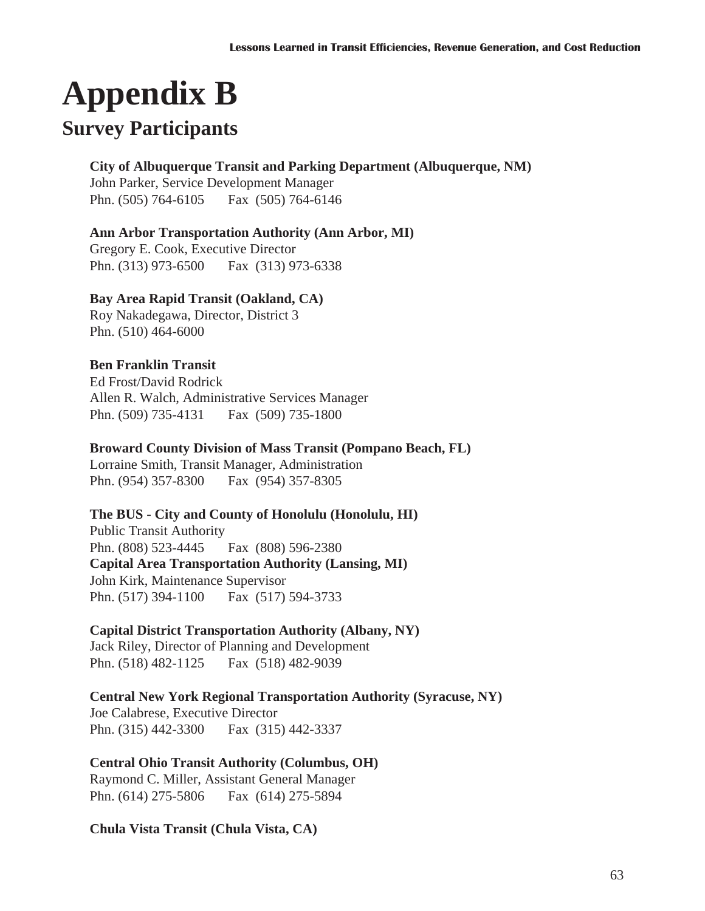# Appendix B

## Survey Participants

**City of Albuquerque Transit and Parking Department (Albuquerque, NM)**
John Parker, Service Development Manager
Phn. (505) 764-6105 Fax (505) 764-6146

**Ann Arbor Transportation Authority (Ann Arbor, MI)**
Gregory E. Cook, Executive Director
Phn. (313) 973-6500 Fax (313) 973-6338

**Bay Area Rapid Transit (Oakland, CA)**
Roy Nakadegawa, Director, District 3
Phn. (510) 464-6000

**Ben Franklin Transit**
Ed Frost/David Rodrick
Allen R. Walch, Administrative Services Manager
Phn. (509) 735-4131 Fax (509) 735-1800

**Broward County Division of Mass Transit (Pompano Beach, FL)**
Lorraine Smith, Transit Manager, Administration
Phn. (954) 357-8300 Fax (954) 357-8305

**The BUS - City and County of Honolulu (Honolulu, HI)**
Public Transit Authority
Phn. (808) 523-4445 Fax (808) 596-2380

**Capital Area Transportation Authority (Lansing, MI)**
John Kirk, Maintenance Supervisor
Phn. (517) 394-1100 Fax (517) 594-3733

**Capital District Transportation Authority (Albany, NY)**
Jack Riley, Director of Planning and Development
Phn. (518) 482-1125 Fax (518) 482-9039

**Central New York Regional Transportation Authority (Syracuse, NY)**
Joe Calabrese, Executive Director
Phn. (315) 442-3300 Fax (315) 442-3337

**Central Ohio Transit Authority (Columbus, OH)**
Raymond C. Miller, Assistant General Manager
Phn. (614) 275-5806 Fax (614) 275-5894

**Chula Vista Transit (Chula Vista, CA)**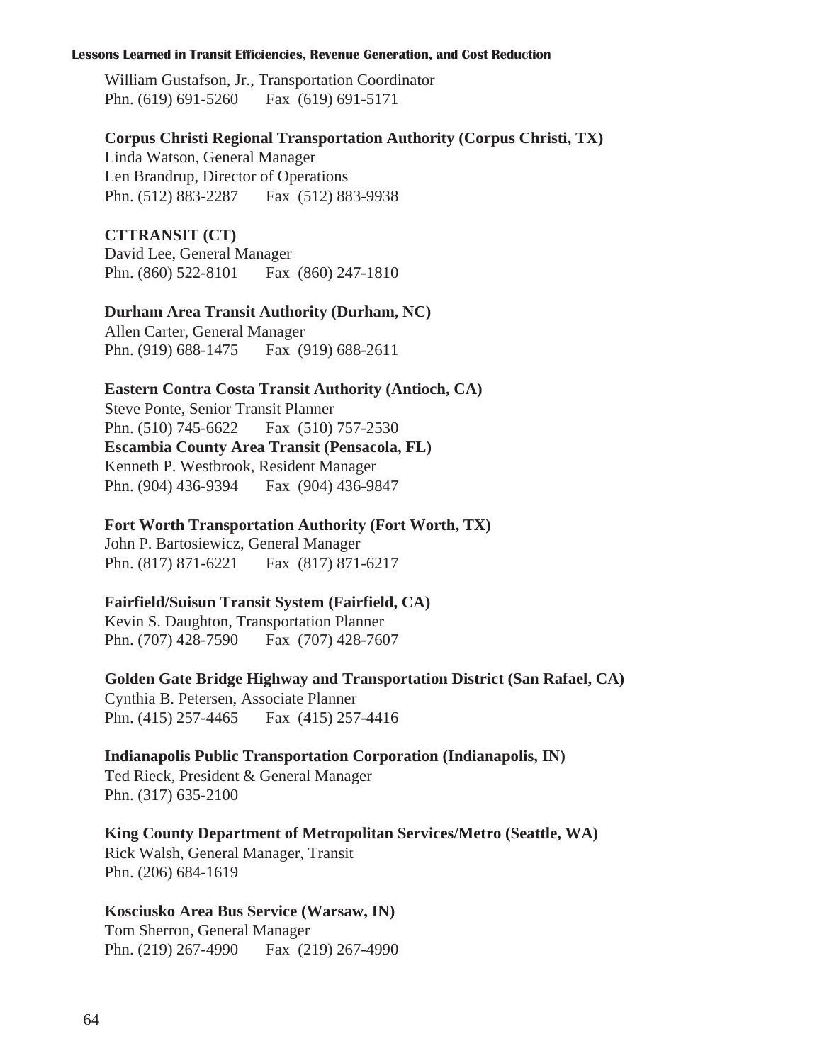William Gustafson, Jr., Transportation Coordinator
Phn. (619) 691-5260 Fax (619) 691-5171

**Corpus Christi Regional Transportation Authority (Corpus Christi, TX)**
Linda Watson, General Manager
Len Brandrup, Director of Operations
Phn. (512) 883-2287 Fax (512) 883-9938

**CTTRANSIT (CT)**
David Lee, General Manager
Phn. (860) 522-8101 Fax (860) 247-1810

**Durham Area Transit Authority (Durham, NC)**
Allen Carter, General Manager
Phn. (919) 688-1475 Fax (919) 688-2611

**Eastern Contra Costa Transit Authority (Antioch, CA)**
Steve Ponte, Senior Transit Planner
Phn. (510) 745-6622 Fax (510) 757-2530

**Escambia County Area Transit (Pensacola, FL)**
Kenneth P. Westbrook, Resident Manager
Phn. (904) 436-9394 Fax (904) 436-9847

**Fort Worth Transportation Authority (Fort Worth, TX)**
John P. Bartosiewicz, General Manager
Phn. (817) 871-6221 Fax (817) 871-6217

**Fairfield/Suisun Transit System (Fairfield, CA)**
Kevin S. Daughton, Transportation Planner
Phn. (707) 428-7590 Fax (707) 428-7607

**Golden Gate Bridge Highway and Transportation District (San Rafael, CA)**
Cynthia B. Petersen, Associate Planner
Phn. (415) 257-4465 Fax (415) 257-4416

**Indianapolis Public Transportation Corporation (Indianapolis, IN)**
Ted Rieck, President & General Manager
Phn. (317) 635-2100

**King County Department of Metropolitan Services/Metro (Seattle, WA)**
Rick Walsh, General Manager, Transit
Phn. (206) 684-1619

**Kosciusko Area Bus Service (Warsaw, IN)**
Tom Sherron, General Manager
Phn. (219) 267-4990 Fax (219) 267-4990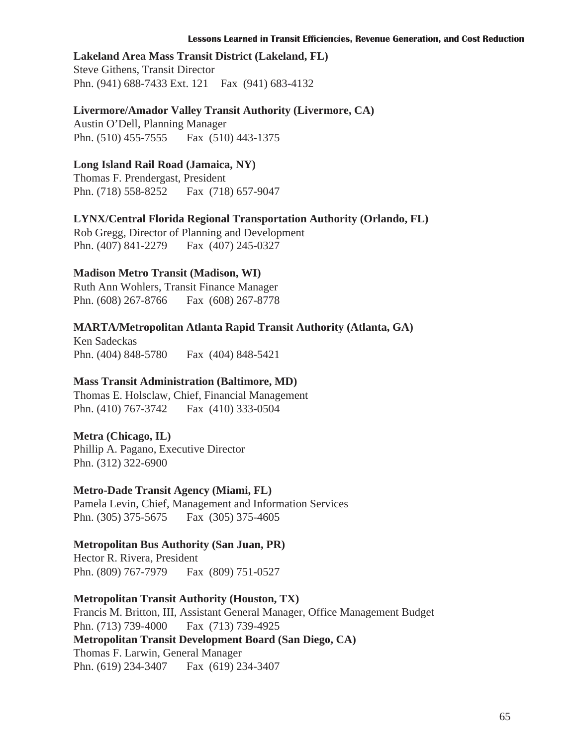**Lakeland Area Mass Transit District (Lakeland, FL)**
Steve Githens, Transit Director
Phn. (941) 688-7433 Ext. 121    Fax  (941) 683-4132

**Livermore/Amador Valley Transit Authority (Livermore, CA)**
Austin O'Dell, Planning Manager
Phn. (510) 455-7555    Fax  (510) 443-1375

**Long Island Rail Road (Jamaica, NY)**
Thomas F. Prendergast, President
Phn. (718) 558-8252    Fax  (718) 657-9047

**LYNX/Central Florida Regional Transportation Authority (Orlando, FL)**
Rob Gregg, Director of Planning and Development
Phn. (407) 841-2279    Fax  (407) 245-0327

**Madison Metro Transit (Madison, WI)**
Ruth Ann Wohlers, Transit Finance Manager
Phn. (608) 267-8766    Fax  (608) 267-8778

**MARTA/Metropolitan Atlanta Rapid Transit Authority (Atlanta, GA)**
Ken Sadeckas
Phn. (404) 848-5780    Fax  (404) 848-5421

**Mass Transit Administration (Baltimore, MD)**
Thomas E. Holsclaw, Chief, Financial Management
Phn. (410) 767-3742    Fax  (410) 333-0504

**Metra (Chicago, IL)**
Phillip A. Pagano, Executive Director
Phn. (312) 322-6900

**Metro-Dade Transit Agency (Miami, FL)**
Pamela Levin, Chief, Management and Information Services
Phn. (305) 375-5675    Fax  (305) 375-4605

**Metropolitan Bus Authority (San Juan, PR)**
Hector R. Rivera, President
Phn. (809) 767-7979    Fax  (809) 751-0527

**Metropolitan Transit Authority (Houston, TX)**
Francis M. Britton, III, Assistant General Manager, Office Management Budget
Phn. (713) 739-4000    Fax  (713) 739-4925

**Metropolitan Transit Development Board (San Diego, CA)**
Thomas F. Larwin, General Manager
Phn. (619) 234-3407    Fax  (619) 234-3407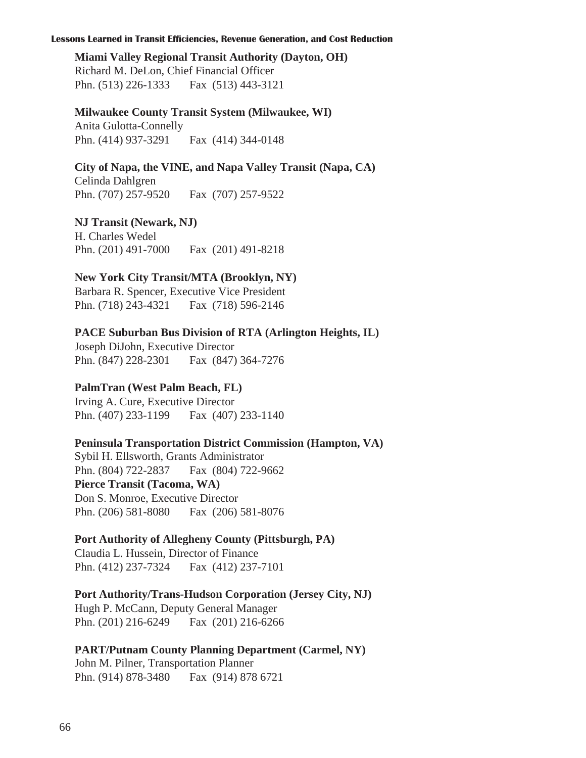**Miami Valley Regional Transit Authority (Dayton, OH)**
Richard M. DeLon, Chief Financial Officer
Phn. (513) 226-1333 Fax (513) 443-3121

**Milwaukee County Transit System (Milwaukee, WI)**
Anita Gulotta-Connelly
Phn. (414) 937-3291 Fax (414) 344-0148

**City of Napa, the VINE, and Napa Valley Transit (Napa, CA)**
Celinda Dahlgren
Phn. (707) 257-9520 Fax (707) 257-9522

**NJ Transit (Newark, NJ)**
H. Charles Wedel
Phn. (201) 491-7000 Fax (201) 491-8218

**New York City Transit/MTA (Brooklyn, NY)**
Barbara R. Spencer, Executive Vice President
Phn. (718) 243-4321 Fax (718) 596-2146

**PACE Suburban Bus Division of RTA (Arlington Heights, IL)**
Joseph DiJohn, Executive Director
Phn. (847) 228-2301 Fax (847) 364-7276

**PalmTran (West Palm Beach, FL)**
Irving A. Cure, Executive Director
Phn. (407) 233-1199 Fax (407) 233-1140

**Peninsula Transportation District Commission (Hampton, VA)**
Sybil H. Ellsworth, Grants Administrator
Phn. (804) 722-2837 Fax (804) 722-9662

**Pierce Transit (Tacoma, WA)**
Don S. Monroe, Executive Director
Phn. (206) 581-8080 Fax (206) 581-8076

**Port Authority of Allegheny County (Pittsburgh, PA)**
Claudia L. Hussein, Director of Finance
Phn. (412) 237-7324 Fax (412) 237-7101

**Port Authority/Trans-Hudson Corporation (Jersey City, NJ)**
Hugh P. McCann, Deputy General Manager
Phn. (201) 216-6249 Fax (201) 216-6266

**PART/Putnam County Planning Department (Carmel, NY)**
John M. Pilner, Transportation Planner
Phn. (914) 878-3480 Fax (914) 878 6721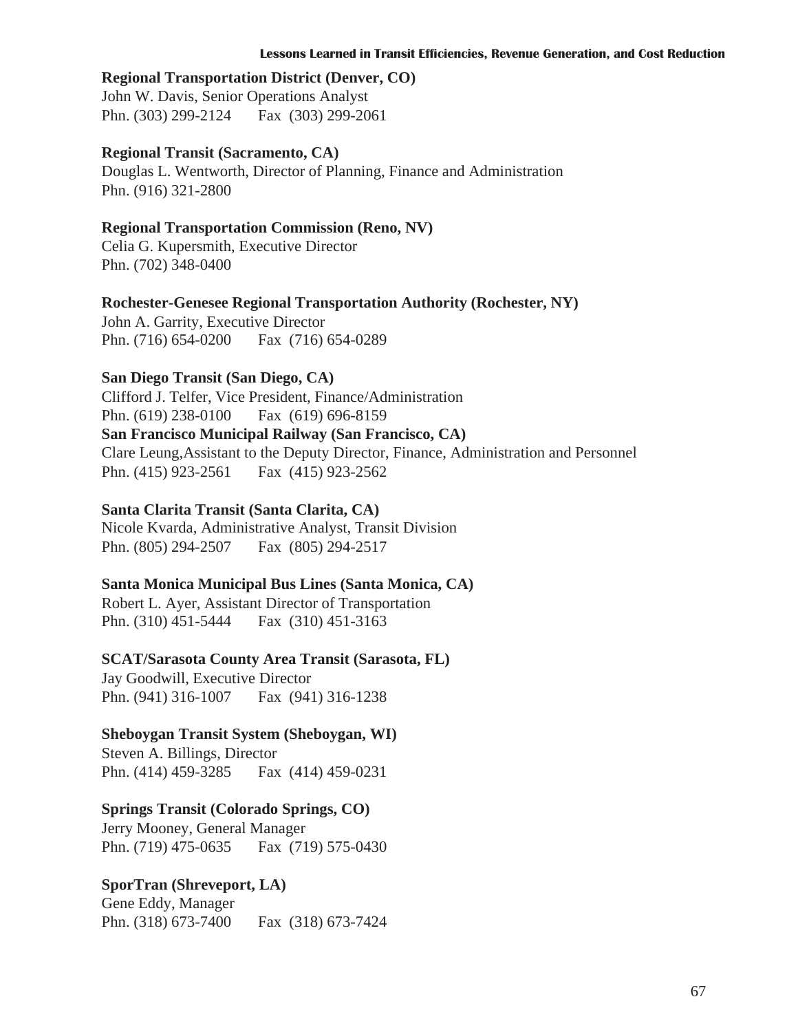**Regional Transportation District (Denver, CO)**
John W. Davis, Senior Operations Analyst
Phn. (303) 299-2124  Fax (303) 299-2061

**Regional Transit (Sacramento, CA)**
Douglas L. Wentworth, Director of Planning, Finance and Administration
Phn. (916) 321-2800

**Regional Transportation Commission (Reno, NV)**
Celia G. Kupersmith, Executive Director
Phn. (702) 348-0400

**Rochester-Genesee Regional Transportation Authority (Rochester, NY)**
John A. Garrity, Executive Director
Phn. (716) 654-0200  Fax (716) 654-0289

**San Diego Transit (San Diego, CA)**
Clifford J. Telfer, Vice President, Finance/Administration
Phn. (619) 238-0100  Fax (619) 696-8159

**San Francisco Municipal Railway (San Francisco, CA)**
Clare Leung,Assistant to the Deputy Director, Finance, Administration and Personnel
Phn. (415) 923-2561  Fax (415) 923-2562

**Santa Clarita Transit (Santa Clarita, CA)**
Nicole Kvarda, Administrative Analyst, Transit Division
Phn. (805) 294-2507  Fax (805) 294-2517

**Santa Monica Municipal Bus Lines (Santa Monica, CA)**
Robert L. Ayer, Assistant Director of Transportation
Phn. (310) 451-5444  Fax (310) 451-3163

**SCAT/Sarasota County Area Transit (Sarasota, FL)**
Jay Goodwill, Executive Director
Phn. (941) 316-1007  Fax (941) 316-1238

**Sheboygan Transit System (Sheboygan, WI)**
Steven A. Billings, Director
Phn. (414) 459-3285  Fax (414) 459-0231

**Springs Transit (Colorado Springs, CO)**
Jerry Mooney, General Manager
Phn. (719) 475-0635  Fax (719) 575-0430

**SporTran (Shreveport, LA)**
Gene Eddy, Manager
Phn. (318) 673-7400  Fax (318) 673-7424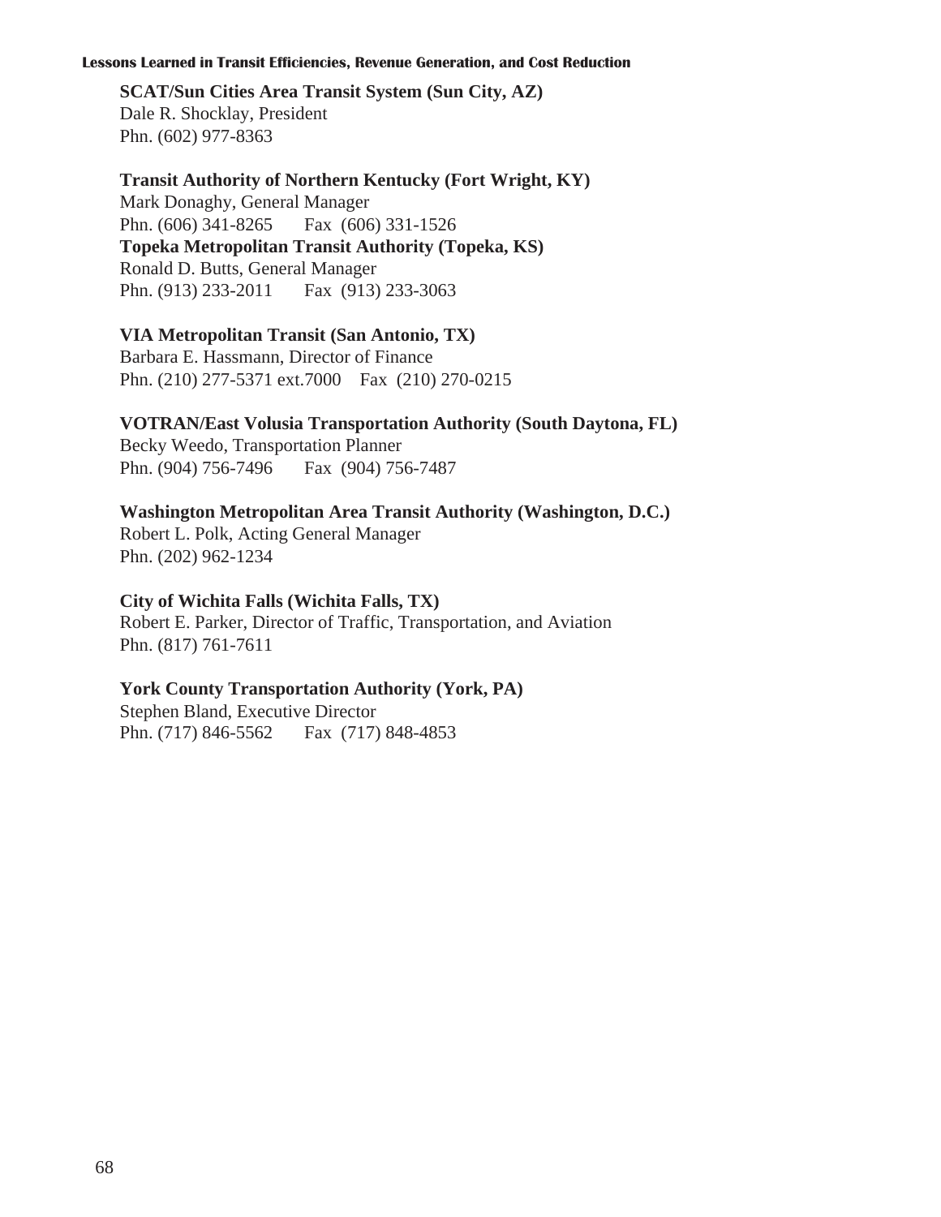**SCAT/Sun Cities Area Transit System (Sun City, AZ)**
Dale R. Shocklay, President
Phn. (602) 977-8363

**Transit Authority of Northern Kentucky (Fort Wright, KY)**
Mark Donaghy, General Manager
Phn. (606) 341-8265 Fax (606) 331-1526

**Topeka Metropolitan Transit Authority (Topeka, KS)**
Ronald D. Butts, General Manager
Phn. (913) 233-2011 Fax (913) 233-3063

**VIA Metropolitan Transit (San Antonio, TX)**
Barbara E. Hassmann, Director of Finance
Phn. (210) 277-5371 ext.7000 Fax (210) 270-0215

**VOTRAN/East Volusia Transportation Authority (South Daytona, FL)**
Becky Weedo, Transportation Planner
Phn. (904) 756-7496 Fax (904) 756-7487

**Washington Metropolitan Area Transit Authority (Washington, D.C.)**
Robert L. Polk, Acting General Manager
Phn. (202) 962-1234

**City of Wichita Falls (Wichita Falls, TX)**
Robert E. Parker, Director of Traffic, Transportation, and Aviation
Phn. (817) 761-7611

**York County Transportation Authority (York, PA)**
Stephen Bland, Executive Director
Phn. (717) 846-5562 Fax (717) 848-4853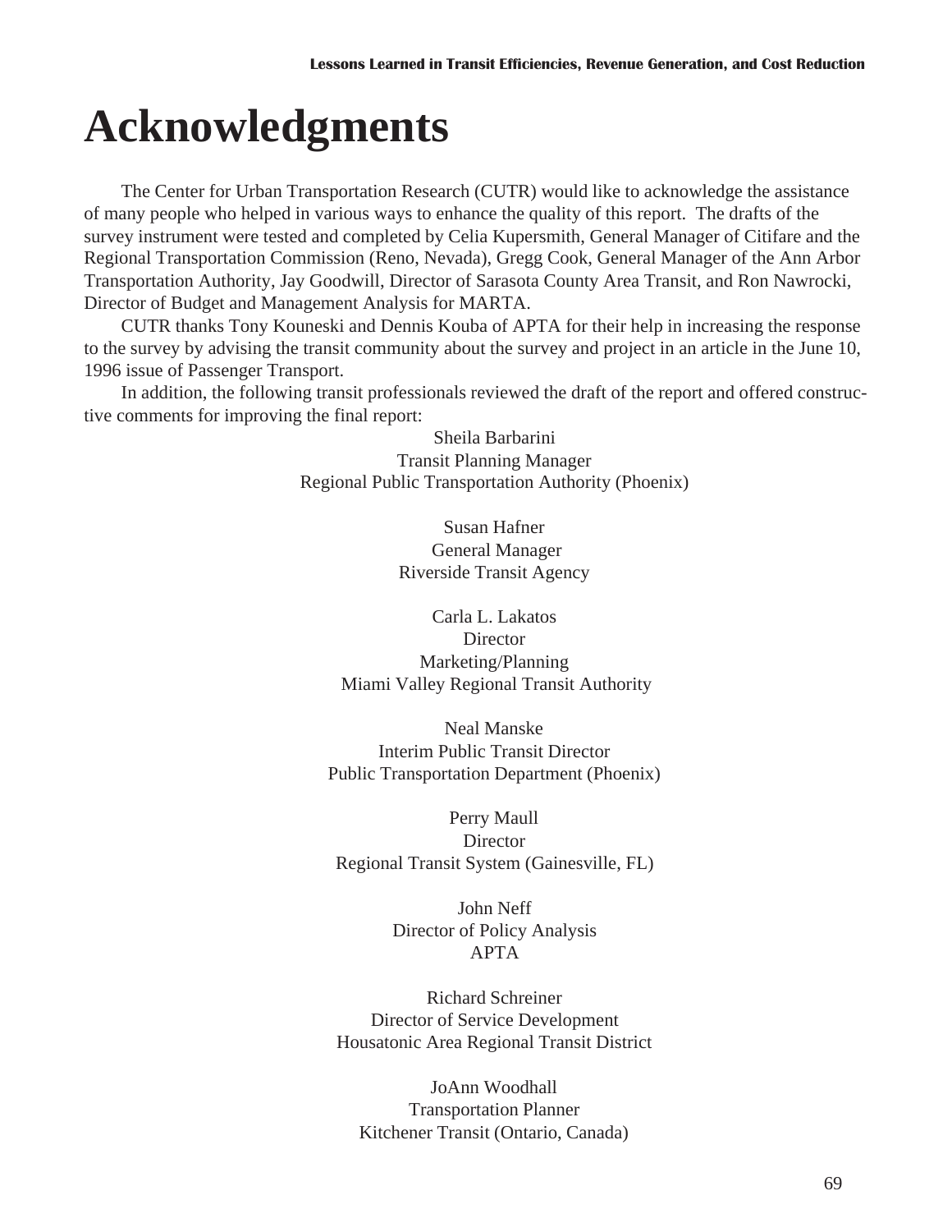# Acknowledgments

The Center for Urban Transportation Research (CUTR) would like to acknowledge the assistance of many people who helped in various ways to enhance the quality of this report. The drafts of the survey instrument were tested and completed by Celia Kupersmith, General Manager of Citifare and the Regional Transportation Commission (Reno, Nevada), Gregg Cook, General Manager of the Ann Arbor Transportation Authority, Jay Goodwill, Director of Sarasota County Area Transit, and Ron Nawrocki, Director of Budget and Management Analysis for MARTA.

CUTR thanks Tony Kouneski and Dennis Kouba of APTA for their help in increasing the response to the survey by advising the transit community about the survey and project in an article in the June 10, 1996 issue of Passenger Transport.

In addition, the following transit professionals reviewed the draft of the report and offered constructive comments for improving the final report:

Sheila Barbarini
Transit Planning Manager
Regional Public Transportation Authority (Phoenix)

Susan Hafner
General Manager
Riverside Transit Agency

Carla L. Lakatos
Director
Marketing/Planning
Miami Valley Regional Transit Authority

Neal Manske
Interim Public Transit Director
Public Transportation Department (Phoenix)

Perry Maull
Director
Regional Transit System (Gainesville, FL)

John Neff
Director of Policy Analysis
APTA

Richard Schreiner
Director of Service Development
Housatonic Area Regional Transit District

JoAnn Woodhall
Transportation Planner
Kitchener Transit (Ontario, Canada)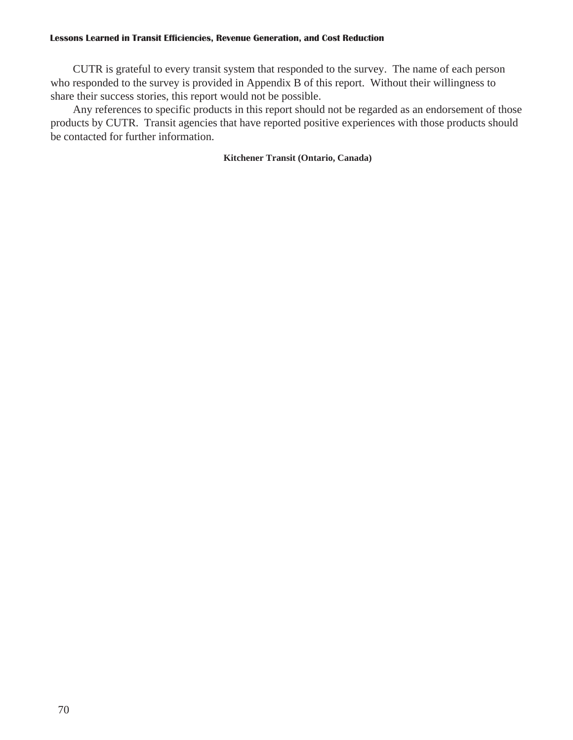CUTR is grateful to every transit system that responded to the survey.  The name of each person who responded to the survey is provided in Appendix B of this report.  Without their willingness to share their success stories, this report would not be possible.

Any references to specific products in this report should not be regarded as an endorsement of those products by CUTR.  Transit agencies that have reported positive experiences with those products should be contacted for further information.

**Kitchener Transit (Ontario, Canada)**